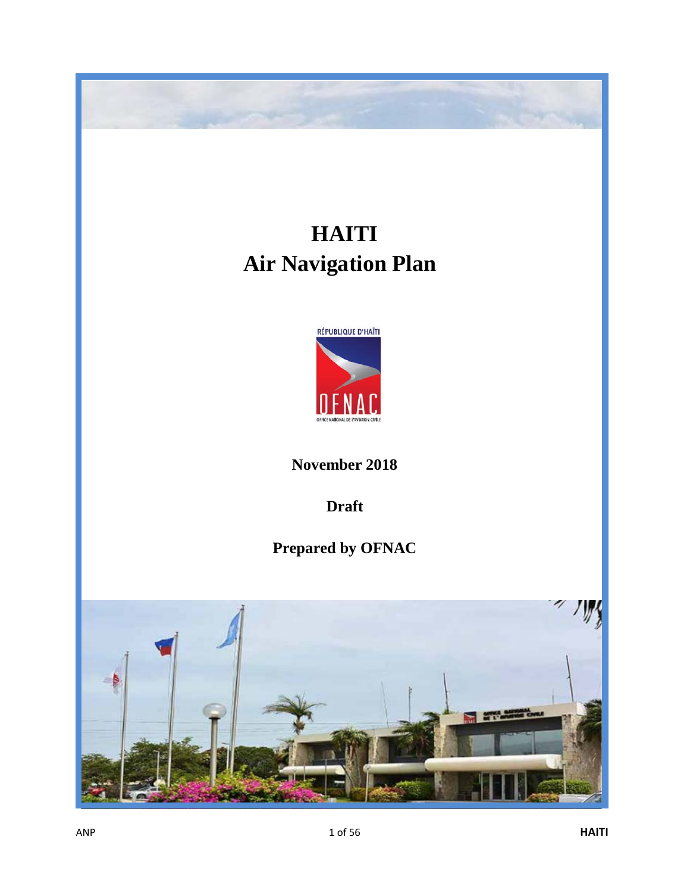# HAITI
# Air Navigation Plan

RÉPUBLIQUE D'HAÏTI

OFNAC

OFFICE NATIONAL DE L'AVIATION CIVILE

**November 2018**

**Draft**

**Prepared by OFNAC**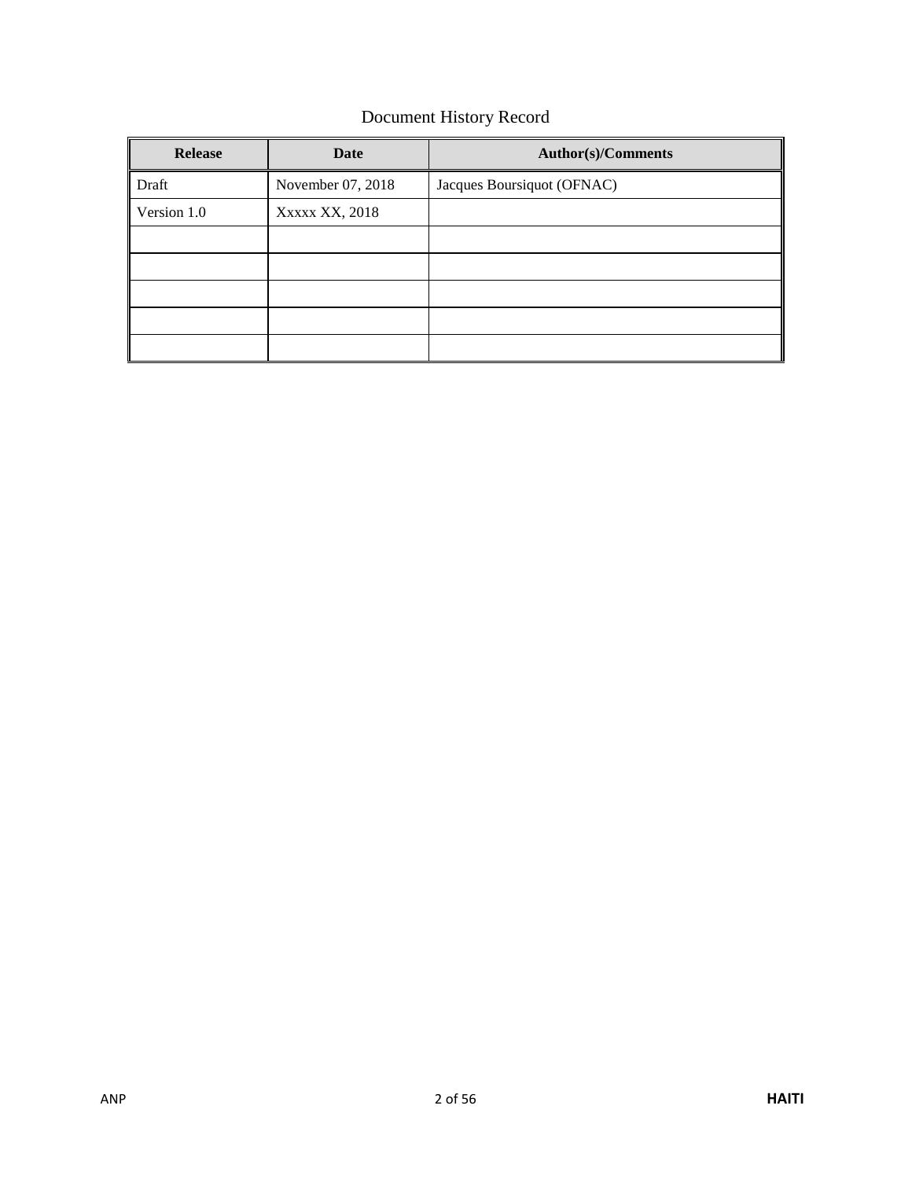# Document History Record

| Release | Date | Author(s)/Comments |
|---|---|---|
| Draft | November 07, 2018 | Jacques Boursiquot (OFNAC) |
| Version 1.0 | Xxxxx XX, 2018 | |
| | | |
| | | |
| | | |
| | | |
| | | |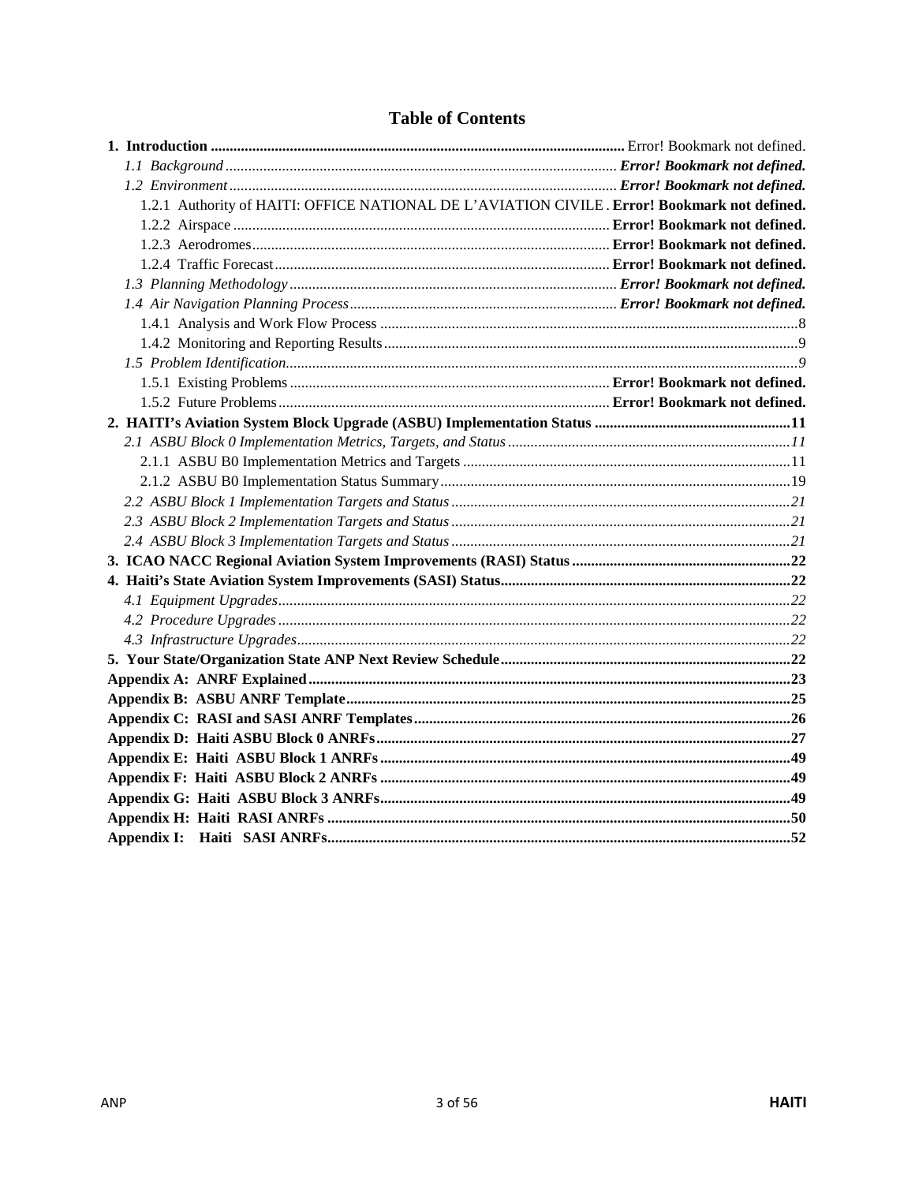# Table of Contents

**1. Introduction** ............................................ Error! Bookmark not defined.

*1.1 Background* ............................................ ***Error! Bookmark not defined.***

*1.2 Environment* ............................................ ***Error! Bookmark not defined.***

1.2.1 Authority of HAITI: OFFICE NATIONAL DE L'AVIATION CIVILE . **Error! Bookmark not defined.**

1.2.2 Airspace ............................................ **Error! Bookmark not defined.**

1.2.3 Aerodromes ............................................ **Error! Bookmark not defined.**

1.2.4 Traffic Forecast ............................................ **Error! Bookmark not defined.**

*1.3 Planning Methodology* ............................................ ***Error! Bookmark not defined.***

*1.4 Air Navigation Planning Process* ............................................ ***Error! Bookmark not defined.***

1.4.1 Analysis and Work Flow Process ............................................ 8

1.4.2 Monitoring and Reporting Results ............................................ 9

*1.5 Problem Identification* ............................................ *9*

1.5.1 Existing Problems ............................................ **Error! Bookmark not defined.**

1.5.2 Future Problems ............................................ **Error! Bookmark not defined.**

**2. HAITI's Aviation System Block Upgrade (ASBU) Implementation Status ............................................ 11**

*2.1 ASBU Block 0 Implementation Metrics, Targets, and Status ............................................ 11*

2.1.1 ASBU B0 Implementation Metrics and Targets ............................................ 11

2.1.2 ASBU B0 Implementation Status Summary ............................................ 19

*2.2 ASBU Block 1 Implementation Targets and Status ............................................ 21*

*2.3 ASBU Block 2 Implementation Targets and Status ............................................ 21*

*2.4 ASBU Block 3 Implementation Targets and Status ............................................ 21*

**3. ICAO NACC Regional Aviation System Improvements (RASI) Status ............................................ 22**

**4. Haiti's State Aviation System Improvements (SASI) Status ............................................ 22**

*4.1 Equipment Upgrades ............................................ 22*

*4.2 Procedure Upgrades ............................................ 22*

*4.3 Infrastructure Upgrades ............................................ 22*

**5. Your State/Organization State ANP Next Review Schedule ............................................ 22**

**Appendix A: ANRF Explained ............................................ 23**

**Appendix B: ASBU ANRF Template ............................................ 25**

**Appendix C: RASI and SASI ANRF Templates ............................................ 26**

**Appendix D: Haiti ASBU Block 0 ANRFs ............................................ 27**

**Appendix E: Haiti ASBU Block 1 ANRFs ............................................ 49**

**Appendix F: Haiti ASBU Block 2 ANRFs ............................................ 49**

**Appendix G: Haiti ASBU Block 3 ANRFs ............................................ 49**

**Appendix H: Haiti RASI ANRFs ............................................ 50**

**Appendix I: Haiti SASI ANRFs ............................................ 52**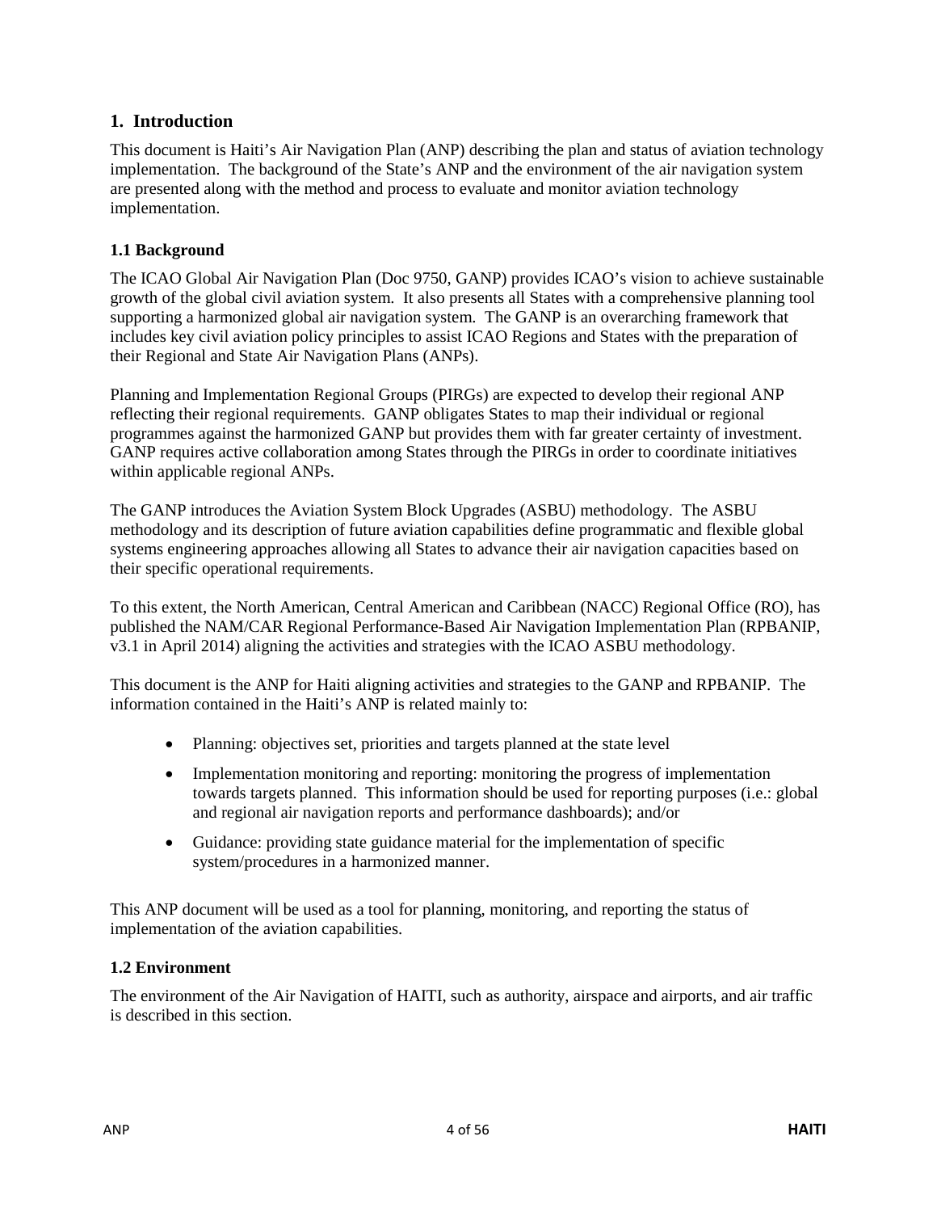## 1. Introduction

This document is Haiti's Air Navigation Plan (ANP) describing the plan and status of aviation technology implementation. The background of the State's ANP and the environment of the air navigation system are presented along with the method and process to evaluate and monitor aviation technology implementation.

### 1.1 Background

The ICAO Global Air Navigation Plan (Doc 9750, GANP) provides ICAO's vision to achieve sustainable growth of the global civil aviation system. It also presents all States with a comprehensive planning tool supporting a harmonized global air navigation system. The GANP is an overarching framework that includes key civil aviation policy principles to assist ICAO Regions and States with the preparation of their Regional and State Air Navigation Plans (ANPs).

Planning and Implementation Regional Groups (PIRGs) are expected to develop their regional ANP reflecting their regional requirements. GANP obligates States to map their individual or regional programmes against the harmonized GANP but provides them with far greater certainty of investment. GANP requires active collaboration among States through the PIRGs in order to coordinate initiatives within applicable regional ANPs.

The GANP introduces the Aviation System Block Upgrades (ASBU) methodology. The ASBU methodology and its description of future aviation capabilities define programmatic and flexible global systems engineering approaches allowing all States to advance their air navigation capacities based on their specific operational requirements.

To this extent, the North American, Central American and Caribbean (NACC) Regional Office (RO), has published the NAM/CAR Regional Performance-Based Air Navigation Implementation Plan (RPBANIP, v3.1 in April 2014) aligning the activities and strategies with the ICAO ASBU methodology.

This document is the ANP for Haiti aligning activities and strategies to the GANP and RPBANIP. The information contained in the Haiti's ANP is related mainly to:

- Planning: objectives set, priorities and targets planned at the state level
- Implementation monitoring and reporting: monitoring the progress of implementation towards targets planned. This information should be used for reporting purposes (i.e.: global and regional air navigation reports and performance dashboards); and/or
- Guidance: providing state guidance material for the implementation of specific system/procedures in a harmonized manner.

This ANP document will be used as a tool for planning, monitoring, and reporting the status of implementation of the aviation capabilities.

### 1.2 Environment

The environment of the Air Navigation of HAITI, such as authority, airspace and airports, and air traffic is described in this section.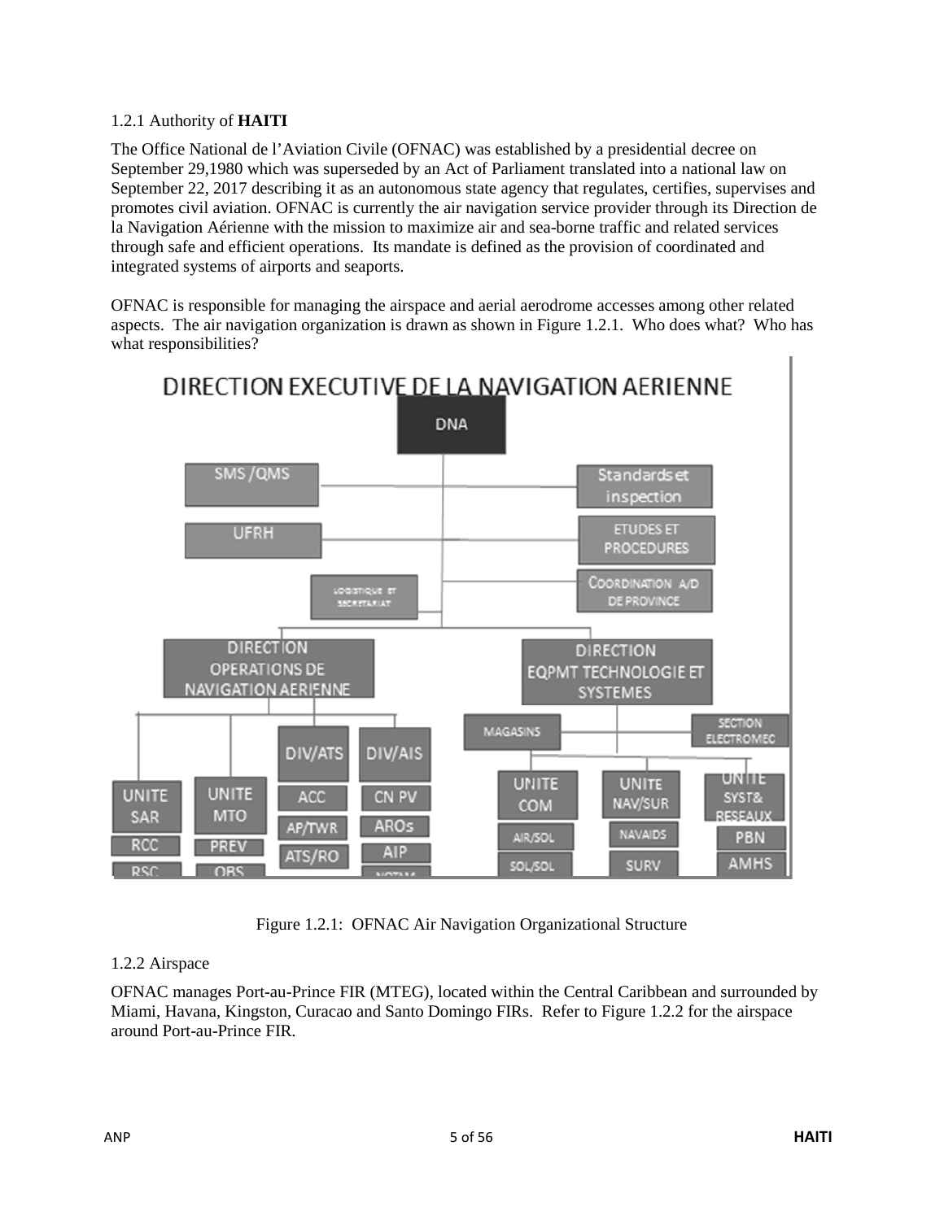1.2.1 Authority of **HAITI**

The Office National de l'Aviation Civile (OFNAC) was established by a presidential decree on September 29,1980 which was superseded by an Act of Parliament translated into a national law on September 22, 2017 describing it as an autonomous state agency that regulates, certifies, supervises and promotes civil aviation. OFNAC is currently the air navigation service provider through its Direction de la Navigation Aérienne with the mission to maximize air and sea-borne traffic and related services through safe and efficient operations. Its mandate is defined as the provision of coordinated and integrated systems of airports and seaports.

OFNAC is responsible for managing the airspace and aerial aerodrome accesses among other related aspects. The air navigation organization is drawn as shown in Figure 1.2.1. Who does what? Who has what responsibilities?

Figure 1.2.1: OFNAC Air Navigation Organizational Structure

1.2.2 Airspace

OFNAC manages Port-au-Prince FIR (MTEG), located within the Central Caribbean and surrounded by Miami, Havana, Kingston, Curacao and Santo Domingo FIRs. Refer to Figure 1.2.2 for the airspace around Port-au-Prince FIR.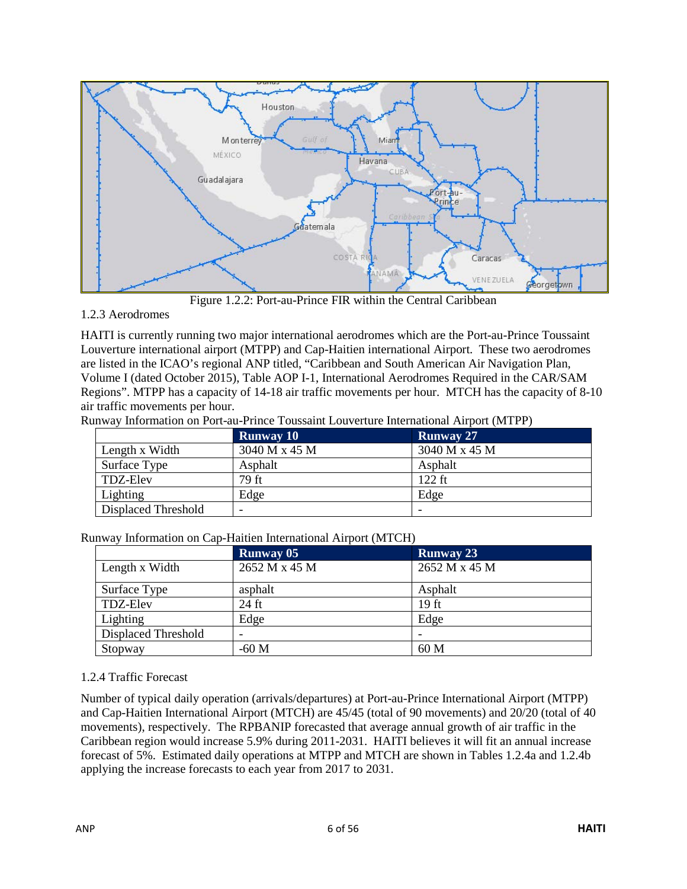Figure 1.2.2: Port-au-Prince FIR within the Central Caribbean

### 1.2.3 Aerodromes

HAITI is currently running two major international aerodromes which are the Port-au-Prince Toussaint Louverture international airport (MTPP) and Cap-Haitien international Airport. These two aerodromes are listed in the ICAO's regional ANP titled, "Caribbean and South American Air Navigation Plan, Volume I (dated October 2015), Table AOP I-1, International Aerodromes Required in the CAR/SAM Regions". MTPP has a capacity of 14-18 air traffic movements per hour. MTCH has the capacity of 8-10 air traffic movements per hour.

Runway Information on Port-au-Prince Toussaint Louverture International Airport (MTPP)

| | Runway 10 | Runway 27 |
|---|---|---|
| Length x Width | 3040 M x 45 M | 3040 M x 45 M |
| Surface Type | Asphalt | Asphalt |
| TDZ-Elev | 79 ft | 122 ft |
| Lighting | Edge | Edge |
| Displaced Threshold | - | - |

Runway Information on Cap-Haitien International Airport (MTCH)

| | Runway 05 | Runway 23 |
|---|---|---|
| Length x Width | 2652 M x 45 M | 2652 M x 45 M |
| Surface Type | asphalt | Asphalt |
| TDZ-Elev | 24 ft | 19 ft |
| Lighting | Edge | Edge |
| Displaced Threshold | - | - |
| Stopway | -60 M | 60 M |

### 1.2.4 Traffic Forecast

Number of typical daily operation (arrivals/departures) at Port-au-Prince International Airport (MTPP) and Cap-Haitien International Airport (MTCH) are 45/45 (total of 90 movements) and 20/20 (total of 40 movements), respectively. The RPBANIP forecasted that average annual growth of air traffic in the Caribbean region would increase 5.9% during 2011-2031. HAITI believes it will fit an annual increase forecast of 5%. Estimated daily operations at MTPP and MTCH are shown in Tables 1.2.4a and 1.2.4b applying the increase forecasts to each year from 2017 to 2031.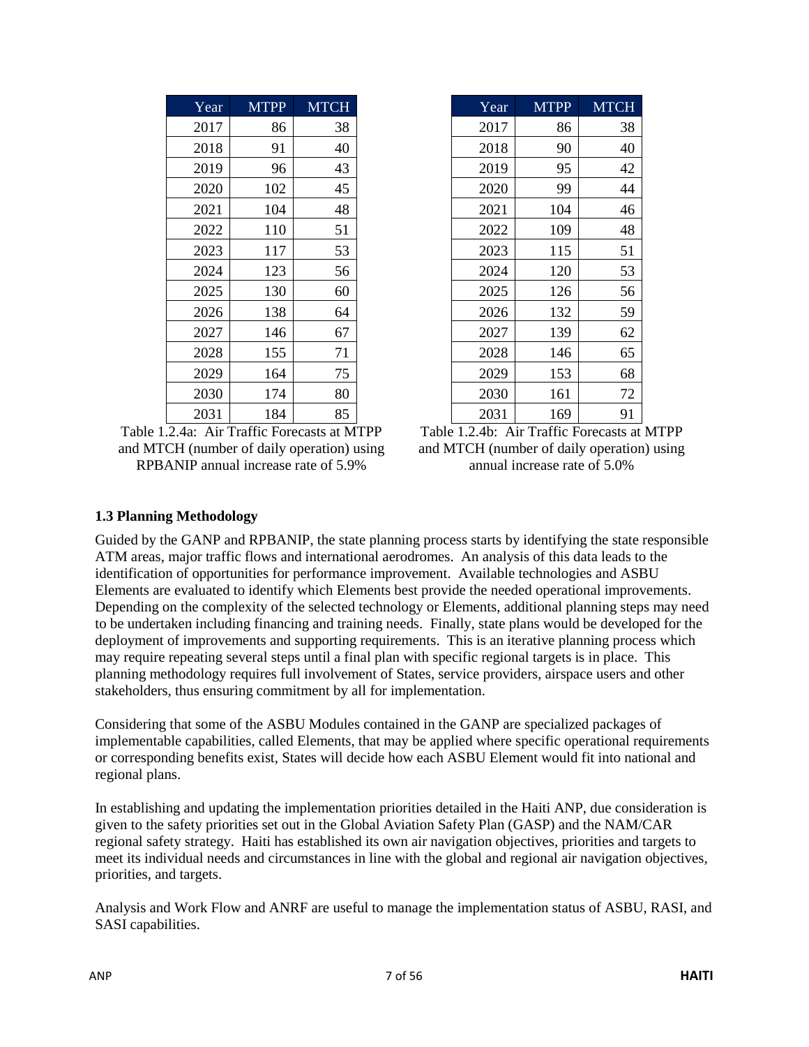| Year | MTPP | MTCH |
| --- | --- | --- |
| 2017 | 86 | 38 |
| 2018 | 91 | 40 |
| 2019 | 96 | 43 |
| 2020 | 102 | 45 |
| 2021 | 104 | 48 |
| 2022 | 110 | 51 |
| 2023 | 117 | 53 |
| 2024 | 123 | 56 |
| 2025 | 130 | 60 |
| 2026 | 138 | 64 |
| 2027 | 146 | 67 |
| 2028 | 155 | 71 |
| 2029 | 164 | 75 |
| 2030 | 174 | 80 |
| 2031 | 184 | 85 |

Table 1.2.4a: Air Traffic Forecasts at MTPP and MTCH (number of daily operation) using RPBANIP annual increase rate of 5.9%

| Year | MTPP | MTCH |
| --- | --- | --- |
| 2017 | 86 | 38 |
| 2018 | 90 | 40 |
| 2019 | 95 | 42 |
| 2020 | 99 | 44 |
| 2021 | 104 | 46 |
| 2022 | 109 | 48 |
| 2023 | 115 | 51 |
| 2024 | 120 | 53 |
| 2025 | 126 | 56 |
| 2026 | 132 | 59 |
| 2027 | 139 | 62 |
| 2028 | 146 | 65 |
| 2029 | 153 | 68 |
| 2030 | 161 | 72 |
| 2031 | 169 | 91 |

Table 1.2.4b: Air Traffic Forecasts at MTPP and MTCH (number of daily operation) using annual increase rate of 5.0%

### 1.3 Planning Methodology

Guided by the GANP and RPBANIP, the state planning process starts by identifying the state responsible ATM areas, major traffic flows and international aerodromes. An analysis of this data leads to the identification of opportunities for performance improvement. Available technologies and ASBU Elements are evaluated to identify which Elements best provide the needed operational improvements. Depending on the complexity of the selected technology or Elements, additional planning steps may need to be undertaken including financing and training needs. Finally, state plans would be developed for the deployment of improvements and supporting requirements. This is an iterative planning process which may require repeating several steps until a final plan with specific regional targets is in place. This planning methodology requires full involvement of States, service providers, airspace users and other stakeholders, thus ensuring commitment by all for implementation.

Considering that some of the ASBU Modules contained in the GANP are specialized packages of implementable capabilities, called Elements, that may be applied where specific operational requirements or corresponding benefits exist, States will decide how each ASBU Element would fit into national and regional plans.

In establishing and updating the implementation priorities detailed in the Haiti ANP, due consideration is given to the safety priorities set out in the Global Aviation Safety Plan (GASP) and the NAM/CAR regional safety strategy. Haiti has established its own air navigation objectives, priorities and targets to meet its individual needs and circumstances in line with the global and regional air navigation objectives, priorities, and targets.

Analysis and Work Flow and ANRF are useful to manage the implementation status of ASBU, RASI, and SASI capabilities.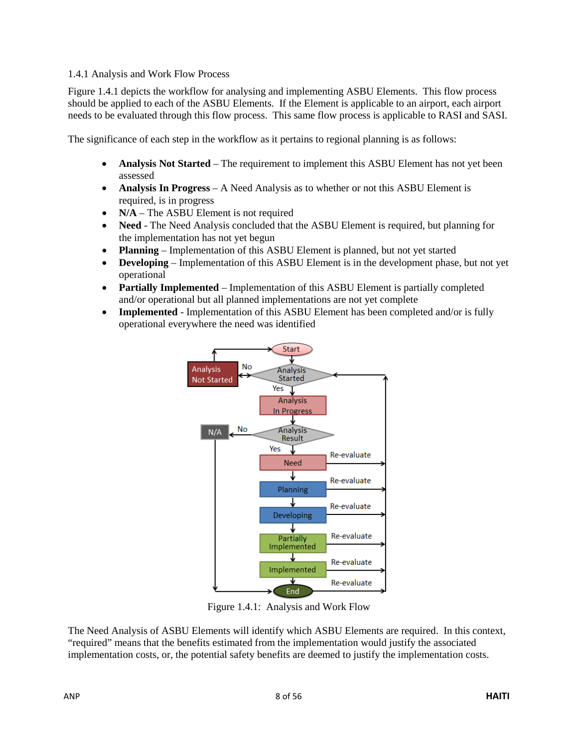### 1.4.1 Analysis and Work Flow Process

Figure 1.4.1 depicts the workflow for analysing and implementing ASBU Elements. This flow process should be applied to each of the ASBU Elements. If the Element is applicable to an airport, each airport needs to be evaluated through this flow process. This same flow process is applicable to RASI and SASI.

The significance of each step in the workflow as it pertains to regional planning is as follows:

- **Analysis Not Started** – The requirement to implement this ASBU Element has not yet been assessed
- **Analysis In Progress** – A Need Analysis as to whether or not this ASBU Element is required, is in progress
- **N/A** – The ASBU Element is not required
- **Need** - The Need Analysis concluded that the ASBU Element is required, but planning for the implementation has not yet begun
- **Planning** – Implementation of this ASBU Element is planned, but not yet started
- **Developing** – Implementation of this ASBU Element is in the development phase, but not yet operational
- **Partially Implemented** – Implementation of this ASBU Element is partially completed and/or operational but all planned implementations are not yet complete
- **Implemented** - Implementation of this ASBU Element has been completed and/or is fully operational everywhere the need was identified

Figure 1.4.1: Analysis and Work Flow

The Need Analysis of ASBU Elements will identify which ASBU Elements are required. In this context, “required” means that the benefits estimated from the implementation would justify the associated implementation costs, or, the potential safety benefits are deemed to justify the implementation costs.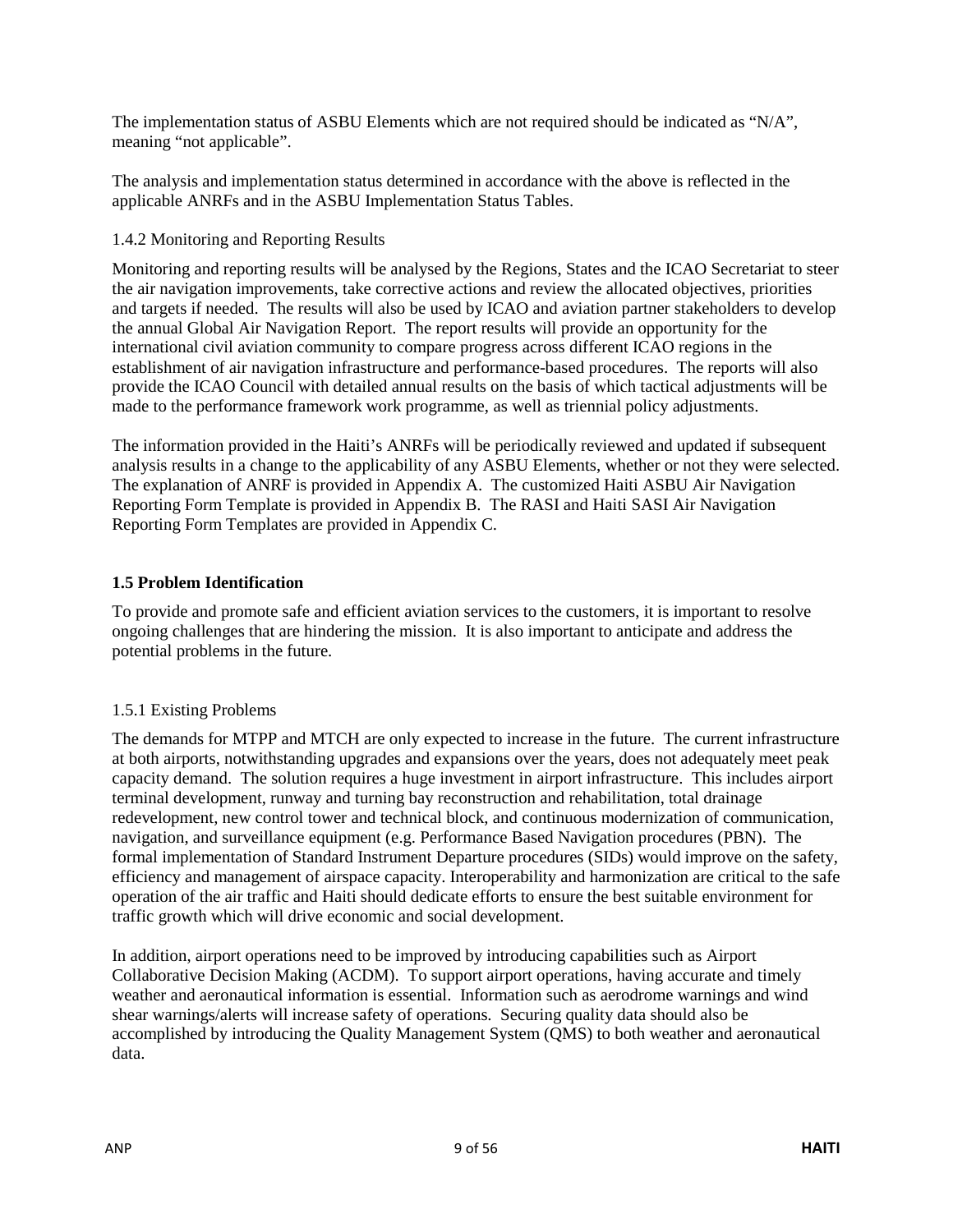The implementation status of ASBU Elements which are not required should be indicated as "N/A", meaning "not applicable".

The analysis and implementation status determined in accordance with the above is reflected in the applicable ANRFs and in the ASBU Implementation Status Tables.

### 1.4.2 Monitoring and Reporting Results

Monitoring and reporting results will be analysed by the Regions, States and the ICAO Secretariat to steer the air navigation improvements, take corrective actions and review the allocated objectives, priorities and targets if needed. The results will also be used by ICAO and aviation partner stakeholders to develop the annual Global Air Navigation Report. The report results will provide an opportunity for the international civil aviation community to compare progress across different ICAO regions in the establishment of air navigation infrastructure and performance-based procedures. The reports will also provide the ICAO Council with detailed annual results on the basis of which tactical adjustments will be made to the performance framework work programme, as well as triennial policy adjustments.

The information provided in the Haiti's ANRFs will be periodically reviewed and updated if subsequent analysis results in a change to the applicability of any ASBU Elements, whether or not they were selected. The explanation of ANRF is provided in Appendix A. The customized Haiti ASBU Air Navigation Reporting Form Template is provided in Appendix B. The RASI and Haiti SASI Air Navigation Reporting Form Templates are provided in Appendix C.

## 1.5 Problem Identification

To provide and promote safe and efficient aviation services to the customers, it is important to resolve ongoing challenges that are hindering the mission. It is also important to anticipate and address the potential problems in the future.

### 1.5.1 Existing Problems

The demands for MTPP and MTCH are only expected to increase in the future. The current infrastructure at both airports, notwithstanding upgrades and expansions over the years, does not adequately meet peak capacity demand. The solution requires a huge investment in airport infrastructure. This includes airport terminal development, runway and turning bay reconstruction and rehabilitation, total drainage redevelopment, new control tower and technical block, and continuous modernization of communication, navigation, and surveillance equipment (e.g. Performance Based Navigation procedures (PBN). The formal implementation of Standard Instrument Departure procedures (SIDs) would improve on the safety, efficiency and management of airspace capacity. Interoperability and harmonization are critical to the safe operation of the air traffic and Haiti should dedicate efforts to ensure the best suitable environment for traffic growth which will drive economic and social development.

In addition, airport operations need to be improved by introducing capabilities such as Airport Collaborative Decision Making (ACDM). To support airport operations, having accurate and timely weather and aeronautical information is essential. Information such as aerodrome warnings and wind shear warnings/alerts will increase safety of operations. Securing quality data should also be accomplished by introducing the Quality Management System (QMS) to both weather and aeronautical data.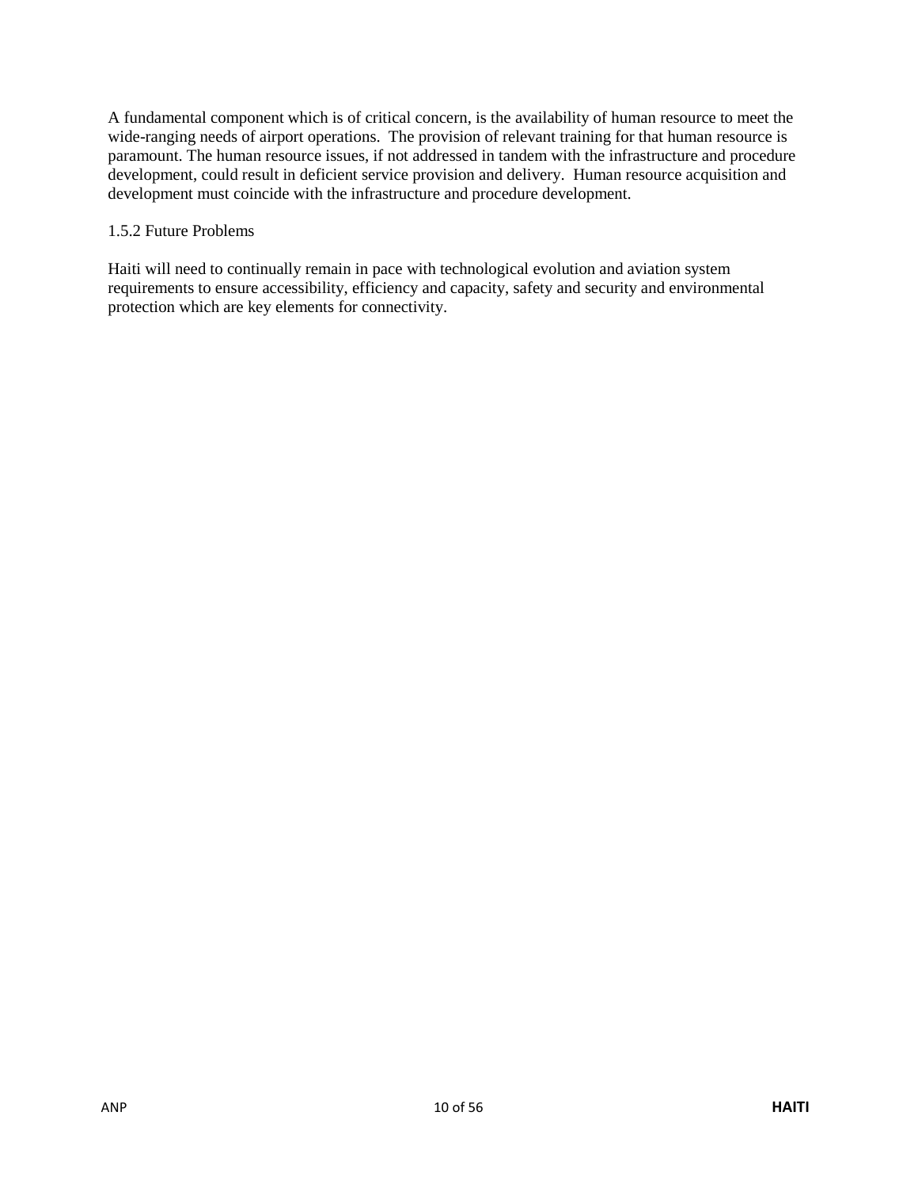A fundamental component which is of critical concern, is the availability of human resource to meet the wide-ranging needs of airport operations. The provision of relevant training for that human resource is paramount. The human resource issues, if not addressed in tandem with the infrastructure and procedure development, could result in deficient service provision and delivery. Human resource acquisition and development must coincide with the infrastructure and procedure development.

### 1.5.2 Future Problems

Haiti will need to continually remain in pace with technological evolution and aviation system requirements to ensure accessibility, efficiency and capacity, safety and security and environmental protection which are key elements for connectivity.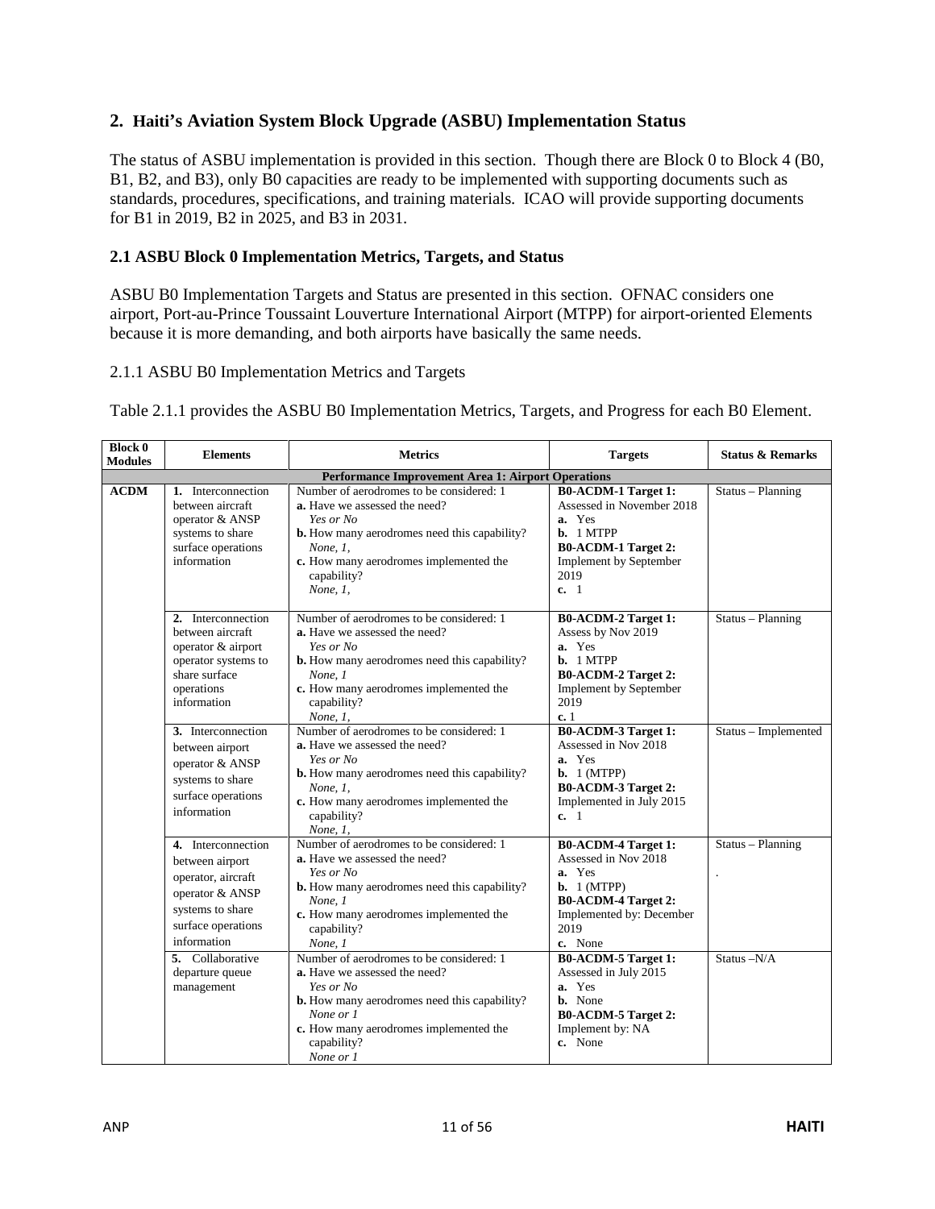## 2. Haiti's Aviation System Block Upgrade (ASBU) Implementation Status

The status of ASBU implementation is provided in this section. Though there are Block 0 to Block 4 (B0, B1, B2, and B3), only B0 capacities are ready to be implemented with supporting documents such as standards, procedures, specifications, and training materials. ICAO will provide supporting documents for B1 in 2019, B2 in 2025, and B3 in 2031.

### 2.1 ASBU Block 0 Implementation Metrics, Targets, and Status

ASBU B0 Implementation Targets and Status are presented in this section. OFNAC considers one airport, Port-au-Prince Toussaint Louverture International Airport (MTPP) for airport-oriented Elements because it is more demanding, and both airports have basically the same needs.

2.1.1 ASBU B0 Implementation Metrics and Targets

Table 2.1.1 provides the ASBU B0 Implementation Metrics, Targets, and Progress for each B0 Element.

| Block 0 Modules | Elements | Metrics | Targets | Status & Remarks |
|---|---|---|---|---|
| **Performance Improvement Area 1: Airport Operations** | | | | |
| **ACDM** | **1.** Interconnection between aircraft operator & ANSP systems to share surface operations information | Number of aerodromes to be considered: 1<br>**a.** Have we assessed the need?<br>*Yes or No*<br>**b.** How many aerodromes need this capability?<br>*None, 1,*<br>**c.** How many aerodromes implemented the capability?<br>*None, 1,* | **B0-ACDM-1 Target 1:**<br>Assessed in November 2018<br>**a.** Yes<br>**b.** 1 MTPP<br>**B0-ACDM-1 Target 2:**<br>Implement by September 2019<br>**c.** 1 | Status – Planning |
| | **2.** Interconnection between aircraft operator & airport operator systems to share surface operations information | Number of aerodromes to be considered: 1<br>**a.** Have we assessed the need?<br>*Yes or No*<br>**b.** How many aerodromes need this capability?<br>*None, 1*<br>**c.** How many aerodromes implemented the capability?<br>*None, 1,* | **B0-ACDM-2 Target 1:**<br>Assess by Nov 2019<br>**a.** Yes<br>**b.** 1 MTPP<br>**B0-ACDM-2 Target 2:**<br>Implement by September 2019<br>**c.** 1 | Status – Planning |
| | **3.** Interconnection between airport operator & ANSP systems to share surface operations information | Number of aerodromes to be considered: 1<br>**a.** Have we assessed the need?<br>*Yes or No*<br>**b.** How many aerodromes need this capability?<br>*None, 1,*<br>**c.** How many aerodromes implemented the capability?<br>*None, 1,* | **B0-ACDM-3 Target 1:**<br>Assessed in Nov 2018<br>**a.** Yes<br>**b.** 1 (MTPP)<br>**B0-ACDM-3 Target 2:**<br>Implemented in July 2015<br>**c.** 1 | Status – Implemented |
| | **4.** Interconnection between airport operator, aircraft operator & ANSP systems to share surface operations information | Number of aerodromes to be considered: 1<br>**a.** Have we assessed the need?<br>*Yes or No*<br>**b.** How many aerodromes need this capability?<br>*None, 1*<br>**c.** How many aerodromes implemented the capability?<br>*None, 1* | **B0-ACDM-4 Target 1:**<br>Assessed in Nov 2018<br>**a.** Yes<br>**b.** 1 (MTPP)<br>**B0-ACDM-4 Target 2:**<br>Implemented by: December 2019<br>**c.** None | Status – Planning<br>. |
| | **5.** Collaborative departure queue management | Number of aerodromes to be considered: 1<br>**a.** Have we assessed the need?<br>*Yes or No*<br>**b.** How many aerodromes need this capability?<br>*None or 1*<br>**c.** How many aerodromes implemented the capability?<br>*None or 1* | **B0-ACDM-5 Target 1:**<br>Assessed in July 2015<br>**a.** Yes<br>**b.** None<br>**B0-ACDM-5 Target 2:**<br>Implement by: NA<br>**c.** None | Status –N/A |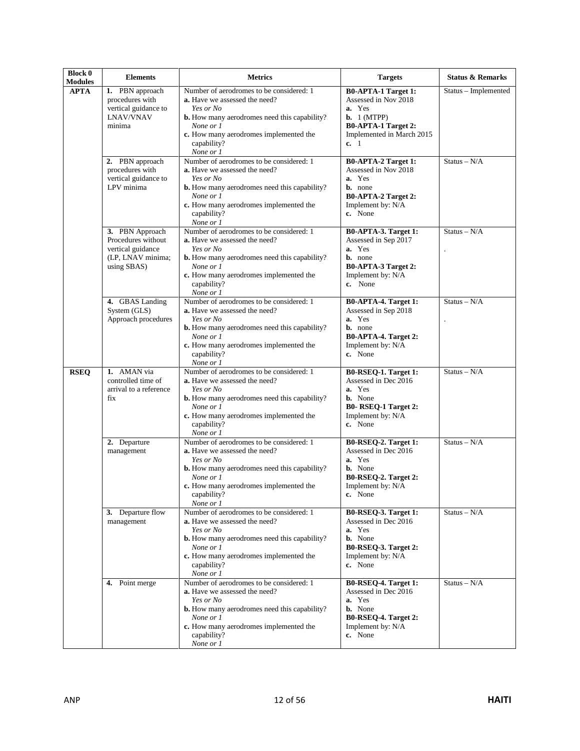| Block 0 Modules | Elements | Metrics | Targets | Status & Remarks |
|---|---|---|---|---|
| **APTA** | **1.** PBN approach procedures with vertical guidance to LNAV/VNAV minima | Number of aerodromes to be considered: 1<br>**a.** Have we assessed the need?<br>*Yes or No*<br>**b.** How many aerodromes need this capability?<br>*None or 1*<br>**c.** How many aerodromes implemented the capability?<br>*None or 1* | **B0-APTA-1 Target 1:**<br>Assessed in Nov 2018<br>**a.** Yes<br>**b.** 1 (MTPP)<br>**B0-APTA-1 Target 2:**<br>Implemented in March 2015<br>**c.** 1 | Status – Implemented |
| | **2.** PBN approach procedures with vertical guidance to LPV minima | Number of aerodromes to be considered: 1<br>**a.** Have we assessed the need?<br>*Yes or No*<br>**b.** How many aerodromes need this capability?<br>*None or 1*<br>**c.** How many aerodromes implemented the capability?<br>*None or 1* | **B0-APTA-2 Target 1:**<br>Assessed in Nov 2018<br>**a.** Yes<br>**b.** none<br>**B0-APTA-2 Target 2:**<br>Implement by: N/A<br>**c.** None | Status – N/A |
| | **3.** PBN Approach Procedures without vertical guidance (LP, LNAV minima; using SBAS) | Number of aerodromes to be considered: 1<br>**a.** Have we assessed the need?<br>*Yes or No*<br>**b.** How many aerodromes need this capability?<br>*None or 1*<br>**c.** How many aerodromes implemented the capability?<br>*None or 1* | **B0-APTA-3. Target 1:**<br>Assessed in Sep 2017<br>**a.** Yes<br>**b.** none<br>**B0-APTA-3 Target 2:**<br>Implement by: N/A<br>**c.** None | Status – N/A<br>. |
| | **4.** GBAS Landing System (GLS) Approach procedures | Number of aerodromes to be considered: 1<br>**a.** Have we assessed the need?<br>*Yes or No*<br>**b.** How many aerodromes need this capability?<br>*None or 1*<br>**c.** How many aerodromes implemented the capability?<br>*None or 1* | **B0-APTA-4. Target 1:**<br>Assessed in Sep 2018<br>**a.** Yes<br>**b.** none<br>**B0-APTA-4. Target 2:**<br>Implement by: N/A<br>**c.** None | Status – N/A<br>. |
| **RSEQ** | **1.** AMAN via controlled time of arrival to a reference fix | Number of aerodromes to be considered: 1<br>**a.** Have we assessed the need?<br>*Yes or No*<br>**b.** How many aerodromes need this capability?<br>*None or 1*<br>**c.** How many aerodromes implemented the capability?<br>*None or 1* | **B0-RSEQ-1. Target 1:**<br>Assessed in Dec 2016<br>**a.** Yes<br>**b.** None<br>**B0- RSEQ-1 Target 2:**<br>Implement by: N/A<br>**c.** None | Status – N/A |
| | **2.** Departure management | Number of aerodromes to be considered: 1<br>**a.** Have we assessed the need?<br>*Yes or No*<br>**b.** How many aerodromes need this capability?<br>*None or 1*<br>**c.** How many aerodromes implemented the capability?<br>*None or 1* | **B0-RSEQ-2. Target 1:**<br>Assessed in Dec 2016<br>**a.** Yes<br>**b.** None<br>**B0-RSEQ-2. Target 2:**<br>Implement by: N/A<br>**c.** None | Status – N/A |
| | **3.** Departure flow management | Number of aerodromes to be considered: 1<br>**a.** Have we assessed the need?<br>*Yes or No*<br>**b.** How many aerodromes need this capability?<br>*None or 1*<br>**c.** How many aerodromes implemented the capability?<br>*None or 1* | **B0-RSEQ-3. Target 1:**<br>Assessed in Dec 2016<br>**a.** Yes<br>**b.** None<br>**B0-RSEQ-3. Target 2:**<br>Implement by: N/A<br>**c.** None | Status – N/A |
| | **4.** Point merge | Number of aerodromes to be considered: 1<br>**a.** Have we assessed the need?<br>*Yes or No*<br>**b.** How many aerodromes need this capability?<br>*None or 1*<br>**c.** How many aerodromes implemented the capability?<br>*None or 1* | **B0-RSEQ-4. Target 1:**<br>Assessed in Dec 2016<br>**a.** Yes<br>**b.** None<br>**B0-RSEQ-4. Target 2:**<br>Implement by: N/A<br>**c.** None | Status – N/A |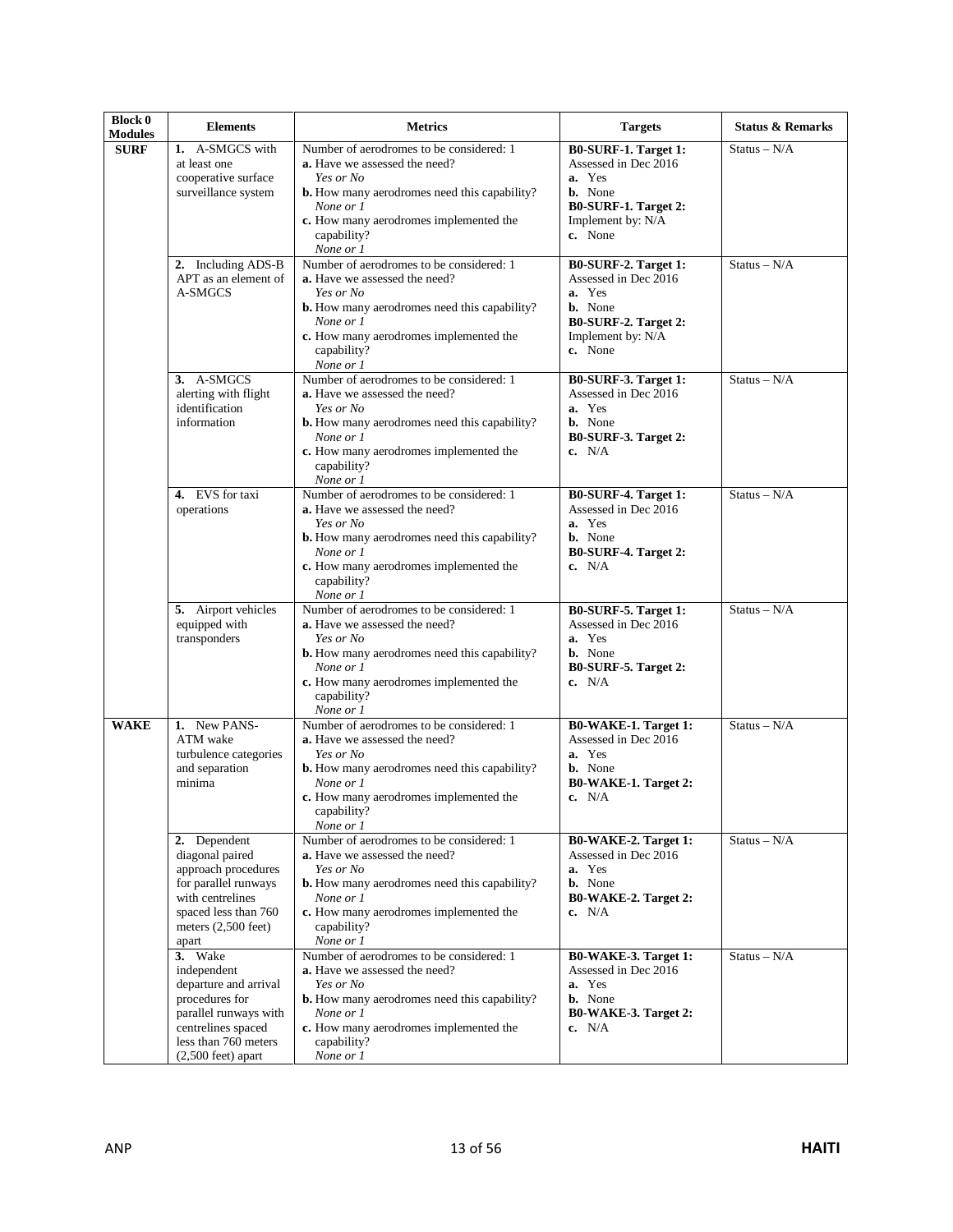| Block 0 Modules | Elements | Metrics | Targets | Status & Remarks |
|---|---|---|---|---|
| **SURF** | **1.** A-SMGCS with at least one cooperative surface surveillance system | Number of aerodromes to be considered: 1<br>**a.** Have we assessed the need?<br>*Yes or No*<br>**b.** How many aerodromes need this capability?<br>*None or 1*<br>**c.** How many aerodromes implemented the capability?<br>*None or 1* | **B0-SURF-1. Target 1:**<br>Assessed in Dec 2016<br>**a.** Yes<br>**b.** None<br>**B0-SURF-1. Target 2:**<br>Implement by: N/A<br>**c.** None | Status – N/A |
| | **2.** Including ADS-B APT as an element of A-SMGCS | Number of aerodromes to be considered: 1<br>**a.** Have we assessed the need?<br>*Yes or No*<br>**b.** How many aerodromes need this capability?<br>*None or 1*<br>**c.** How many aerodromes implemented the capability?<br>*None or 1* | **B0-SURF-2. Target 1:**<br>Assessed in Dec 2016<br>**a.** Yes<br>**b.** None<br>**B0-SURF-2. Target 2:**<br>Implement by: N/A<br>**c.** None | Status – N/A |
| | **3.** A-SMGCS alerting with flight identification information | Number of aerodromes to be considered: 1<br>**a.** Have we assessed the need?<br>*Yes or No*<br>**b.** How many aerodromes need this capability?<br>*None or 1*<br>**c.** How many aerodromes implemented the capability?<br>*None or 1* | **B0-SURF-3. Target 1:**<br>Assessed in Dec 2016<br>**a.** Yes<br>**b.** None<br>**B0-SURF-3. Target 2:**<br>**c.** N/A | Status – N/A |
| | **4.** EVS for taxi operations | Number of aerodromes to be considered: 1<br>**a.** Have we assessed the need?<br>*Yes or No*<br>**b.** How many aerodromes need this capability?<br>*None or 1*<br>**c.** How many aerodromes implemented the capability?<br>*None or 1* | **B0-SURF-4. Target 1:**<br>Assessed in Dec 2016<br>**a.** Yes<br>**b.** None<br>**B0-SURF-4. Target 2:**<br>**c.** N/A | Status – N/A |
| | **5.** Airport vehicles equipped with transponders | Number of aerodromes to be considered: 1<br>**a.** Have we assessed the need?<br>*Yes or No*<br>**b.** How many aerodromes need this capability?<br>*None or 1*<br>**c.** How many aerodromes implemented the capability?<br>*None or 1* | **B0-SURF-5. Target 1:**<br>Assessed in Dec 2016<br>**a.** Yes<br>**b.** None<br>**B0-SURF-5. Target 2:**<br>**c.** N/A | Status – N/A |
| **WAKE** | **1.** New PANS-ATM wake turbulence categories and separation minima | Number of aerodromes to be considered: 1<br>**a.** Have we assessed the need?<br>*Yes or No*<br>**b.** How many aerodromes need this capability?<br>*None or 1*<br>**c.** How many aerodromes implemented the capability?<br>*None or 1* | **B0-WAKE-1. Target 1:**<br>Assessed in Dec 2016<br>**a.** Yes<br>**b.** None<br>**B0-WAKE-1. Target 2:**<br>**c.** N/A | Status – N/A |
| | **2.** Dependent diagonal paired approach procedures for parallel runways with centrelines spaced less than 760 meters (2,500 feet) apart | Number of aerodromes to be considered: 1<br>**a.** Have we assessed the need?<br>*Yes or No*<br>**b.** How many aerodromes need this capability?<br>*None or 1*<br>**c.** How many aerodromes implemented the capability?<br>*None or 1* | **B0-WAKE-2. Target 1:**<br>Assessed in Dec 2016<br>**a.** Yes<br>**b.** None<br>**B0-WAKE-2. Target 2:**<br>**c.** N/A | Status – N/A |
| | **3.** Wake independent departure and arrival procedures for parallel runways with centrelines spaced less than 760 meters (2,500 feet) apart | Number of aerodromes to be considered: 1<br>**a.** Have we assessed the need?<br>*Yes or No*<br>**b.** How many aerodromes need this capability?<br>*None or 1*<br>**c.** How many aerodromes implemented the capability?<br>*None or 1* | **B0-WAKE-3. Target 1:**<br>Assessed in Dec 2016<br>**a.** Yes<br>**b.** None<br>**B0-WAKE-3. Target 2:**<br>**c.** N/A | Status – N/A |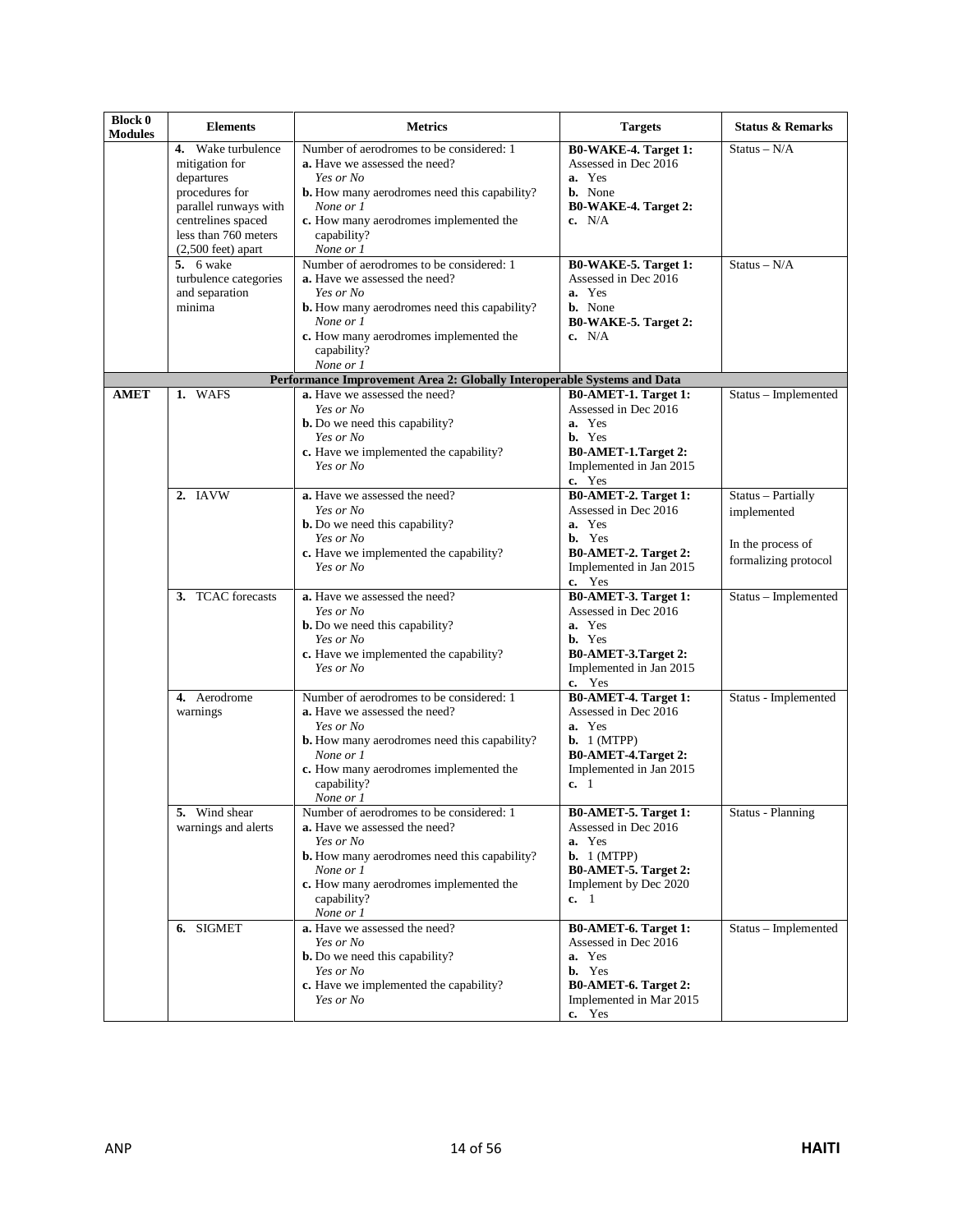| Block 0 Modules | Elements | Metrics | Targets | Status & Remarks |
|---|---|---|---|---|
| | **4.** Wake turbulence mitigation for departures procedures for parallel runways with centrelines spaced less than 760 meters (2,500 feet) apart | Number of aerodromes to be considered: 1<br>**a.** Have we assessed the need?<br>*Yes or No*<br>**b.** How many aerodromes need this capability?<br>*None or 1*<br>**c.** How many aerodromes implemented the capability?<br>*None or 1* | **B0-WAKE-4. Target 1:**<br>Assessed in Dec 2016<br>**a.** Yes<br>**b.** None<br>**B0-WAKE-4. Target 2:**<br>**c.** N/A | Status – N/A |
| | **5.** 6 wake turbulence categories and separation minima | Number of aerodromes to be considered: 1<br>**a.** Have we assessed the need?<br>*Yes or No*<br>**b.** How many aerodromes need this capability?<br>*None or 1*<br>**c.** How many aerodromes implemented the capability?<br>*None or 1* | **B0-WAKE-5. Target 1:**<br>Assessed in Dec 2016<br>**a.** Yes<br>**b.** None<br>**B0-WAKE-5. Target 2:**<br>**c.** N/A | Status – N/A |
| **Performance Improvement Area 2: Globally Interoperable Systems and Data** | | | | |
| **AMET** | **1.** WAFS | **a.** Have we assessed the need?<br>*Yes or No*<br>**b.** Do we need this capability?<br>*Yes or No*<br>**c.** Have we implemented the capability?<br>*Yes or No* | **B0-AMET-1. Target 1:**<br>Assessed in Dec 2016<br>**a.** Yes<br>**b.** Yes<br>**B0-AMET-1.Target 2:**<br>Implemented in Jan 2015<br>**c.** Yes | Status – Implemented |
| | **2.** IAVW | **a.** Have we assessed the need?<br>*Yes or No*<br>**b.** Do we need this capability?<br>*Yes or No*<br>**c.** Have we implemented the capability?<br>*Yes or No* | **B0-AMET-2. Target 1:**<br>Assessed in Dec 2016<br>**a.** Yes<br>**b.** Yes<br>**B0-AMET-2. Target 2:**<br>Implemented in Jan 2015<br>**c.** Yes | Status – Partially implemented<br><br>In the process of formalizing protocol |
| | **3.** TCAC forecasts | **a.** Have we assessed the need?<br>*Yes or No*<br>**b.** Do we need this capability?<br>*Yes or No*<br>**c.** Have we implemented the capability?<br>*Yes or No* | **B0-AMET-3. Target 1:**<br>Assessed in Dec 2016<br>**a.** Yes<br>**b.** Yes<br>**B0-AMET-3.Target 2:**<br>Implemented in Jan 2015<br>**c.** Yes | Status – Implemented |
| | **4.** Aerodrome warnings | Number of aerodromes to be considered: 1<br>**a.** Have we assessed the need?<br>*Yes or No*<br>**b.** How many aerodromes need this capability?<br>*None or 1*<br>**c.** How many aerodromes implemented the capability?<br>*None or 1* | **B0-AMET-4. Target 1:**<br>Assessed in Dec 2016<br>**a.** Yes<br>**b.** 1 (MTPP)<br>**B0-AMET-4.Target 2:**<br>Implemented in Jan 2015<br>**c.** 1 | Status - Implemented |
| | **5.** Wind shear warnings and alerts | Number of aerodromes to be considered: 1<br>**a.** Have we assessed the need?<br>*Yes or No*<br>**b.** How many aerodromes need this capability?<br>*None or 1*<br>**c.** How many aerodromes implemented the capability?<br>*None or 1* | **B0-AMET-5. Target 1:**<br>Assessed in Dec 2016<br>**a.** Yes<br>**b.** 1 (MTPP)<br>**B0-AMET-5. Target 2:**<br>Implement by Dec 2020<br>**c.** 1 | Status - Planning |
| | **6.** SIGMET | **a.** Have we assessed the need?<br>*Yes or No*<br>**b.** Do we need this capability?<br>*Yes or No*<br>**c.** Have we implemented the capability?<br>*Yes or No* | **B0-AMET-6. Target 1:**<br>Assessed in Dec 2016<br>**a.** Yes<br>**b.** Yes<br>**B0-AMET-6. Target 2:**<br>Implemented in Mar 2015<br>**c.** Yes | Status – Implemented |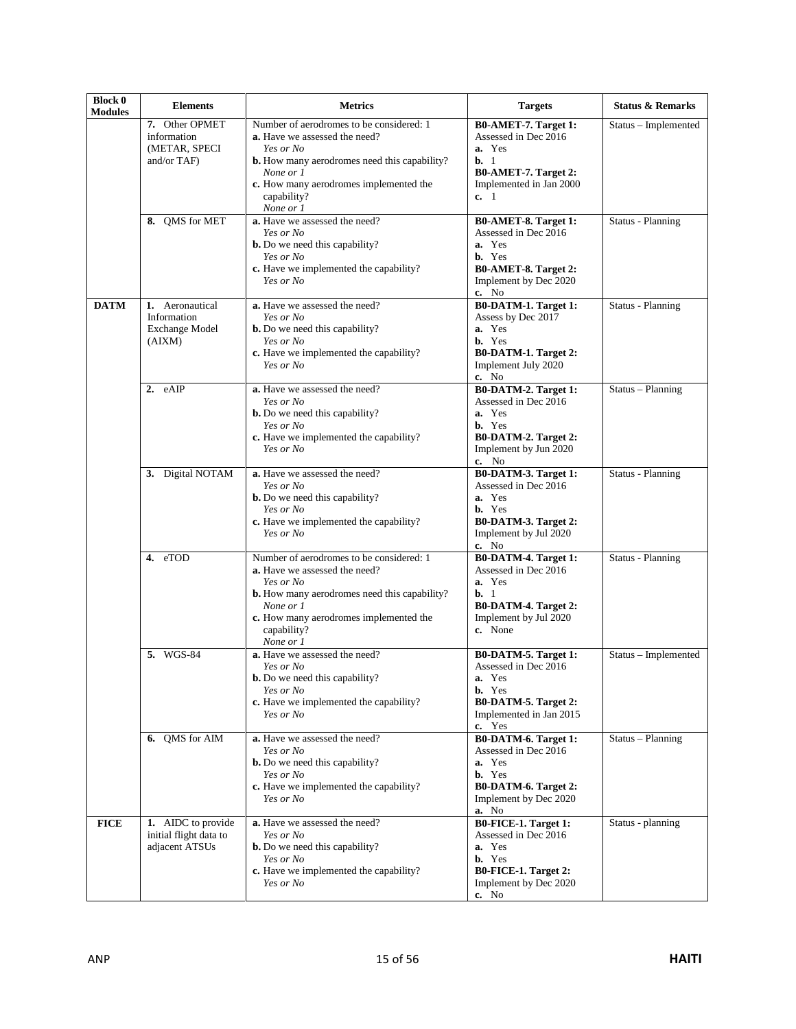| Block 0 Modules | Elements | Metrics | Targets | Status & Remarks |
|---|---|---|---|---|
| | **7.** Other OPMET information (METAR, SPECI and/or TAF) | Number of aerodromes to be considered: 1<br>**a.** Have we assessed the need?<br>*Yes or No*<br>**b.** How many aerodromes need this capability?<br>*None or 1*<br>**c.** How many aerodromes implemented the capability?<br>*None or 1* | **B0-AMET-7. Target 1:**<br>Assessed in Dec 2016<br>**a.** Yes<br>**b.** 1<br>**B0-AMET-7. Target 2:**<br>Implemented in Jan 2000<br>**c.** 1 | Status – Implemented |
| | **8.** QMS for MET | **a.** Have we assessed the need?<br>*Yes or No*<br>**b.** Do we need this capability?<br>*Yes or No*<br>**c.** Have we implemented the capability?<br>*Yes or No* | **B0-AMET-8. Target 1:**<br>Assessed in Dec 2016<br>**a.** Yes<br>**b.** Yes<br>**B0-AMET-8. Target 2:**<br>Implement by Dec 2020<br>**c.** No | Status - Planning |
| **DATM** | **1.** Aeronautical Information Exchange Model (AIXM) | **a.** Have we assessed the need?<br>*Yes or No*<br>**b.** Do we need this capability?<br>*Yes or No*<br>**c.** Have we implemented the capability?<br>*Yes or No* | **B0-DATM-1. Target 1:**<br>Assess by Dec 2017<br>**a.** Yes<br>**b.** Yes<br>**B0-DATM-1. Target 2:**<br>Implement July 2020<br>**c.** No | Status - Planning |
| | **2.** eAIP | **a.** Have we assessed the need?<br>*Yes or No*<br>**b.** Do we need this capability?<br>*Yes or No*<br>**c.** Have we implemented the capability?<br>*Yes or No* | **B0-DATM-2. Target 1:**<br>Assessed in Dec 2016<br>**a.** Yes<br>**b.** Yes<br>**B0-DATM-2. Target 2:**<br>Implement by Jun 2020<br>**c.** No | Status – Planning |
| | **3.** Digital NOTAM | **a.** Have we assessed the need?<br>*Yes or No*<br>**b.** Do we need this capability?<br>*Yes or No*<br>**c.** Have we implemented the capability?<br>*Yes or No* | **B0-DATM-3. Target 1:**<br>Assessed in Dec 2016<br>**a.** Yes<br>**b.** Yes<br>**B0-DATM-3. Target 2:**<br>Implement by Jul 2020<br>**c.** No | Status - Planning |
| | **4.** eTOD | Number of aerodromes to be considered: 1<br>**a.** Have we assessed the need?<br>*Yes or No*<br>**b.** How many aerodromes need this capability?<br>*None or 1*<br>**c.** How many aerodromes implemented the capability?<br>*None or 1* | **B0-DATM-4. Target 1:**<br>Assessed in Dec 2016<br>**a.** Yes<br>**b.** 1<br>**B0-DATM-4. Target 2:**<br>Implement by Jul 2020<br>**c.** None | Status - Planning |
| | **5.** WGS-84 | **a.** Have we assessed the need?<br>*Yes or No*<br>**b.** Do we need this capability?<br>*Yes or No*<br>**c.** Have we implemented the capability?<br>*Yes or No* | **B0-DATM-5. Target 1:**<br>Assessed in Dec 2016<br>**a.** Yes<br>**b.** Yes<br>**B0-DATM-5. Target 2:**<br>Implemented in Jan 2015<br>**c.** Yes | Status – Implemented |
| | **6.** QMS for AIM | **a.** Have we assessed the need?<br>*Yes or No*<br>**b.** Do we need this capability?<br>*Yes or No*<br>**c.** Have we implemented the capability?<br>*Yes or No* | **B0-DATM-6. Target 1:**<br>Assessed in Dec 2016<br>**a.** Yes<br>**b.** Yes<br>**B0-DATM-6. Target 2:**<br>Implement by Dec 2020<br>**a.** No | Status – Planning |
| **FICE** | **1.** AIDC to provide initial flight data to adjacent ATSUs | **a.** Have we assessed the need?<br>*Yes or No*<br>**b.** Do we need this capability?<br>*Yes or No*<br>**c.** Have we implemented the capability?<br>*Yes or No* | **B0-FICE-1. Target 1:**<br>Assessed in Dec 2016<br>**a.** Yes<br>**b.** Yes<br>**B0-FICE-1. Target 2:**<br>Implement by Dec 2020<br>**c.** No | Status - planning |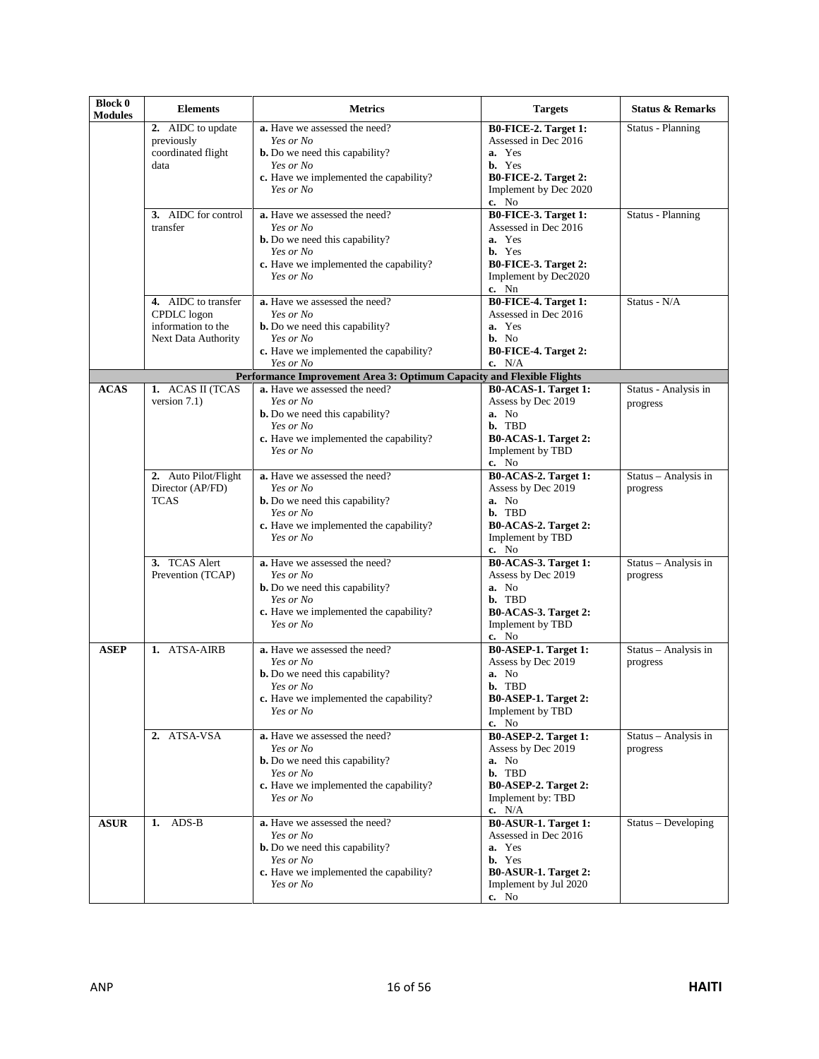| Block 0 Modules | Elements | Metrics | Targets | Status & Remarks |
|---|---|---|---|---|
| | **2.** AIDC to update previously coordinated flight data | **a.** Have we assessed the need? *Yes or No*<br>**b.** Do we need this capability? *Yes or No*<br>**c.** Have we implemented the capability? *Yes or No* | **B0-FICE-2. Target 1:** Assessed in Dec 2016<br>**a.** Yes<br>**b.** Yes<br>**B0-FICE-2. Target 2:** Implement by Dec 2020<br>**c.** No | Status - Planning |
| | **3.** AIDC for control transfer | **a.** Have we assessed the need? *Yes or No*<br>**b.** Do we need this capability? *Yes or No*<br>**c.** Have we implemented the capability? *Yes or No* | **B0-FICE-3. Target 1:** Assessed in Dec 2016<br>**a.** Yes<br>**b.** Yes<br>**B0-FICE-3. Target 2:** Implement by Dec2020<br>**c.** Nn | Status - Planning |
| | **4.** AIDC to transfer CPDLC logon information to the Next Data Authority | **a.** Have we assessed the need? *Yes or No*<br>**b.** Do we need this capability? *Yes or No*<br>**c.** Have we implemented the capability? *Yes or No* | **B0-FICE-4. Target 1:** Assessed in Dec 2016<br>**a.** Yes<br>**b.** No<br>**B0-FICE-4. Target 2:**<br>**c.** N/A | Status - N/A |
| **Performance Improvement Area 3: Optimum Capacity and Flexible Flights** | | | | |
| **ACAS** | **1.** ACAS II (TCAS version 7.1) | **a.** Have we assessed the need? *Yes or No*<br>**b.** Do we need this capability? *Yes or No*<br>**c.** Have we implemented the capability? *Yes or No* | **B0-ACAS-1. Target 1:** Assess by Dec 2019<br>**a.** No<br>**b.** TBD<br>**B0-ACAS-1. Target 2:** Implement by TBD<br>**c.** No | Status - Analysis in progress |
| | **2.** Auto Pilot/Flight Director (AP/FD) TCAS | **a.** Have we assessed the need? *Yes or No*<br>**b.** Do we need this capability? *Yes or No*<br>**c.** Have we implemented the capability? *Yes or No* | **B0-ACAS-2. Target 1:** Assess by Dec 2019<br>**a.** No<br>**b.** TBD<br>**B0-ACAS-2. Target 2:** Implement by TBD<br>**c.** No | Status – Analysis in progress |
| | **3.** TCAS Alert Prevention (TCAP) | **a.** Have we assessed the need? *Yes or No*<br>**b.** Do we need this capability? *Yes or No*<br>**c.** Have we implemented the capability? *Yes or No* | **B0-ACAS-3. Target 1:** Assess by Dec 2019<br>**a.** No<br>**b.** TBD<br>**B0-ACAS-3. Target 2:** Implement by TBD<br>**c.** No | Status – Analysis in progress |
| **ASEP** | **1.** ATSA-AIRB | **a.** Have we assessed the need? *Yes or No*<br>**b.** Do we need this capability? *Yes or No*<br>**c.** Have we implemented the capability? *Yes or No* | **B0-ASEP-1. Target 1:** Assess by Dec 2019<br>**a.** No<br>**b.** TBD<br>**B0-ASEP-1. Target 2:** Implement by TBD<br>**c.** No | Status – Analysis in progress |
| | **2.** ATSA-VSA | **a.** Have we assessed the need? *Yes or No*<br>**b.** Do we need this capability? *Yes or No*<br>**c.** Have we implemented the capability? *Yes or No* | **B0-ASEP-2. Target 1:** Assess by Dec 2019<br>**a.** No<br>**b.** TBD<br>**B0-ASEP-2. Target 2:** Implement by: TBD<br>**c.** N/A | Status – Analysis in progress |
| **ASUR** | **1.** ADS-B | **a.** Have we assessed the need? *Yes or No*<br>**b.** Do we need this capability? *Yes or No*<br>**c.** Have we implemented the capability? *Yes or No* | **B0-ASUR-1. Target 1:** Assessed in Dec 2016<br>**a.** Yes<br>**b.** Yes<br>**B0-ASUR-1. Target 2:** Implement by Jul 2020<br>**c.** No | Status – Developing |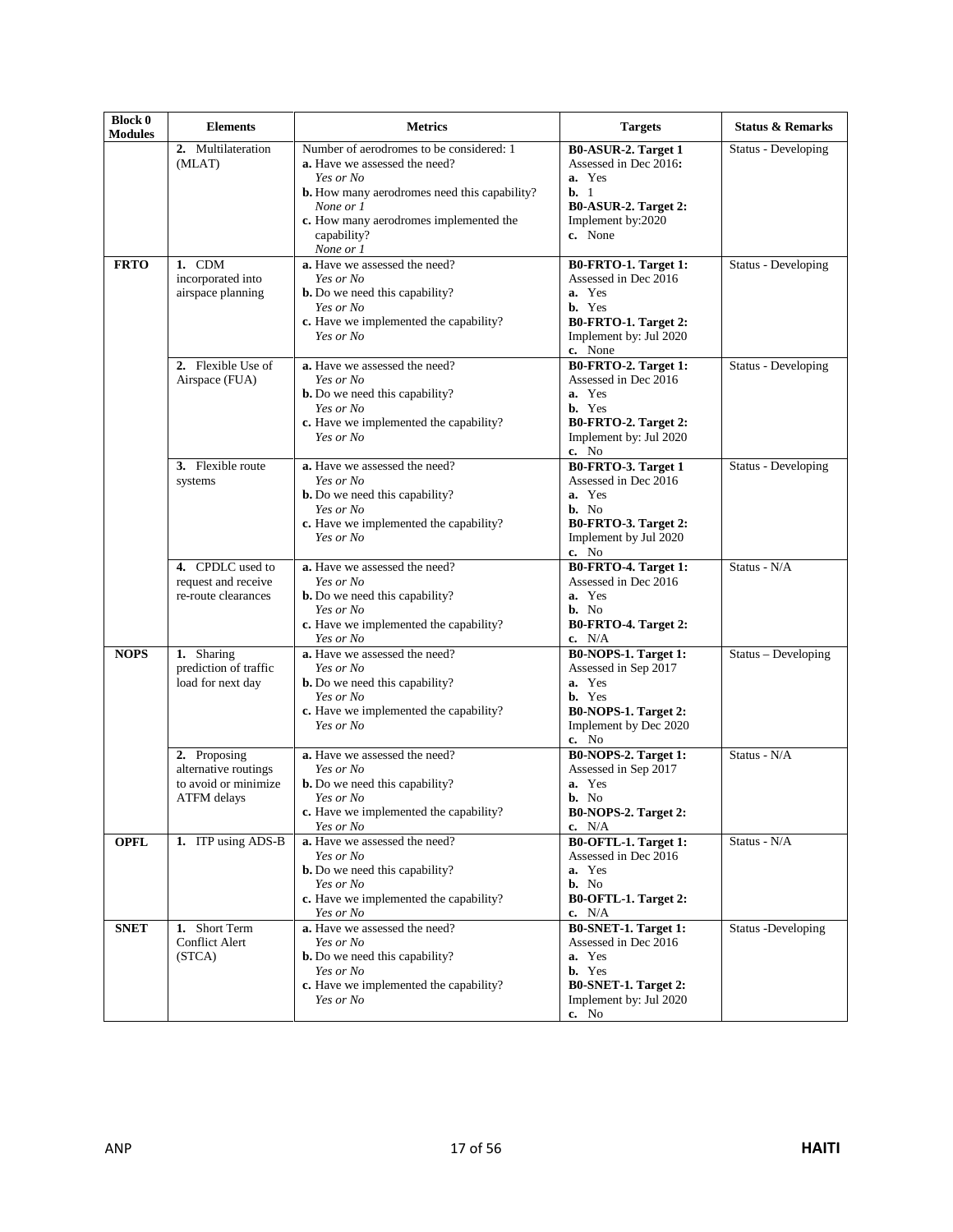| Block 0 Modules | Elements | Metrics | Targets | Status & Remarks |
|---|---|---|---|---|
| | **2.** Multilateration (MLAT) | Number of aerodromes to be considered: 1<br>**a.** Have we assessed the need?<br>*Yes or No*<br>**b.** How many aerodromes need this capability?<br>*None or 1*<br>**c.** How many aerodromes implemented the capability?<br>*None or 1* | **B0-ASUR-2. Target 1**<br>Assessed in Dec 2016**:**<br>**a.** Yes<br>**b.** 1<br>**B0-ASUR-2. Target 2:**<br>Implement by:2020<br>**c.** None | Status - Developing |
| **FRTO** | **1.** CDM incorporated into airspace planning | **a.** Have we assessed the need?<br>*Yes or No*<br>**b.** Do we need this capability?<br>*Yes or No*<br>**c.** Have we implemented the capability?<br>*Yes or No* | **B0-FRTO-1. Target 1:**<br>Assessed in Dec 2016<br>**a.** Yes<br>**b.** Yes<br>**B0-FRTO-1. Target 2:**<br>Implement by: Jul 2020<br>**c.** None | Status - Developing |
| | **2.** Flexible Use of Airspace (FUA) | **a.** Have we assessed the need?<br>*Yes or No*<br>**b.** Do we need this capability?<br>*Yes or No*<br>**c.** Have we implemented the capability?<br>*Yes or No* | **B0-FRTO-2. Target 1:**<br>Assessed in Dec 2016<br>**a.** Yes<br>**b.** Yes<br>**B0-FRTO-2. Target 2:**<br>Implement by: Jul 2020<br>**c.** No | Status - Developing |
| | **3.** Flexible route systems | **a.** Have we assessed the need?<br>*Yes or No*<br>**b.** Do we need this capability?<br>*Yes or No*<br>**c.** Have we implemented the capability?<br>*Yes or No* | **B0-FRTO-3. Target 1**<br>Assessed in Dec 2016<br>**a.** Yes<br>**b.** No<br>**B0-FRTO-3. Target 2:**<br>Implement by Jul 2020<br>**c.** No | Status - Developing |
| | **4.** CPDLC used to request and receive re-route clearances | **a.** Have we assessed the need?<br>*Yes or No*<br>**b.** Do we need this capability?<br>*Yes or No*<br>**c.** Have we implemented the capability?<br>*Yes or No* | **B0-FRTO-4. Target 1:**<br>Assessed in Dec 2016<br>**a.** Yes<br>**b.** No<br>**B0-FRTO-4. Target 2:**<br>**c.** N/A | Status - N/A |
| **NOPS** | **1.** Sharing prediction of traffic load for next day | **a.** Have we assessed the need?<br>*Yes or No*<br>**b.** Do we need this capability?<br>*Yes or No*<br>**c.** Have we implemented the capability?<br>*Yes or No* | **B0-NOPS-1. Target 1:**<br>Assessed in Sep 2017<br>**a.** Yes<br>**b.** Yes<br>**B0-NOPS-1. Target 2:**<br>Implement by Dec 2020<br>**c.** No | Status – Developing |
| | **2.** Proposing alternative routings to avoid or minimize ATFM delays | **a.** Have we assessed the need?<br>*Yes or No*<br>**b.** Do we need this capability?<br>*Yes or No*<br>**c.** Have we implemented the capability?<br>*Yes or No* | **B0-NOPS-2. Target 1:**<br>Assessed in Sep 2017<br>**a.** Yes<br>**b.** No<br>**B0-NOPS-2. Target 2:**<br>**c.** N/A | Status - N/A |
| **OPFL** | **1.** ITP using ADS-B | **a.** Have we assessed the need?<br>*Yes or No*<br>**b.** Do we need this capability?<br>*Yes or No*<br>**c.** Have we implemented the capability?<br>*Yes or No* | **B0-OFTL-1. Target 1:**<br>Assessed in Dec 2016<br>**a.** Yes<br>**b.** No<br>**B0-OFTL-1. Target 2:**<br>**c.** N/A | Status - N/A |
| **SNET** | **1.** Short Term Conflict Alert (STCA) | **a.** Have we assessed the need?<br>*Yes or No*<br>**b.** Do we need this capability?<br>*Yes or No*<br>**c.** Have we implemented the capability?<br>*Yes or No* | **B0-SNET-1. Target 1:**<br>Assessed in Dec 2016<br>**a.** Yes<br>**b.** Yes<br>**B0-SNET-1. Target 2:**<br>Implement by: Jul 2020<br>**c.** No | Status -Developing |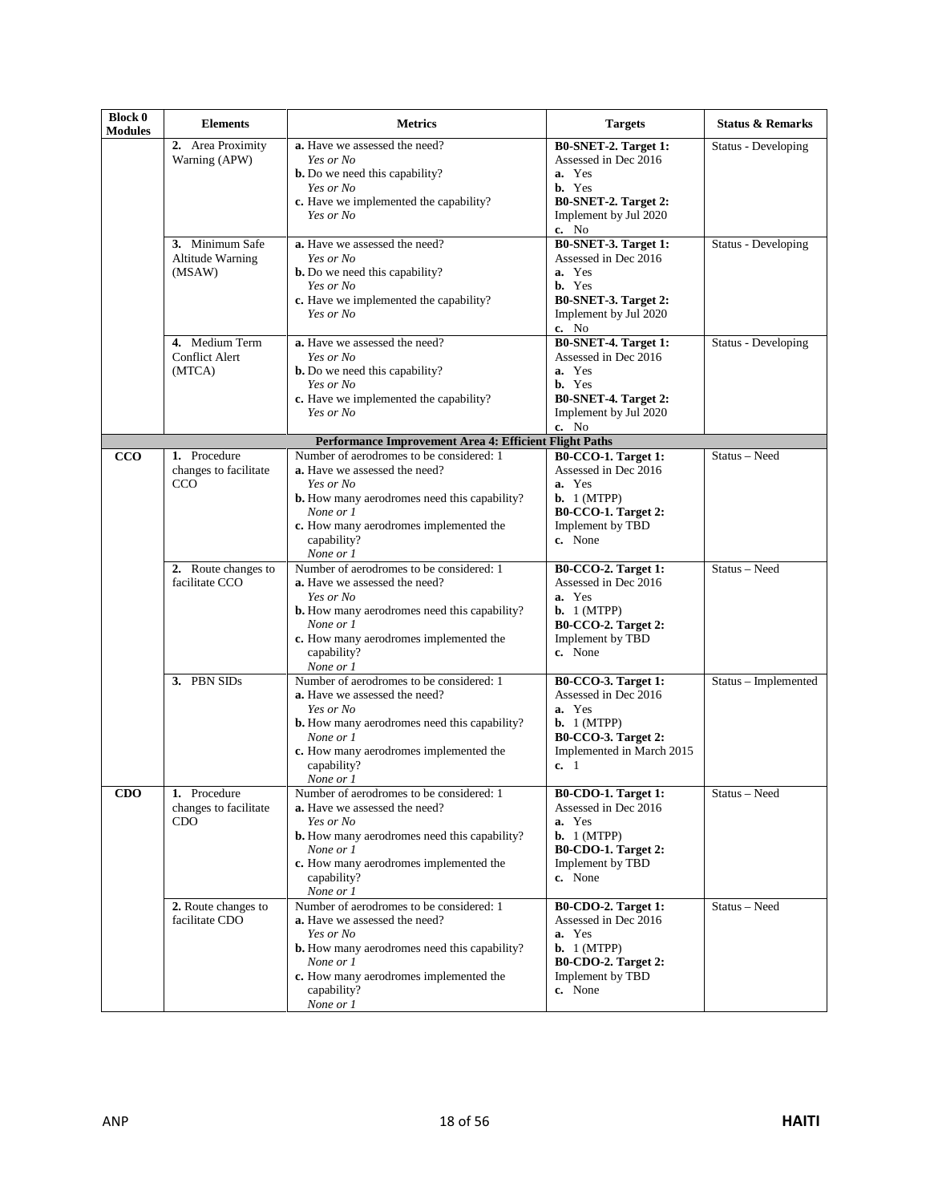| Block 0 Modules | Elements | Metrics | Targets | Status & Remarks |
|---|---|---|---|---|
| | **2.** Area Proximity Warning (APW) | **a.** Have we assessed the need?<br>*Yes or No*<br>**b.** Do we need this capability?<br>*Yes or No*<br>**c.** Have we implemented the capability?<br>*Yes or No* | **B0-SNET-2. Target 1:**<br>Assessed in Dec 2016<br>**a.** Yes<br>**b.** Yes<br>**B0-SNET-2. Target 2:**<br>Implement by Jul 2020<br>**c.** No | Status - Developing |
| | **3.** Minimum Safe Altitude Warning (MSAW) | **a.** Have we assessed the need?<br>*Yes or No*<br>**b.** Do we need this capability?<br>*Yes or No*<br>**c.** Have we implemented the capability?<br>*Yes or No* | **B0-SNET-3. Target 1:**<br>Assessed in Dec 2016<br>**a.** Yes<br>**b.** Yes<br>**B0-SNET-3. Target 2:**<br>Implement by Jul 2020<br>**c.** No | Status - Developing |
| | **4.** Medium Term Conflict Alert (MTCA) | **a.** Have we assessed the need?<br>*Yes or No*<br>**b.** Do we need this capability?<br>*Yes or No*<br>**c.** Have we implemented the capability?<br>*Yes or No* | **B0-SNET-4. Target 1:**<br>Assessed in Dec 2016<br>**a.** Yes<br>**b.** Yes<br>**B0-SNET-4. Target 2:**<br>Implement by Jul 2020<br>**c.** No | Status - Developing |
| | | **Performance Improvement Area 4: Efficient Flight Paths** | | |
| **CCO** | **1.** Procedure changes to facilitate CCO | Number of aerodromes to be considered: 1<br>**a.** Have we assessed the need?<br>*Yes or No*<br>**b.** How many aerodromes need this capability?<br>*None or 1*<br>**c.** How many aerodromes implemented the capability?<br>*None or 1* | **B0-CCO-1. Target 1:**<br>Assessed in Dec 2016<br>**a.** Yes<br>**b.** 1 (MTPP)<br>**B0-CCO-1. Target 2:**<br>Implement by TBD<br>**c.** None | Status – Need |
| | **2.** Route changes to facilitate CCO | Number of aerodromes to be considered: 1<br>**a.** Have we assessed the need?<br>*Yes or No*<br>**b.** How many aerodromes need this capability?<br>*None or 1*<br>**c.** How many aerodromes implemented the capability?<br>*None or 1* | **B0-CCO-2. Target 1:**<br>Assessed in Dec 2016<br>**a.** Yes<br>**b.** 1 (MTPP)<br>**B0-CCO-2. Target 2:**<br>Implement by TBD<br>**c.** None | Status – Need |
| | **3.** PBN SIDs | Number of aerodromes to be considered: 1<br>**a.** Have we assessed the need?<br>*Yes or No*<br>**b.** How many aerodromes need this capability?<br>*None or 1*<br>**c.** How many aerodromes implemented the capability?<br>*None or 1* | **B0-CCO-3. Target 1:**<br>Assessed in Dec 2016<br>**a.** Yes<br>**b.** 1 (MTPP)<br>**B0-CCO-3. Target 2:**<br>Implemented in March 2015<br>**c.** 1 | Status – Implemented |
| **CDO** | **1.** Procedure changes to facilitate CDO | Number of aerodromes to be considered: 1<br>**a.** Have we assessed the need?<br>*Yes or No*<br>**b.** How many aerodromes need this capability?<br>*None or 1*<br>**c.** How many aerodromes implemented the capability?<br>*None or 1* | **B0-CDO-1. Target 1:**<br>Assessed in Dec 2016<br>**a.** Yes<br>**b.** 1 (MTPP)<br>**B0-CDO-1. Target 2:**<br>Implement by TBD<br>**c.** None | Status – Need |
| | **2.** Route changes to facilitate CDO | Number of aerodromes to be considered: 1<br>**a.** Have we assessed the need?<br>*Yes or No*<br>**b.** How many aerodromes need this capability?<br>*None or 1*<br>**c.** How many aerodromes implemented the capability?<br>*None or 1* | **B0-CDO-2. Target 1:**<br>Assessed in Dec 2016<br>**a.** Yes<br>**b.** 1 (MTPP)<br>**B0-CDO-2. Target 2:**<br>Implement by TBD<br>**c.** None | Status – Need |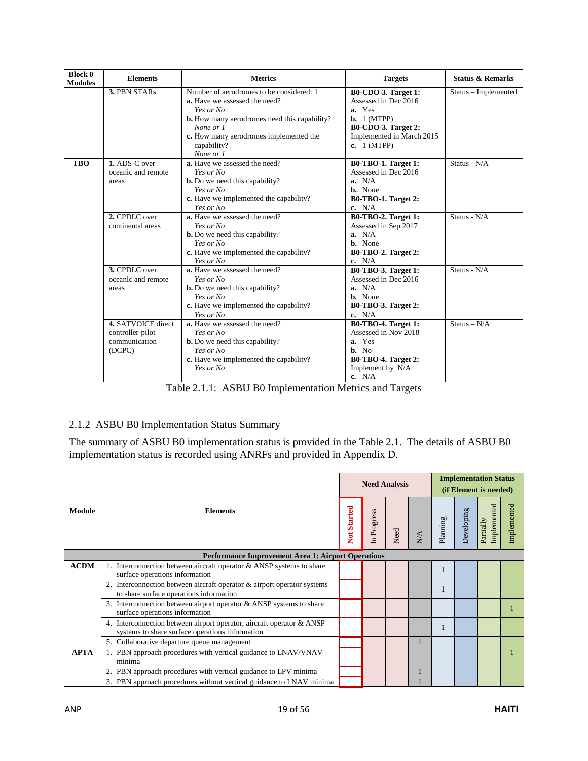| Block 0 Modules | Elements | Metrics | Targets | Status & Remarks |
|---|---|---|---|---|
| | **3.** PBN STARs | Number of aerodromes to be considered: 1<br>**a.** Have we assessed the need?<br>*Yes or No*<br>**b.** How many aerodromes need this capability?<br>*None or 1*<br>**c.** How many aerodromes implemented the capability?<br>*None or 1* | **B0-CDO-3. Target 1:**<br>Assessed in Dec 2016<br>**a.** Yes<br>**b.** 1 (MTPP)<br>**B0-CDO-3. Target 2:**<br>Implemented in March 2015<br>**c.** 1 (MTPP) | Status – Implemented |
| **TBO** | **1.** ADS-C over oceanic and remote areas | **a.** Have we assessed the need?<br>*Yes or No*<br>**b.** Do we need this capability?<br>*Yes or No*<br>**c.** Have we implemented the capability?<br>*Yes or No* | **B0-TBO-1. Target 1:**<br>Assessed in Dec 2016<br>**a.** N/A<br>**b.** None<br>**B0-TBO-1. Target 2:**<br>**c.** N/A | Status - N/A |
| | **2.** CPDLC over continental areas | **a.** Have we assessed the need?<br>*Yes or No*<br>**b.** Do we need this capability?<br>*Yes or No*<br>**c.** Have we implemented the capability?<br>*Yes or No* | **B0-TBO-2. Target 1:**<br>Assessed in Sep 2017<br>**a.** N/A<br>**b.** None<br>**B0-TBO-2. Target 2:**<br>**c.** N/A | Status - N/A |
| | **3.** CPDLC over oceanic and remote areas | **a.** Have we assessed the need?<br>*Yes or No*<br>**b.** Do we need this capability?<br>*Yes or No*<br>**c.** Have we implemented the capability?<br>*Yes or No* | **B0-TBO-3. Target 1:**<br>Assessed in Dec 2016<br>**a.** N/A<br>**b.** None<br>**B0-TBO-3. Target 2:**<br>**c.** N/A | Status - N/A |
| | **4.** SATVOICE direct controller-pilot communication (DCPC) | **a.** Have we assessed the need?<br>*Yes or No*<br>**b.** Do we need this capability?<br>*Yes or No*<br>**c.** Have we implemented the capability?<br>*Yes or No* | **B0-TBO-4. Target 1:**<br>Assessed in Nov 2018<br>**a.** Yes<br>**b.** No<br>**B0-TBO-4. Target 2:**<br>Implement by N/A<br>**c.** N/A | Status – N/A |

Table 2.1.1: ASBU B0 Implementation Metrics and Targets

### 2.1.2 ASBU B0 Implementation Status Summary

The summary of ASBU B0 implementation status is provided in the Table 2.1. The details of ASBU B0 implementation status is recorded using ANRFs and provided in Appendix D.

| Module | Elements | Need Analysis | | | | Implementation Status (if Element is needed) | | | |
|---|---|---|---|---|---|---|---|---|---|
| | | **Not Started** | In Progress | Need | N/A | Planning | Developing | Partially Implemented | Implemented |
| **Performance Improvement Area 1: Airport Operations** | | | | | | | | | |
| **ACDM** | 1. Interconnection between aircraft operator & ANSP systems to share surface operations information | | | | | 1 | | | |
| | 2. Interconnection between aircraft operator & airport operator systems to share surface operations information | | | | | 1 | | | |
| | 3. Interconnection between airport operator & ANSP systems to share surface operations information | | | | | | | | 1 |
| | 4. Interconnection between airport operator, aircraft operator & ANSP systems to share surface operations information | | | | | 1 | | | |
| | 5. Collaborative departure queue management | | | | 1 | | | | |
| **APTA** | 1. PBN approach procedures with vertical guidance to LNAV/VNAV minima | | | | | | | | 1 |
| | 2. PBN approach procedures with vertical guidance to LPV minima | | | | 1 | | | | |
| | 3. PBN approach procedures without vertical guidance to LNAV minima | | | | 1 | | | | |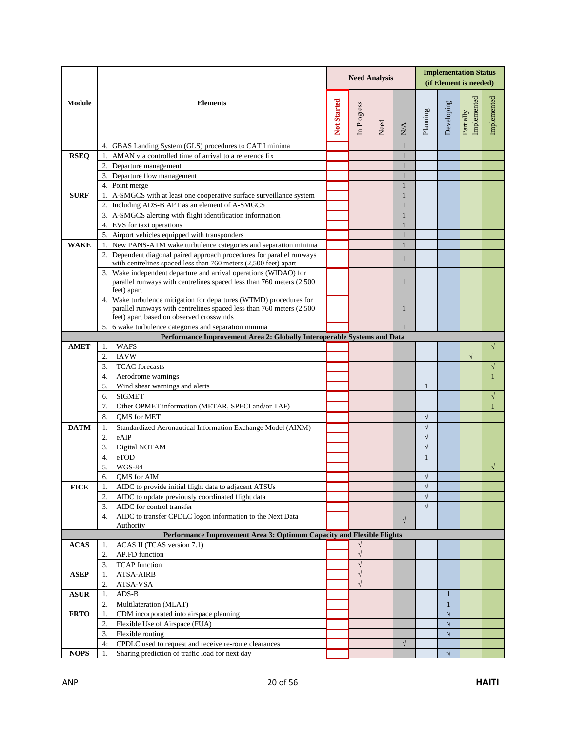| Module | Elements | Need Analysis | | | | Implementation Status (if Element is needed) | | | |
|---|---|---|---|---|---|---|---|---|---|
| | | Not Started | In Progress | Need | N/A | Planning | Developing | Partially Implemented | Implemented |
| | 4. GBAS Landing System (GLS) procedures to CAT I minima | | | | 1 | | | | |
| RSEQ | 1. AMAN via controlled time of arrival to a reference fix | | | | 1 | | | | |
| | 2. Departure management | | | | 1 | | | | |
| | 3. Departure flow management | | | | 1 | | | | |
| | 4. Point merge | | | | 1 | | | | |
| SURF | 1. A-SMGCS with at least one cooperative surface surveillance system | | | | 1 | | | | |
| | 2. Including ADS-B APT as an element of A-SMGCS | | | | 1 | | | | |
| | 3. A-SMGCS alerting with flight identification information | | | | 1 | | | | |
| | 4. EVS for taxi operations | | | | 1 | | | | |
| | 5. Airport vehicles equipped with transponders | | | | 1 | | | | |
| WAKE | 1. New PANS-ATM wake turbulence categories and separation minima | | | | 1 | | | | |
| | 2. Dependent diagonal paired approach procedures for parallel runways with centrelines spaced less than 760 meters (2,500 feet) apart | | | | 1 | | | | |
| | 3. Wake independent departure and arrival operations (WIDAO) for parallel runways with centrelines spaced less than 760 meters (2,500 feet) apart | | | | 1 | | | | |
| | 4. Wake turbulence mitigation for departures (WTMD) procedures for parallel runways with centrelines spaced less than 760 meters (2,500 feet) apart based on observed crosswinds | | | | 1 | | | | |
| | 5. 6 wake turbulence categories and separation minima | | | | 1 | | | | |
| **Performance Improvement Area 2: Globally Interoperable Systems and Data** | | | | | | | | | |
| AMET | 1. WAFS | | | | | | | | √ |
| | 2. IAVW | | | | | | | √ | |
| | 3. TCAC forecasts | | | | | | | | √ |
| | 4. Aerodrome warnings | | | | | | | | 1 |
| | 5. Wind shear warnings and alerts | | | | | 1 | | | |
| | 6. SIGMET | | | | | | | | √ |
| | 7. Other OPMET information (METAR, SPECI and/or TAF) | | | | | | | | 1 |
| | 8. QMS for MET | | | | | √ | | | |
| DATM | 1. Standardized Aeronautical Information Exchange Model (AIXM) | | | | | √ | | | |
| | 2. eAIP | | | | | √ | | | |
| | 3. Digital NOTAM | | | | | √ | | | |
| | 4. eTOD | | | | | 1 | | | |
| | 5. WGS-84 | | | | | | | | √ |
| | 6. QMS for AIM | | | | | √ | | | |
| FICE | 1. AIDC to provide initial flight data to adjacent ATSUs | | | | | √ | | | |
| | 2. AIDC to update previously coordinated flight data | | | | | √ | | | |
| | 3. AIDC for control transfer | | | | | √ | | | |
| | 4. AIDC to transfer CPDLC logon information to the Next Data Authority | | | | √ | | | | |
| **Performance Improvement Area 3: Optimum Capacity and Flexible Flights** | | | | | | | | | |
| ACAS | 1. ACAS II (TCAS version 7.1) | | √ | | | | | | |
| | 2. AP.FD function | | √ | | | | | | |
| | 3. TCAP function | | √ | | | | | | |
| ASEP | 1. ATSA-AIRB | | √ | | | | | | |
| | 2. ATSA-VSA | | √ | | | | | | |
| ASUR | 1. ADS-B | | | | | | 1 | | |
| | 2. Multilateration (MLAT) | | | | | | 1 | | |
| FRTO | 1. CDM incorporated into airspace planning | | | | | | √ | | |
| | 2. Flexible Use of Airspace (FUA) | | | | | | √ | | |
| | 3. Flexible routing | | | | | | √ | | |
| | 4: CPDLC used to request and receive re-route clearances | | | | √ | | | | |
| NOPS | 1. Sharing prediction of traffic load for next day | | | | | | √ | | |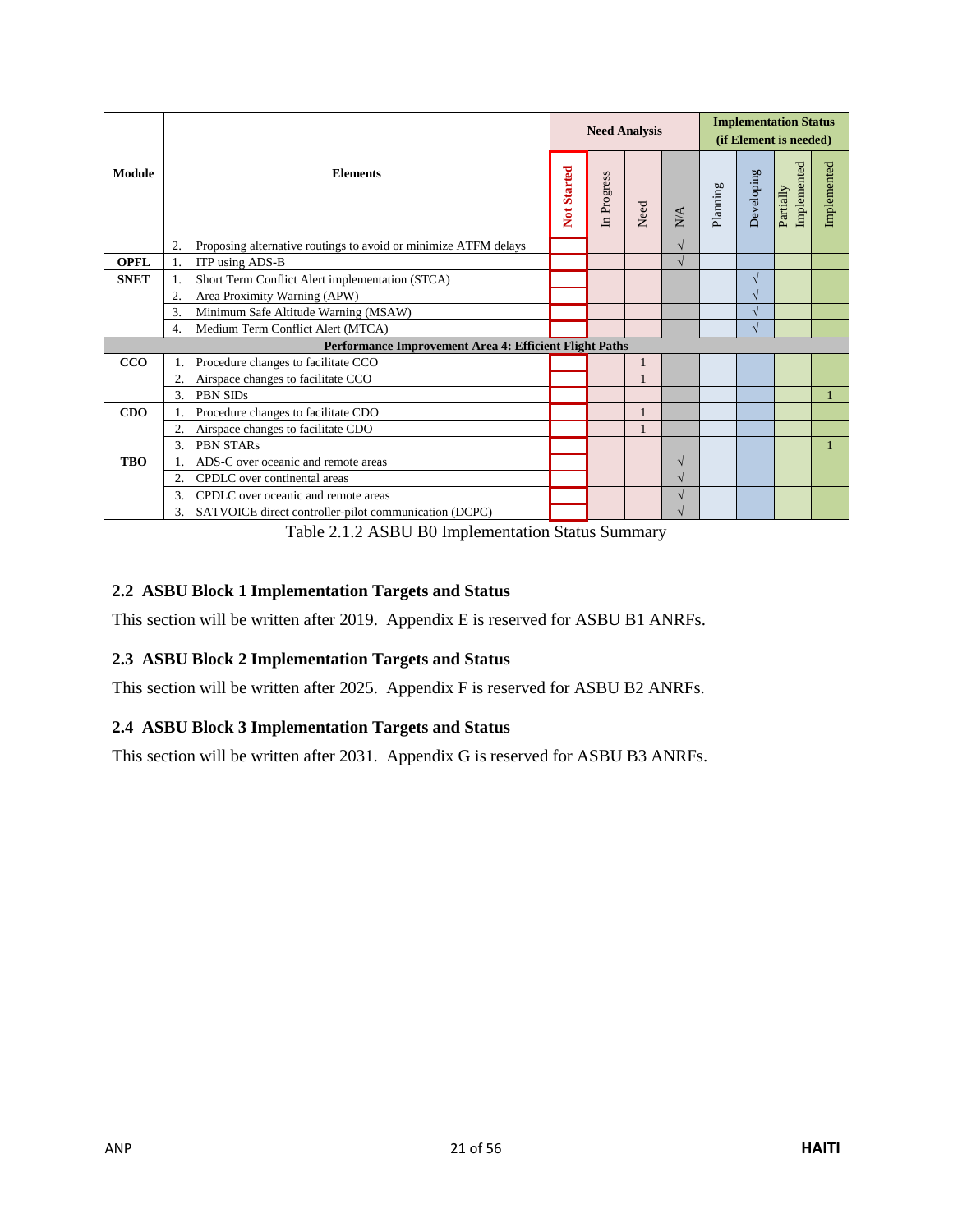| Module | Elements | Need Analysis | | | | Implementation Status (if Element is needed) | | | |
|---|---|---|---|---|---|---|---|---|---|
| | | Not Started | In Progress | Need | N/A | Planning | Developing | Partially Implemented | Implemented |
| | 2. Proposing alternative routings to avoid or minimize ATFM delays | | | | √ | | | | |
| OPFL | 1. ITP using ADS-B | | | | √ | | | | |
| SNET | 1. Short Term Conflict Alert implementation (STCA) | | | | | | √ | | |
| | 2. Area Proximity Warning (APW) | | | | | | √ | | |
| | 3. Minimum Safe Altitude Warning (MSAW) | | | | | | √ | | |
| | 4. Medium Term Conflict Alert (MTCA) | | | | | | √ | | |
| **Performance Improvement Area 4: Efficient Flight Paths** | | | | | | | | | |
| CCO | 1. Procedure changes to facilitate CCO | | | 1 | | | | | |
| | 2. Airspace changes to facilitate CCO | | | 1 | | | | | |
| | 3. PBN SIDs | | | | | | | | 1 |
| CDO | 1. Procedure changes to facilitate CDO | | | 1 | | | | | |
| | 2. Airspace changes to facilitate CDO | | | 1 | | | | | |
| | 3. PBN STARs | | | | | | | | 1 |
| TBO | 1. ADS-C over oceanic and remote areas | | | | √ | | | | |
| | 2. CPDLC over continental areas | | | | √ | | | | |
| | 3. CPDLC over oceanic and remote areas | | | | √ | | | | |
| | 3. SATVOICE direct controller-pilot communication (DCPC) | | | | √ | | | | |

Table 2.1.2 ASBU B0 Implementation Status Summary

## 2.2 ASBU Block 1 Implementation Targets and Status

This section will be written after 2019. Appendix E is reserved for ASBU B1 ANRFs.

## 2.3 ASBU Block 2 Implementation Targets and Status

This section will be written after 2025. Appendix F is reserved for ASBU B2 ANRFs.

## 2.4 ASBU Block 3 Implementation Targets and Status

This section will be written after 2031. Appendix G is reserved for ASBU B3 ANRFs.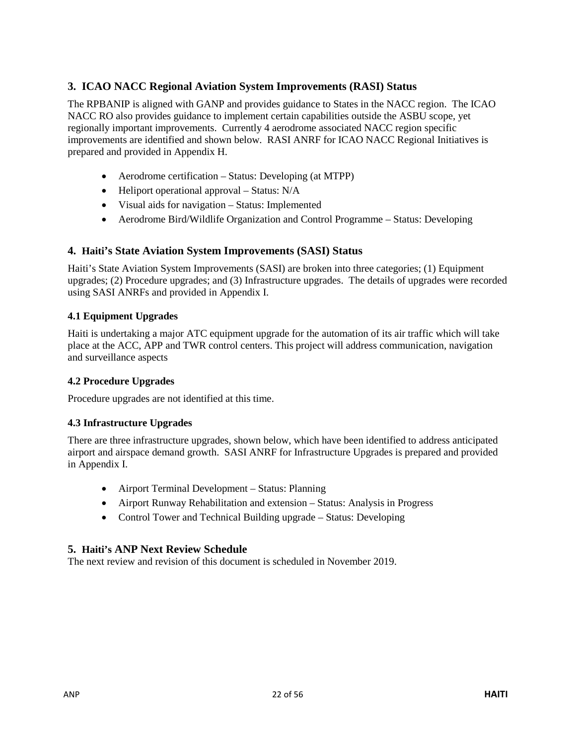## 3. ICAO NACC Regional Aviation System Improvements (RASI) Status

The RPBANIP is aligned with GANP and provides guidance to States in the NACC region. The ICAO NACC RO also provides guidance to implement certain capabilities outside the ASBU scope, yet regionally important improvements. Currently 4 aerodrome associated NACC region specific improvements are identified and shown below. RASI ANRF for ICAO NACC Regional Initiatives is prepared and provided in Appendix H.

- Aerodrome certification – Status: Developing (at MTPP)
- Heliport operational approval – Status: N/A
- Visual aids for navigation – Status: Implemented
- Aerodrome Bird/Wildlife Organization and Control Programme – Status: Developing

## 4. Haiti's State Aviation System Improvements (SASI) Status

Haiti's State Aviation System Improvements (SASI) are broken into three categories; (1) Equipment upgrades; (2) Procedure upgrades; and (3) Infrastructure upgrades. The details of upgrades were recorded using SASI ANRFs and provided in Appendix I.

### 4.1 Equipment Upgrades

Haiti is undertaking a major ATC equipment upgrade for the automation of its air traffic which will take place at the ACC, APP and TWR control centers. This project will address communication, navigation and surveillance aspects

### 4.2 Procedure Upgrades

Procedure upgrades are not identified at this time.

### 4.3 Infrastructure Upgrades

There are three infrastructure upgrades, shown below, which have been identified to address anticipated airport and airspace demand growth. SASI ANRF for Infrastructure Upgrades is prepared and provided in Appendix I.

- Airport Terminal Development – Status: Planning
- Airport Runway Rehabilitation and extension – Status: Analysis in Progress
- Control Tower and Technical Building upgrade – Status: Developing

## 5. Haiti's ANP Next Review Schedule

The next review and revision of this document is scheduled in November 2019.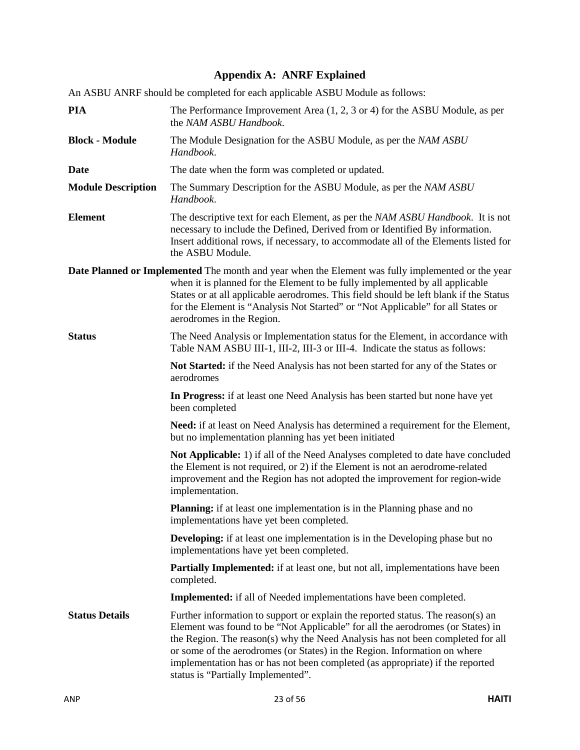## Appendix A: ANRF Explained

An ASBU ANRF should be completed for each applicable ASBU Module as follows:

**PIA** The Performance Improvement Area (1, 2, 3 or 4) for the ASBU Module, as per the *NAM ASBU Handbook*.

**Block - Module** The Module Designation for the ASBU Module, as per the *NAM ASBU Handbook*.

**Date** The date when the form was completed or updated.

**Module Description** The Summary Description for the ASBU Module, as per the *NAM ASBU Handbook*.

**Element** The descriptive text for each Element, as per the *NAM ASBU Handbook*. It is not necessary to include the Defined, Derived from or Identified By information. Insert additional rows, if necessary, to accommodate all of the Elements listed for the ASBU Module.

**Date Planned or Implemented** The month and year when the Element was fully implemented or the year when it is planned for the Element to be fully implemented by all applicable States or at all applicable aerodromes. This field should be left blank if the Status for the Element is "Analysis Not Started" or "Not Applicable" for all States or aerodromes in the Region.

**Status** The Need Analysis or Implementation status for the Element, in accordance with Table NAM ASBU III-1, III-2, III-3 or III-4. Indicate the status as follows:

**Not Started:** if the Need Analysis has not been started for any of the States or aerodromes

**In Progress:** if at least one Need Analysis has been started but none have yet been completed

**Need:** if at least on Need Analysis has determined a requirement for the Element, but no implementation planning has yet been initiated

**Not Applicable:** 1) if all of the Need Analyses completed to date have concluded the Element is not required, or 2) if the Element is not an aerodrome-related improvement and the Region has not adopted the improvement for region-wide implementation.

**Planning:** if at least one implementation is in the Planning phase and no implementations have yet been completed.

**Developing:** if at least one implementation is in the Developing phase but no implementations have yet been completed.

**Partially Implemented:** if at least one, but not all, implementations have been completed.

**Implemented:** if all of Needed implementations have been completed.

**Status Details** Further information to support or explain the reported status. The reason(s) an Element was found to be "Not Applicable" for all the aerodromes (or States) in the Region. The reason(s) why the Need Analysis has not been completed for all or some of the aerodromes (or States) in the Region. Information on where implementation has or has not been completed (as appropriate) if the reported status is "Partially Implemented".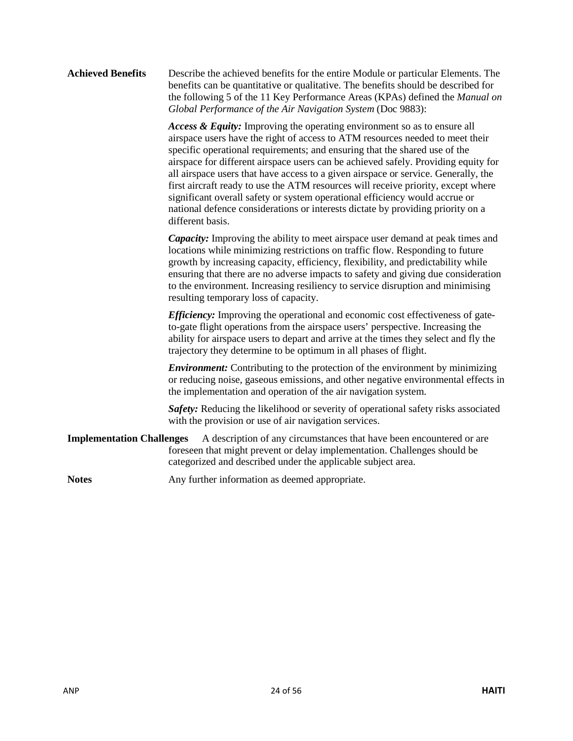**Achieved Benefits** Describe the achieved benefits for the entire Module or particular Elements. The benefits can be quantitative or qualitative. The benefits should be described for the following 5 of the 11 Key Performance Areas (KPAs) defined the *Manual on Global Performance of the Air Navigation System* (Doc 9883):

***Access & Equity:*** Improving the operating environment so as to ensure all airspace users have the right of access to ATM resources needed to meet their specific operational requirements; and ensuring that the shared use of the airspace for different airspace users can be achieved safely. Providing equity for all airspace users that have access to a given airspace or service. Generally, the first aircraft ready to use the ATM resources will receive priority, except where significant overall safety or system operational efficiency would accrue or national defence considerations or interests dictate by providing priority on a different basis.

***Capacity:*** Improving the ability to meet airspace user demand at peak times and locations while minimizing restrictions on traffic flow. Responding to future growth by increasing capacity, efficiency, flexibility, and predictability while ensuring that there are no adverse impacts to safety and giving due consideration to the environment. Increasing resiliency to service disruption and minimising resulting temporary loss of capacity.

***Efficiency:*** Improving the operational and economic cost effectiveness of gate-to-gate flight operations from the airspace users' perspective. Increasing the ability for airspace users to depart and arrive at the times they select and fly the trajectory they determine to be optimum in all phases of flight.

***Environment:*** Contributing to the protection of the environment by minimizing or reducing noise, gaseous emissions, and other negative environmental effects in the implementation and operation of the air navigation system.

***Safety:*** Reducing the likelihood or severity of operational safety risks associated with the provision or use of air navigation services.

**Implementation Challenges** A description of any circumstances that have been encountered or are foreseen that might prevent or delay implementation. Challenges should be categorized and described under the applicable subject area.

**Notes** Any further information as deemed appropriate.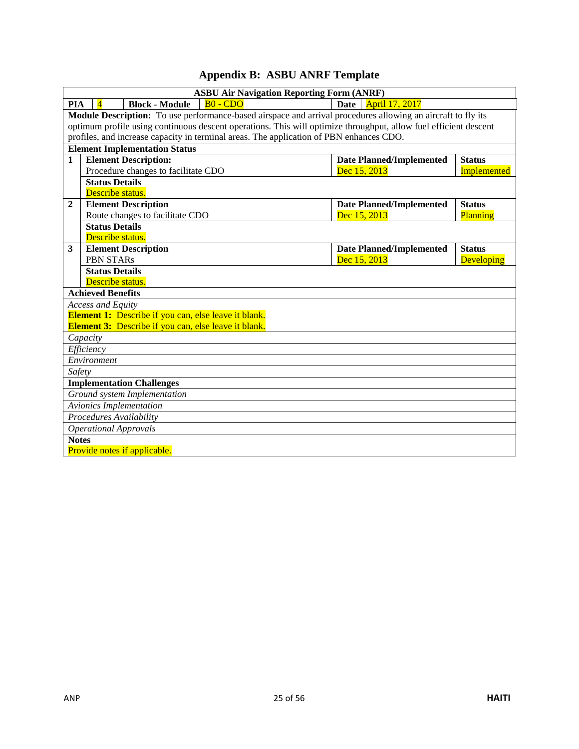# Appendix B: ASBU ANRF Template

| ASBU Air Navigation Reporting Form (ANRF) | | | | |
|---|---|---|---|---|
| **PIA** | 4 | **Block - Module** B0 - CDO | **Date** | April 17, 2017 |
| **Module Description:** To use performance-based airspace and arrival procedures allowing an aircraft to fly its optimum profile using continuous descent operations. This will optimize throughput, allow fuel efficient descent profiles, and increase capacity in terminal areas. The application of PBN enhances CDO. | | | | |
| **Element Implementation Status** | | | | |
| **1** | **Element Description:**<br>Procedure changes to facilitate CDO | | **Date Planned/Implemented**<br>Dec 15, 2013 | **Status**<br>Implemented |
| | **Status Details**<br>Describe status. | | | |
| **2** | **Element Description**<br>Route changes to facilitate CDO | | **Date Planned/Implemented**<br>Dec 15, 2013 | **Status**<br>Planning |
| | **Status Details**<br>Describe status. | | | |
| **3** | **Element Description**<br>PBN STARs | | **Date Planned/Implemented**<br>Dec 15, 2013 | **Status**<br>Developing |
| | **Status Details**<br>Describe status. | | | |
| **Achieved Benefits** | | | | |
| *Access and Equity*<br>**Element 1:** Describe if you can, else leave it blank.<br>**Element 3:** Describe if you can, else leave it blank. | | | | |
| *Capacity* | | | | |
| *Efficiency* | | | | |
| *Environment* | | | | |
| *Safety* | | | | |
| **Implementation Challenges** | | | | |
| *Ground system Implementation* | | | | |
| *Avionics Implementation* | | | | |
| *Procedures Availability* | | | | |
| *Operational Approvals* | | | | |
| **Notes**<br>Provide notes if applicable. | | | | |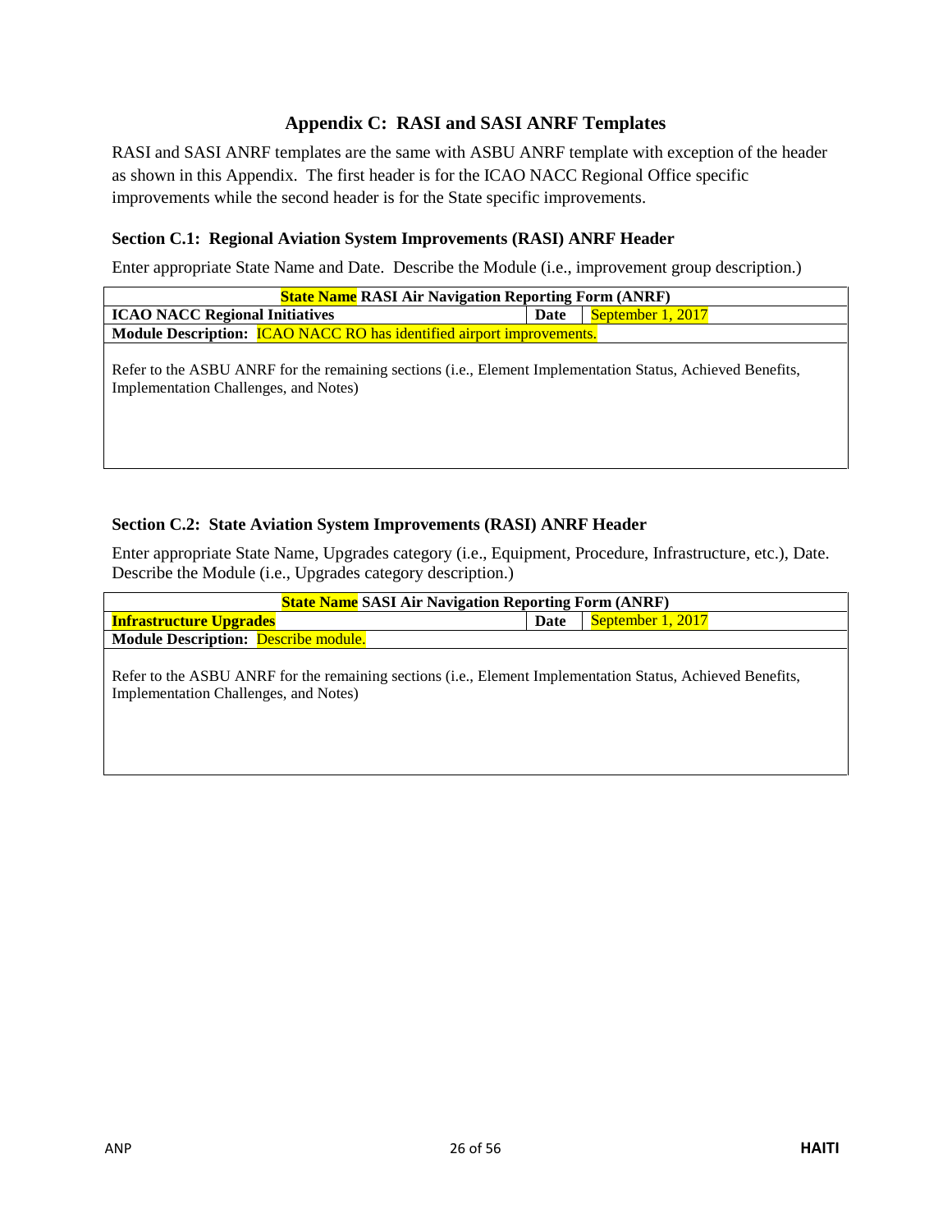# Appendix C: RASI and SASI ANRF Templates

RASI and SASI ANRF templates are the same with ASBU ANRF template with exception of the header as shown in this Appendix. The first header is for the ICAO NACC Regional Office specific improvements while the second header is for the State specific improvements.

### Section C.1: Regional Aviation System Improvements (RASI) ANRF Header

Enter appropriate State Name and Date. Describe the Module (i.e., improvement group description.)

| **State Name RASI Air Navigation Reporting Form (ANRF)** | | |
|---|---|---|
| **ICAO NACC Regional Initiatives** | **Date** | September 1, 2017 |
| **Module Description:** ICAO NACC RO has identified airport improvements. | | |
| Refer to the ASBU ANRF for the remaining sections (i.e., Element Implementation Status, Achieved Benefits, Implementation Challenges, and Notes) | | |

### Section C.2: State Aviation System Improvements (RASI) ANRF Header

Enter appropriate State Name, Upgrades category (i.e., Equipment, Procedure, Infrastructure, etc.), Date. Describe the Module (i.e., Upgrades category description.)

| **State Name SASI Air Navigation Reporting Form (ANRF)** | | |
|---|---|---|
| **Infrastructure Upgrades** | **Date** | September 1, 2017 |
| **Module Description:** Describe module. | | |
| Refer to the ASBU ANRF for the remaining sections (i.e., Element Implementation Status, Achieved Benefits, Implementation Challenges, and Notes) | | |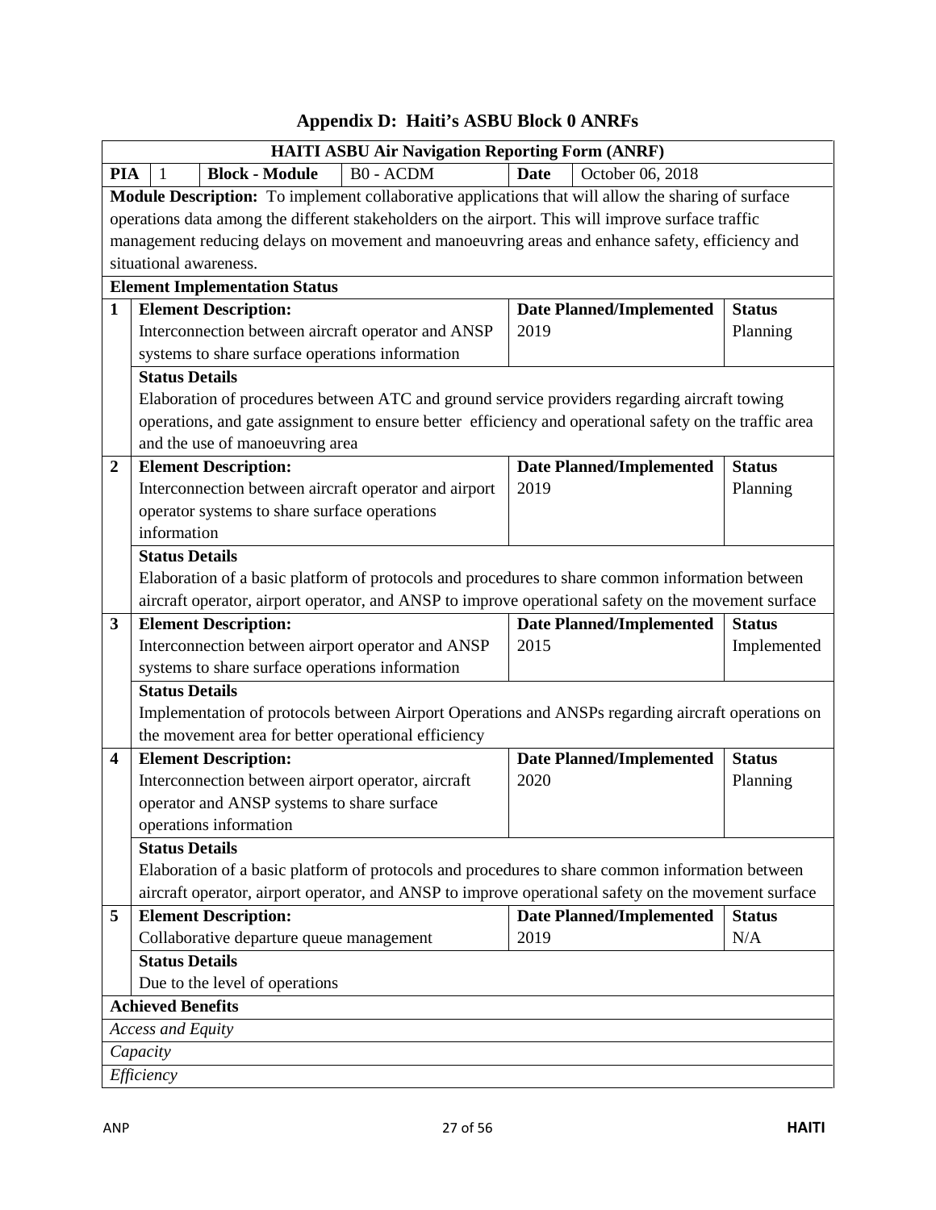## Appendix D: Haiti's ASBU Block 0 ANRFs

| HAITI ASBU Air Navigation Reporting Form (ANRF) | | | | | | |
|---|---|---|---|---|---|---|
| **PIA** | 1 | **Block - Module** | B0 - ACDM | **Date** | October 06, 2018 | |
| **Module Description:** To implement collaborative applications that will allow the sharing of surface operations data among the different stakeholders on the airport. This will improve surface traffic management reducing delays on movement and manoeuvring areas and enhance safety, efficiency and situational awareness. | | | | | | |
| **Element Implementation Status** | | | | | | |
| **1** | **Element Description:** Interconnection between aircraft operator and ANSP systems to share surface operations information | | | **Date Planned/Implemented** 2019 | | **Status** Planning |
| | **Status Details** Elaboration of procedures between ATC and ground service providers regarding aircraft towing operations, and gate assignment to ensure better efficiency and operational safety on the traffic area and the use of manoeuvring area | | | | | |
| **2** | **Element Description:** Interconnection between aircraft operator and airport operator systems to share surface operations information | | | **Date Planned/Implemented** 2019 | | **Status** Planning |
| | **Status Details** Elaboration of a basic platform of protocols and procedures to share common information between aircraft operator, airport operator, and ANSP to improve operational safety on the movement surface | | | | | |
| **3** | **Element Description:** Interconnection between airport operator and ANSP systems to share surface operations information | | | **Date Planned/Implemented** 2015 | | **Status** Implemented |
| | **Status Details** Implementation of protocols between Airport Operations and ANSPs regarding aircraft operations on the movement area for better operational efficiency | | | | | |
| **4** | **Element Description:** Interconnection between airport operator, aircraft operator and ANSP systems to share surface operations information | | | **Date Planned/Implemented** 2020 | | **Status** Planning |
| | **Status Details** Elaboration of a basic platform of protocols and procedures to share common information between aircraft operator, airport operator, and ANSP to improve operational safety on the movement surface | | | | | |
| **5** | **Element Description:** Collaborative departure queue management | | | **Date Planned/Implemented** 2019 | | **Status** N/A |
| | **Status Details** Due to the level of operations | | | | | |
| **Achieved Benefits** | | | | | | |
| *Access and Equity* | | | | | | |
| *Capacity* | | | | | | |
| *Efficiency* | | | | | | |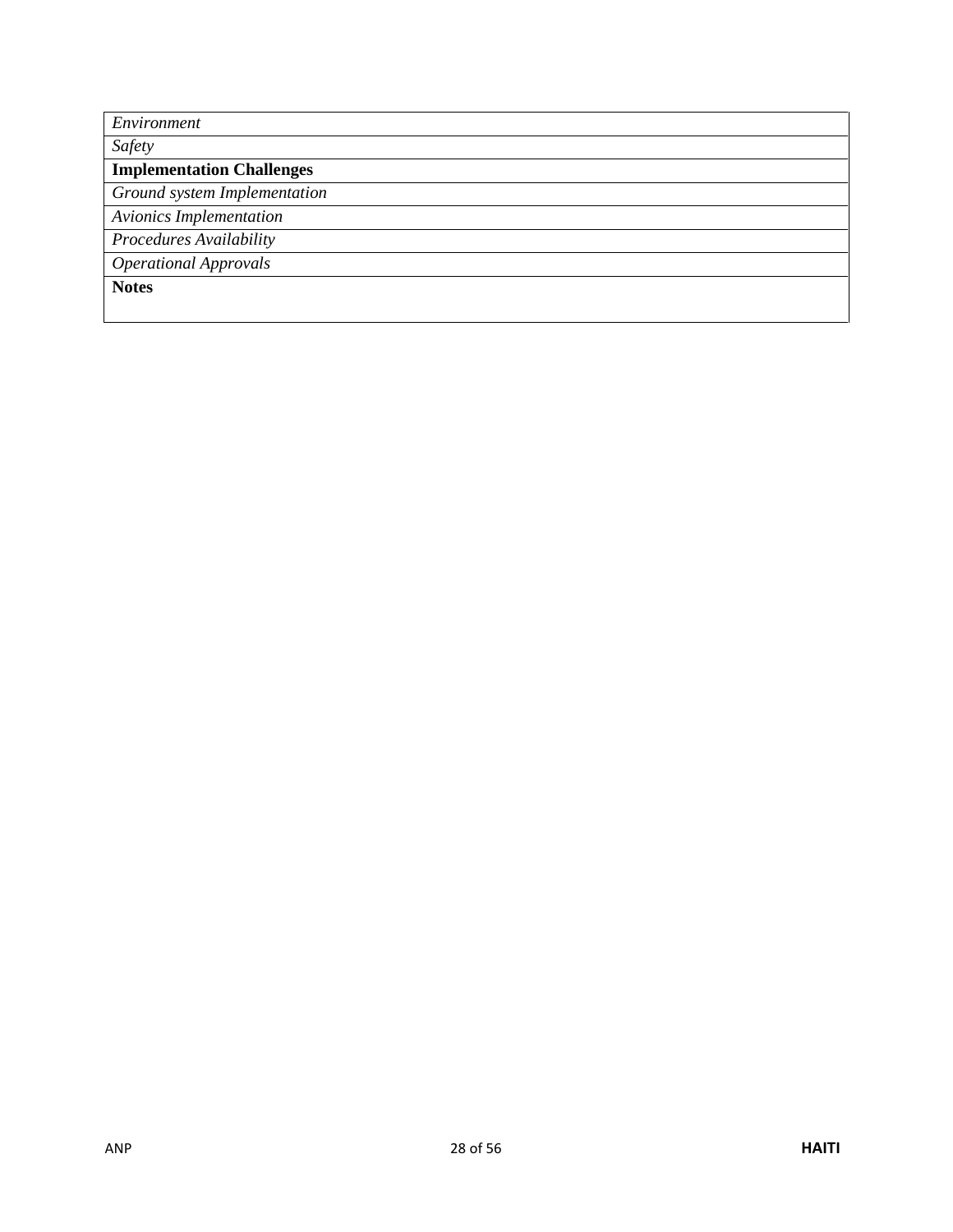| *Environment* |
|---|
| *Safety* |
| **Implementation Challenges** |
| *Ground system Implementation* |
| *Avionics Implementation* |
| *Procedures Availability* |
| *Operational Approvals* |
| **Notes** |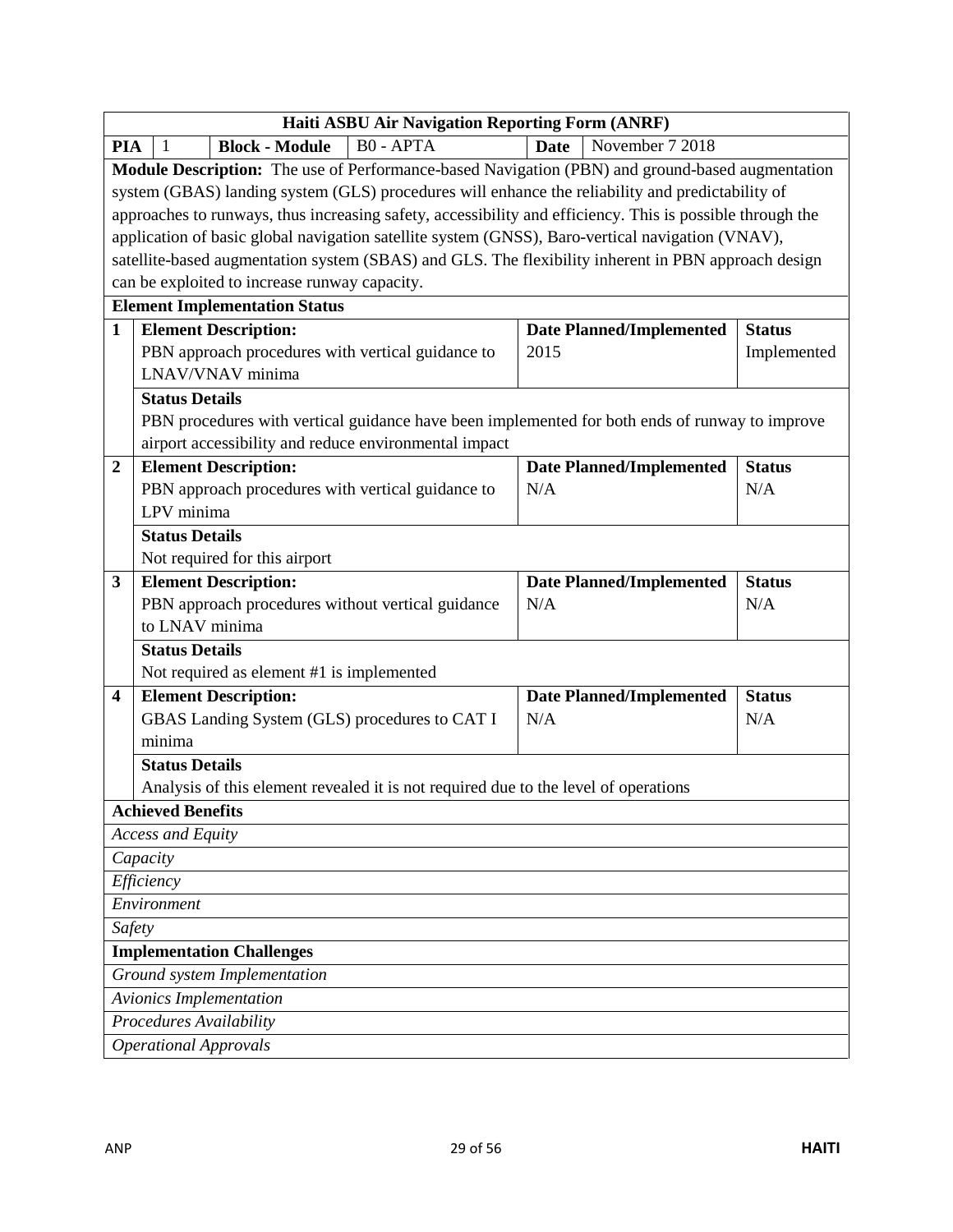| Haiti ASBU Air Navigation Reporting Form (ANRF) | | | | | |
|---|---|---|---|---|---|
| **PIA** 1 | **Block - Module** | B0 - APTA | **Date** | November 7 2018 | |

**Module Description:** The use of Performance-based Navigation (PBN) and ground-based augmentation system (GBAS) landing system (GLS) procedures will enhance the reliability and predictability of approaches to runways, thus increasing safety, accessibility and efficiency. This is possible through the application of basic global navigation satellite system (GNSS), Baro-vertical navigation (VNAV), satellite-based augmentation system (SBAS) and GLS. The flexibility inherent in PBN approach design can be exploited to increase runway capacity.

**Element Implementation Status**

| # | Element Description | Date Planned/Implemented | Status |
|---|---|---|---|
| 1 | PBN approach procedures with vertical guidance to LNAV/VNAV minima | 2015 | Implemented |
| | **Status Details:** PBN procedures with vertical guidance have been implemented for both ends of runway to improve airport accessibility and reduce environmental impact | | |
| 2 | PBN approach procedures with vertical guidance to LPV minima | N/A | N/A |
| | **Status Details:** Not required for this airport | | |
| 3 | PBN approach procedures without vertical guidance to LNAV minima | N/A | N/A |
| | **Status Details:** Not required as element #1 is implemented | | |
| 4 | GBAS Landing System (GLS) procedures to CAT I minima | N/A | N/A |
| | **Status Details:** Analysis of this element revealed it is not required due to the level of operations | | |

**Achieved Benefits**

*Access and Equity*

*Capacity*

*Efficiency*

*Environment*

*Safety*

**Implementation Challenges**

*Ground system Implementation*

*Avionics Implementation*

*Procedures Availability*

*Operational Approvals*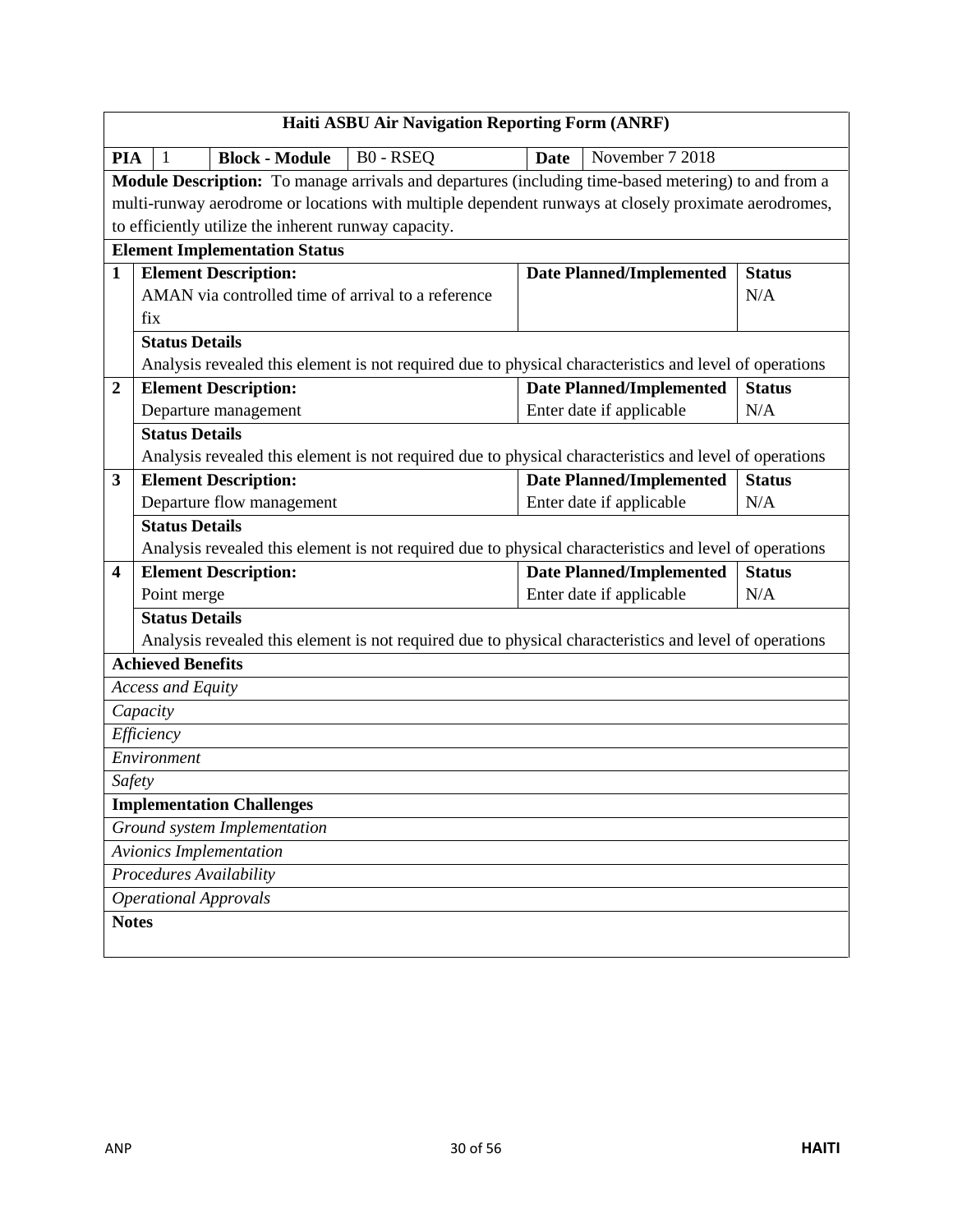# Haiti ASBU Air Navigation Reporting Form (ANRF)

| **PIA** | 1 | **Block - Module** | B0 - RSEQ | **Date** | November 7 2018 |
|---|---|---|---|---|---|

**Module Description:** To manage arrivals and departures (including time-based metering) to and from a multi-runway aerodrome or locations with multiple dependent runways at closely proximate aerodromes, to efficiently utilize the inherent runway capacity.

**Element Implementation Status**

| # | Element Description | Date Planned/Implemented | Status |
|---|---|---|---|
| 1 | AMAN via controlled time of arrival to a reference fix | | N/A |
| | **Status Details:** Analysis revealed this element is not required due to physical characteristics and level of operations | | |
| 2 | Departure management | Enter date if applicable | N/A |
| | **Status Details:** Analysis revealed this element is not required due to physical characteristics and level of operations | | |
| 3 | Departure flow management | Enter date if applicable | N/A |
| | **Status Details:** Analysis revealed this element is not required due to physical characteristics and level of operations | | |
| 4 | Point merge | Enter date if applicable | N/A |
| | **Status Details:** Analysis revealed this element is not required due to physical characteristics and level of operations | | |

**Achieved Benefits**

*Access and Equity*

*Capacity*

*Efficiency*

*Environment*

*Safety*

**Implementation Challenges**

*Ground system Implementation*

*Avionics Implementation*

*Procedures Availability*

*Operational Approvals*

**Notes**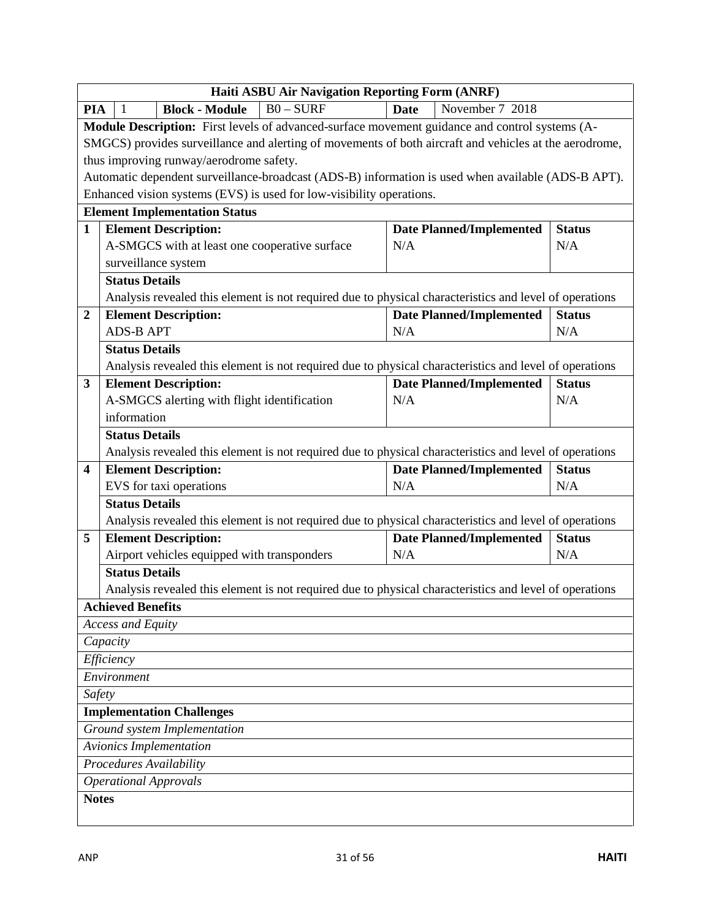## Haiti ASBU Air Navigation Reporting Form (ANRF)

| **PIA** | 1 | **Block - Module** | B0 – SURF | **Date** | November 7 2018 |
|---|---|---|---|---|---|

**Module Description:** First levels of advanced-surface movement guidance and control systems (A-SMGCS) provides surveillance and alerting of movements of both aircraft and vehicles at the aerodrome, thus improving runway/aerodrome safety.
Automatic dependent surveillance-broadcast (ADS-B) information is used when available (ADS-B APT).
Enhanced vision systems (EVS) is used for low-visibility operations.

**Element Implementation Status**

| # | Element Description | Date Planned/Implemented | Status |
|---|---|---|---|
| **1** | A-SMGCS with at least one cooperative surface surveillance system | N/A | N/A |
| | **Status Details:** Analysis revealed this element is not required due to physical characteristics and level of operations | | |
| **2** | ADS-B APT | N/A | N/A |
| | **Status Details:** Analysis revealed this element is not required due to physical characteristics and level of operations | | |
| **3** | A-SMGCS alerting with flight identification information | N/A | N/A |
| | **Status Details:** Analysis revealed this element is not required due to physical characteristics and level of operations | | |
| **4** | EVS for taxi operations | N/A | N/A |
| | **Status Details:** Analysis revealed this element is not required due to physical characteristics and level of operations | | |
| **5** | Airport vehicles equipped with transponders | N/A | N/A |
| | **Status Details:** Analysis revealed this element is not required due to physical characteristics and level of operations | | |

**Achieved Benefits**

*Access and Equity*

*Capacity*

*Efficiency*

*Environment*

*Safety*

**Implementation Challenges**

*Ground system Implementation*

*Avionics Implementation*

*Procedures Availability*

*Operational Approvals*

**Notes**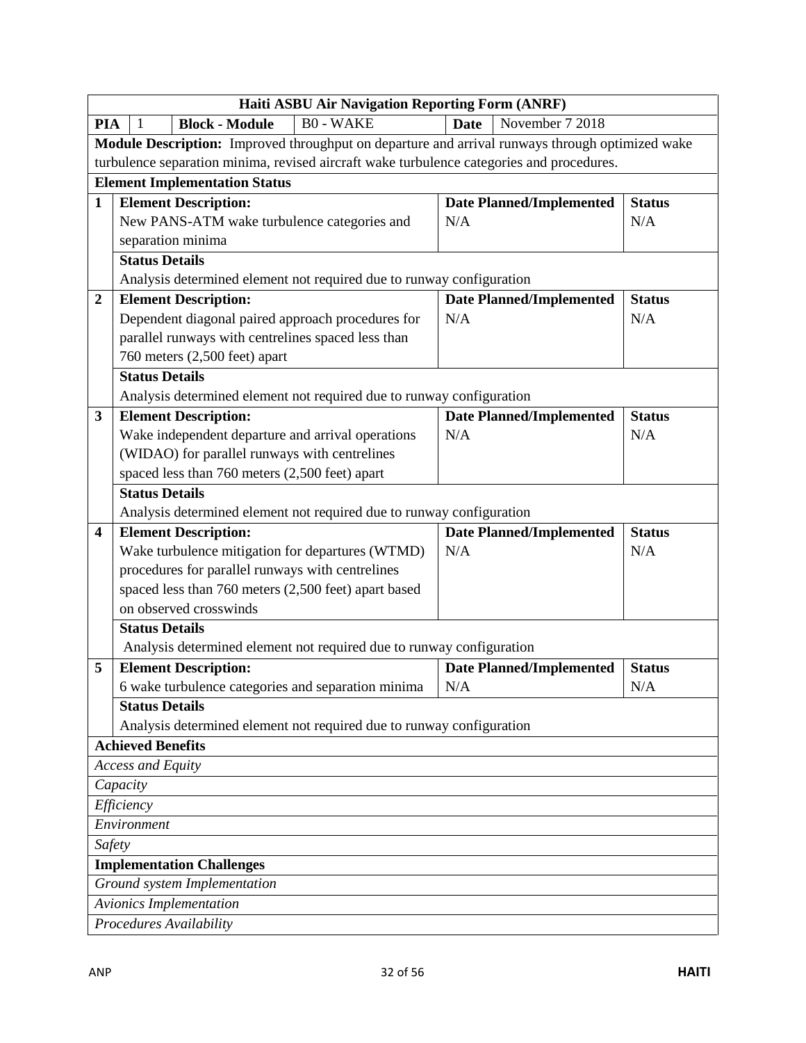| Haiti ASBU Air Navigation Reporting Form (ANRF) | | | | | |
|---|---|---|---|---|---|
| **PIA** | 1 | **Block - Module** | B0 - WAKE | **Date** | November 7 2018 |

**Module Description:** Improved throughput on departure and arrival runways through optimized wake turbulence separation minima, revised aircraft wake turbulence categories and procedures.

**Element Implementation Status**

| # | Element Description | Date Planned/Implemented | Status |
|---|---|---|---|
| **1** | New PANS-ATM wake turbulence categories and separation minima | N/A | N/A |
| | **Status Details:** Analysis determined element not required due to runway configuration | | |
| **2** | Dependent diagonal paired approach procedures for parallel runways with centrelines spaced less than 760 meters (2,500 feet) apart | N/A | N/A |
| | **Status Details:** Analysis determined element not required due to runway configuration | | |
| **3** | Wake independent departure and arrival operations (WIDAO) for parallel runways with centrelines spaced less than 760 meters (2,500 feet) apart | N/A | N/A |
| | **Status Details:** Analysis determined element not required due to runway configuration | | |
| **4** | Wake turbulence mitigation for departures (WTMD) procedures for parallel runways with centrelines spaced less than 760 meters (2,500 feet) apart based on observed crosswinds | N/A | N/A |
| | **Status Details:** Analysis determined element not required due to runway configuration | | |
| **5** | 6 wake turbulence categories and separation minima | N/A | N/A |
| | **Status Details:** Analysis determined element not required due to runway configuration | | |

**Achieved Benefits**

*Access and Equity*

*Capacity*

*Efficiency*

*Environment*

*Safety*

**Implementation Challenges**

*Ground system Implementation*

*Avionics Implementation*

*Procedures Availability*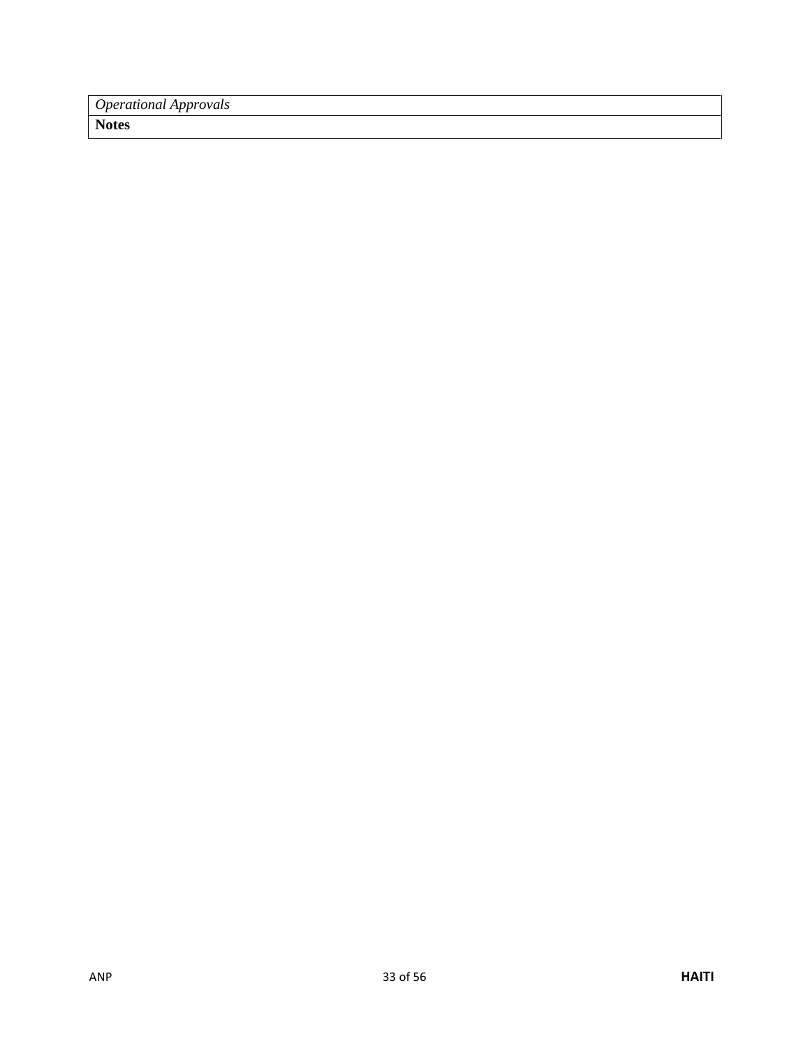| *Operational Approvals* |
| --- |
| **Notes** |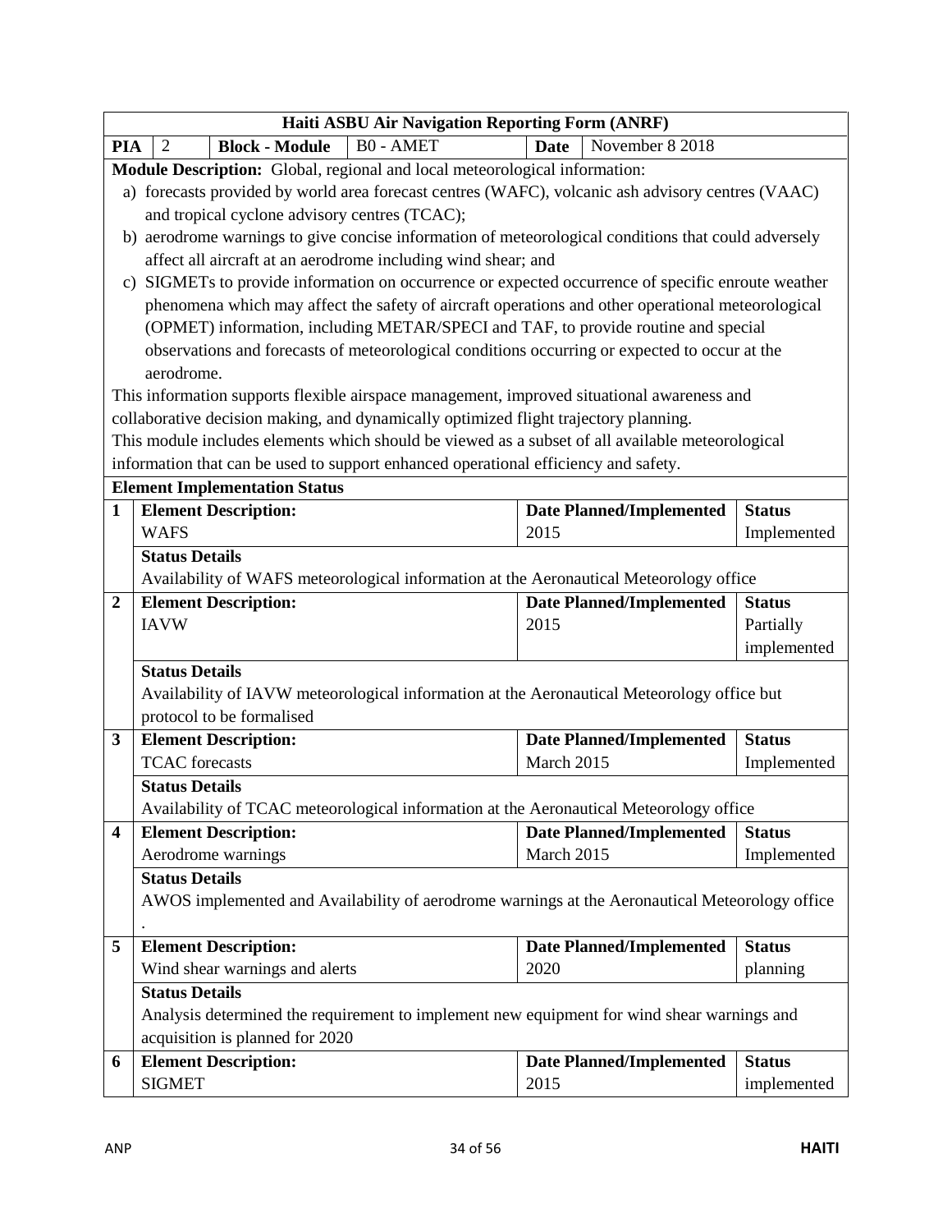| Haiti ASBU Air Navigation Reporting Form (ANRF) | | | | | |
|---|---|---|---|---|---|
| **PIA** 2 | **Block - Module** | B0 - AMET | **Date** | November 8 2018 | |

**Module Description:** Global, regional and local meteorological information:

a) forecasts provided by world area forecast centres (WAFC), volcanic ash advisory centres (VAAC) and tropical cyclone advisory centres (TCAC);

b) aerodrome warnings to give concise information of meteorological conditions that could adversely affect all aircraft at an aerodrome including wind shear; and

c) SIGMETs to provide information on occurrence or expected occurrence of specific enroute weather phenomena which may affect the safety of aircraft operations and other operational meteorological (OPMET) information, including METAR/SPECI and TAF, to provide routine and special observations and forecasts of meteorological conditions occurring or expected to occur at the aerodrome.

This information supports flexible airspace management, improved situational awareness and collaborative decision making, and dynamically optimized flight trajectory planning.

This module includes elements which should be viewed as a subset of all available meteorological information that can be used to support enhanced operational efficiency and safety.

**Element Implementation Status**

| # | Element Description | Date Planned/Implemented | Status |
|---|---|---|---|
| **1** | WAFS | 2015 | Implemented |
| | **Status Details:** Availability of WAFS meteorological information at the Aeronautical Meteorology office | | |
| **2** | IAVW | 2015 | Partially implemented |
| | **Status Details:** Availability of IAVW meteorological information at the Aeronautical Meteorology office but protocol to be formalised | | |
| **3** | TCAC forecasts | March 2015 | Implemented |
| | **Status Details:** Availability of TCAC meteorological information at the Aeronautical Meteorology office | | |
| **4** | Aerodrome warnings | March 2015 | Implemented |
| | **Status Details:** AWOS implemented and Availability of aerodrome warnings at the Aeronautical Meteorology office . | | |
| **5** | Wind shear warnings and alerts | 2020 | planning |
| | **Status Details:** Analysis determined the requirement to implement new equipment for wind shear warnings and acquisition is planned for 2020 | | |
| **6** | SIGMET | 2015 | implemented |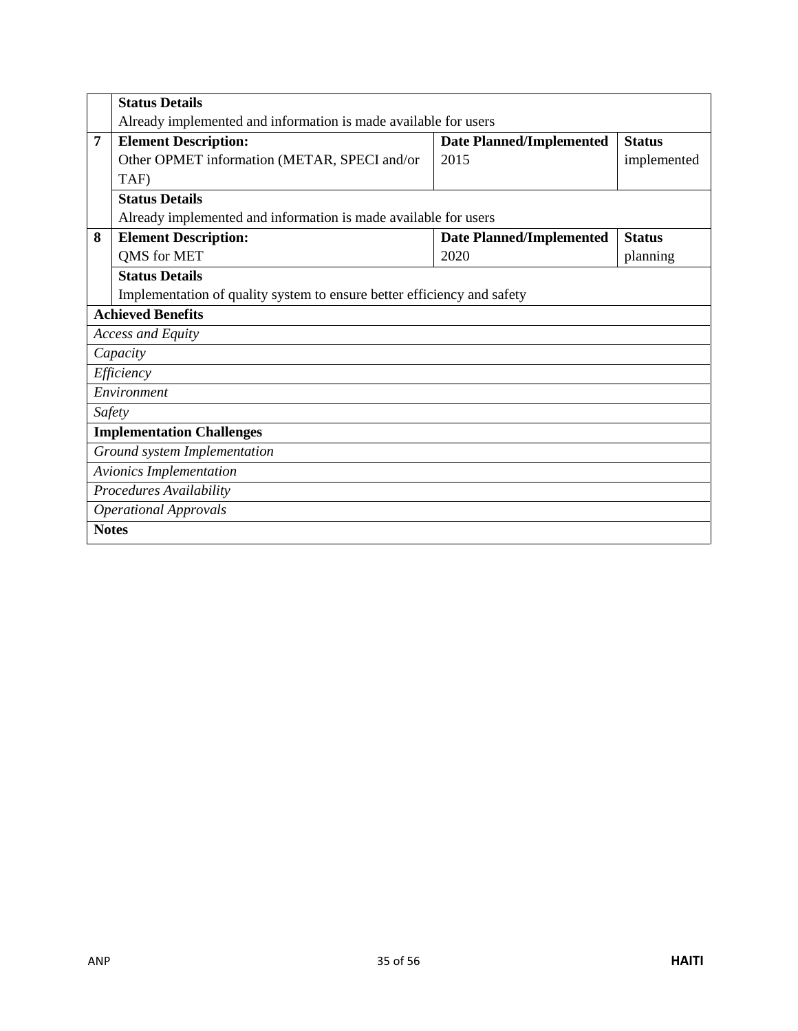| | | | |
|---|---|---|---|
| | **Status Details**<br>Already implemented and information is made available for users | | |
| **7** | **Element Description:**<br>Other OPMET information (METAR, SPECI and/or TAF) | **Date Planned/Implemented**<br>2015 | **Status**<br>implemented |
| | **Status Details**<br>Already implemented and information is made available for users | | |
| **8** | **Element Description:**<br>QMS for MET | **Date Planned/Implemented**<br>2020 | **Status**<br>planning |
| | **Status Details**<br>Implementation of quality system to ensure better efficiency and safety | | |
| **Achieved Benefits** | | | |
| *Access and Equity* | | | |
| *Capacity* | | | |
| *Efficiency* | | | |
| *Environment* | | | |
| *Safety* | | | |
| **Implementation Challenges** | | | |
| *Ground system Implementation* | | | |
| *Avionics Implementation* | | | |
| *Procedures Availability* | | | |
| *Operational Approvals* | | | |
| **Notes** | | | |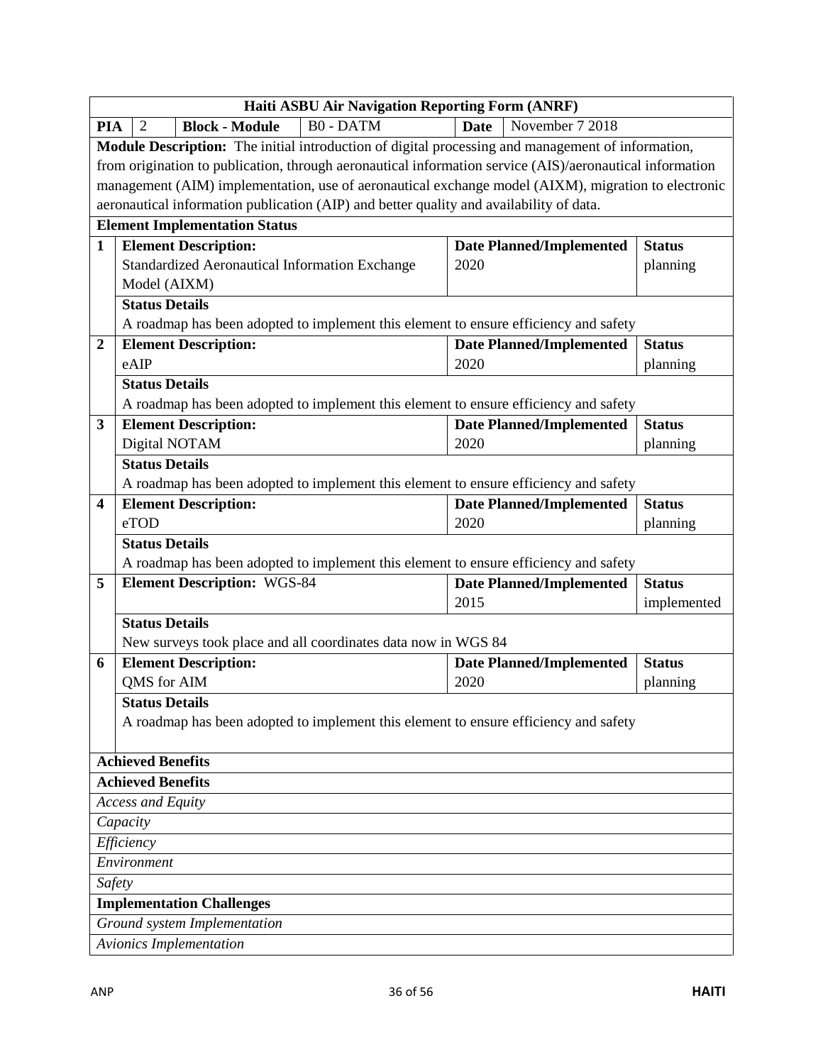| Haiti ASBU Air Navigation Reporting Form (ANRF) | | | | | | |
|---|---|---|---|---|---|---|
| **PIA** | 2 | **Block - Module** | B0 - DATM | **Date** | November 7 2018 | |
| **Module Description:** The initial introduction of digital processing and management of information, from origination to publication, through aeronautical information service (AIS)/aeronautical information management (AIM) implementation, use of aeronautical exchange model (AIXM), migration to electronic aeronautical information publication (AIP) and better quality and availability of data. | | | | | | |
| **Element Implementation Status** | | | | | | |
| **1** | **Element Description:** Standardized Aeronautical Information Exchange Model (AIXM) | | | **Date Planned/Implemented** 2020 | | **Status** planning |
| | **Status Details** A roadmap has been adopted to implement this element to ensure efficiency and safety | | | | | |
| **2** | **Element Description:** eAIP | | | **Date Planned/Implemented** 2020 | | **Status** planning |
| | **Status Details** A roadmap has been adopted to implement this element to ensure efficiency and safety | | | | | |
| **3** | **Element Description:** Digital NOTAM | | | **Date Planned/Implemented** 2020 | | **Status** planning |
| | **Status Details** A roadmap has been adopted to implement this element to ensure efficiency and safety | | | | | |
| **4** | **Element Description:** eTOD | | | **Date Planned/Implemented** 2020 | | **Status** planning |
| | **Status Details** A roadmap has been adopted to implement this element to ensure efficiency and safety | | | | | |
| **5** | **Element Description:** WGS-84 | | | **Date Planned/Implemented** 2015 | | **Status** implemented |
| | **Status Details** New surveys took place and all coordinates data now in WGS 84 | | | | | |
| **6** | **Element Description:** QMS for AIM | | | **Date Planned/Implemented** 2020 | | **Status** planning |
| | **Status Details** A roadmap has been adopted to implement this element to ensure efficiency and safety | | | | | |
| **Achieved Benefits** | | | | | | |
| **Achieved Benefits** | | | | | | |
| *Access and Equity* | | | | | | |
| *Capacity* | | | | | | |
| *Efficiency* | | | | | | |
| *Environment* | | | | | | |
| *Safety* | | | | | | |
| **Implementation Challenges** | | | | | | |
| *Ground system Implementation* | | | | | | |
| *Avionics Implementation* | | | | | | |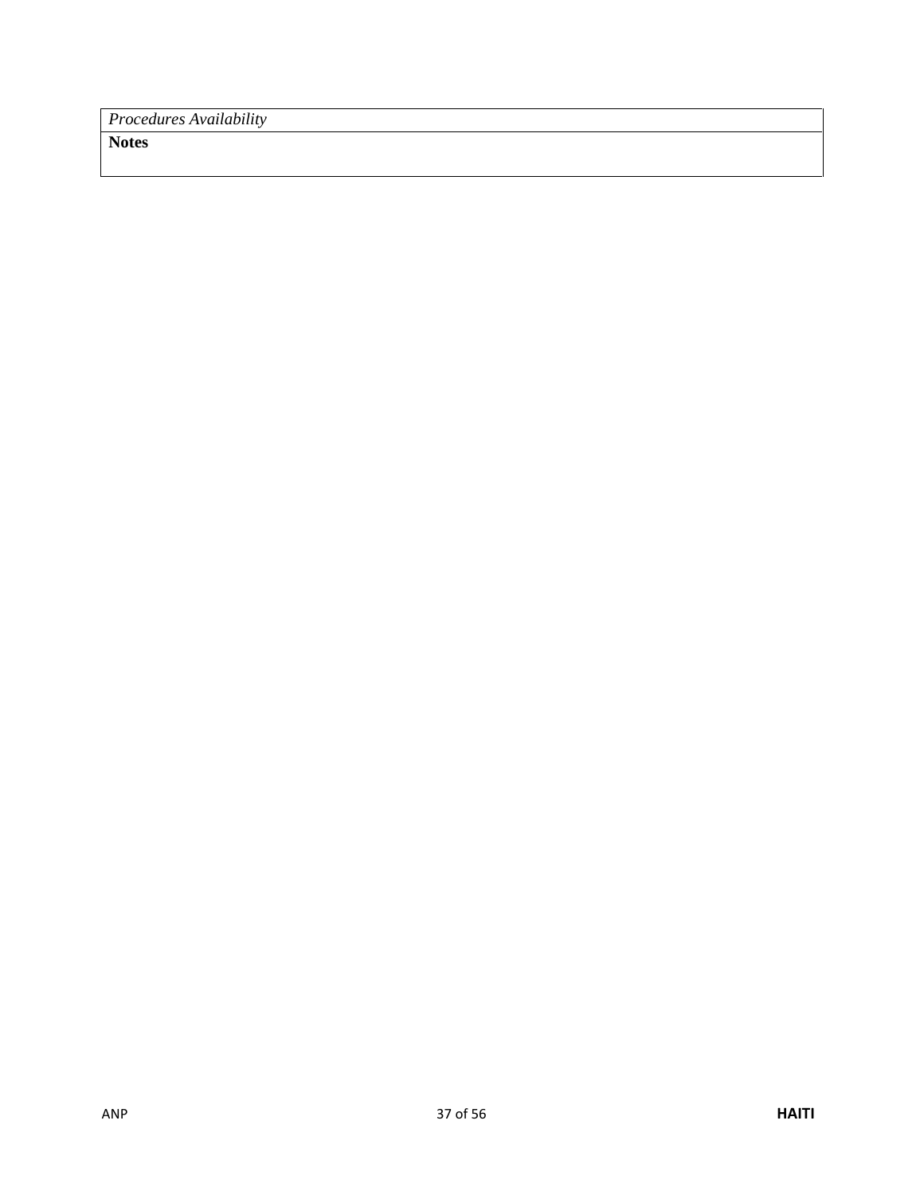| *Procedures Availability* |
|---|
| **Notes** |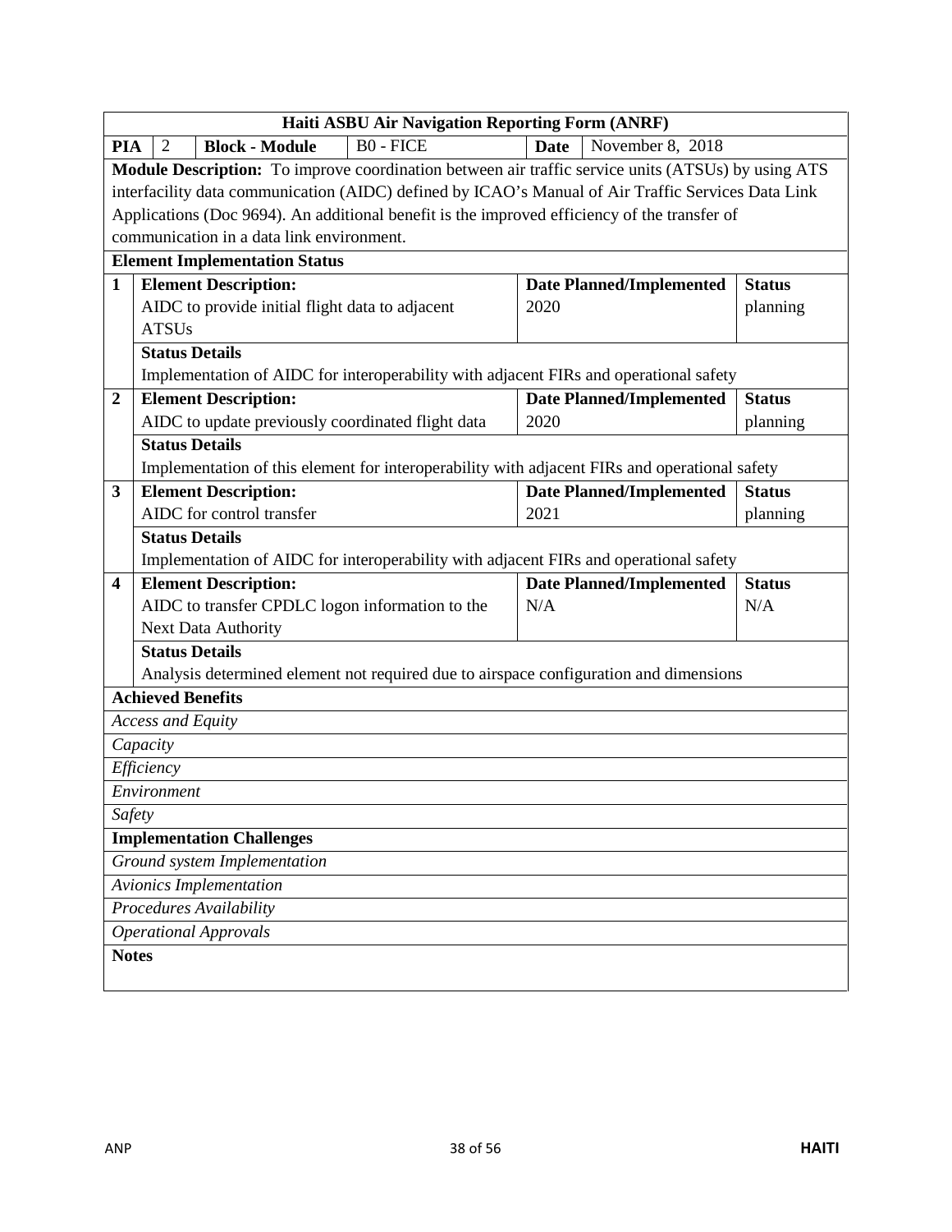**Haiti ASBU Air Navigation Reporting Form (ANRF)**

| **PIA** | 2 | **Block - Module** | B0 - FICE | **Date** | November 8, 2018 |
|---|---|---|---|---|---|

**Module Description:** To improve coordination between air traffic service units (ATSUs) by using ATS interfacility data communication (AIDC) defined by ICAO's Manual of Air Traffic Services Data Link Applications (Doc 9694). An additional benefit is the improved efficiency of the transfer of communication in a data link environment.

**Element Implementation Status**

| # | Element Description | Date Planned/Implemented | Status |
|---|---|---|---|
| **1** | AIDC to provide initial flight data to adjacent ATSUs | 2020 | planning |
| | **Status Details:** Implementation of AIDC for interoperability with adjacent FIRs and operational safety | | |
| **2** | AIDC to update previously coordinated flight data | 2020 | planning |
| | **Status Details:** Implementation of this element for interoperability with adjacent FIRs and operational safety | | |
| **3** | AIDC for control transfer | 2021 | planning |
| | **Status Details:** Implementation of AIDC for interoperability with adjacent FIRs and operational safety | | |
| **4** | AIDC to transfer CPDLC logon information to the Next Data Authority | N/A | N/A |
| | **Status Details:** Analysis determined element not required due to airspace configuration and dimensions | | |

**Achieved Benefits**

*Access and Equity*

*Capacity*

*Efficiency*

*Environment*

*Safety*

**Implementation Challenges**

*Ground system Implementation*

*Avionics Implementation*

*Procedures Availability*

*Operational Approvals*

**Notes**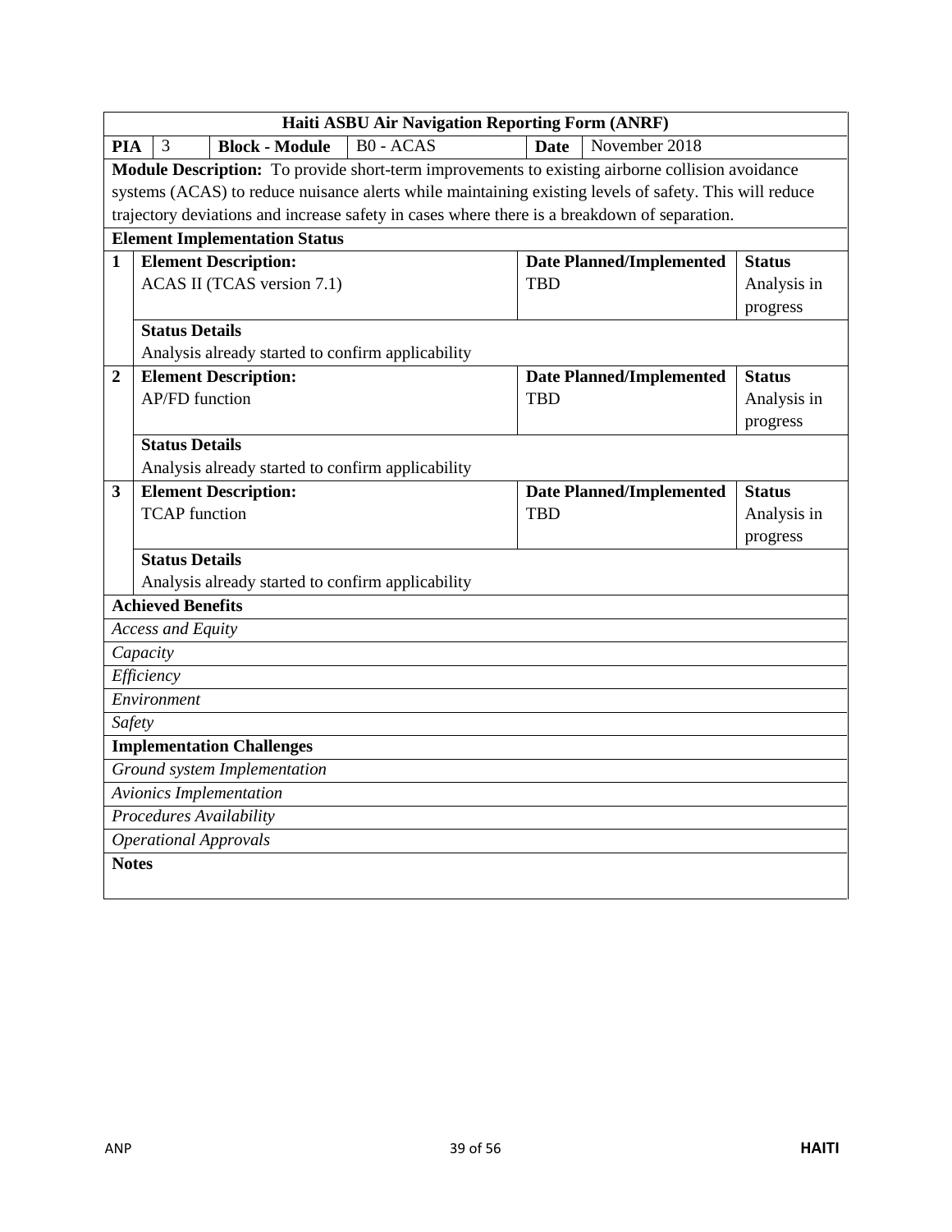| Haiti ASBU Air Navigation Reporting Form (ANRF) | | | | | |
|---|---|---|---|---|---|
| **PIA** 3 | **Block - Module** | B0 - ACAS | **Date** | November 2018 | |
| **Module Description:** To provide short-term improvements to existing airborne collision avoidance systems (ACAS) to reduce nuisance alerts while maintaining existing levels of safety. This will reduce trajectory deviations and increase safety in cases where there is a breakdown of separation. | | | | | |
| **Element Implementation Status** | | | | | |
| **1** | **Element Description:** ACAS II (TCAS version 7.1) | | **Date Planned/Implemented** TBD | | **Status** Analysis in progress |
| | **Status Details** Analysis already started to confirm applicability | | | | |
| **2** | **Element Description:** AP/FD function | | **Date Planned/Implemented** TBD | | **Status** Analysis in progress |
| | **Status Details** Analysis already started to confirm applicability | | | | |
| **3** | **Element Description:** TCAP function | | **Date Planned/Implemented** TBD | | **Status** Analysis in progress |
| | **Status Details** Analysis already started to confirm applicability | | | | |
| **Achieved Benefits** | | | | | |
| *Access and Equity* | | | | | |
| *Capacity* | | | | | |
| *Efficiency* | | | | | |
| *Environment* | | | | | |
| *Safety* | | | | | |
| **Implementation Challenges** | | | | | |
| *Ground system Implementation* | | | | | |
| *Avionics Implementation* | | | | | |
| *Procedures Availability* | | | | | |
| *Operational Approvals* | | | | | |
| **Notes** | | | | | |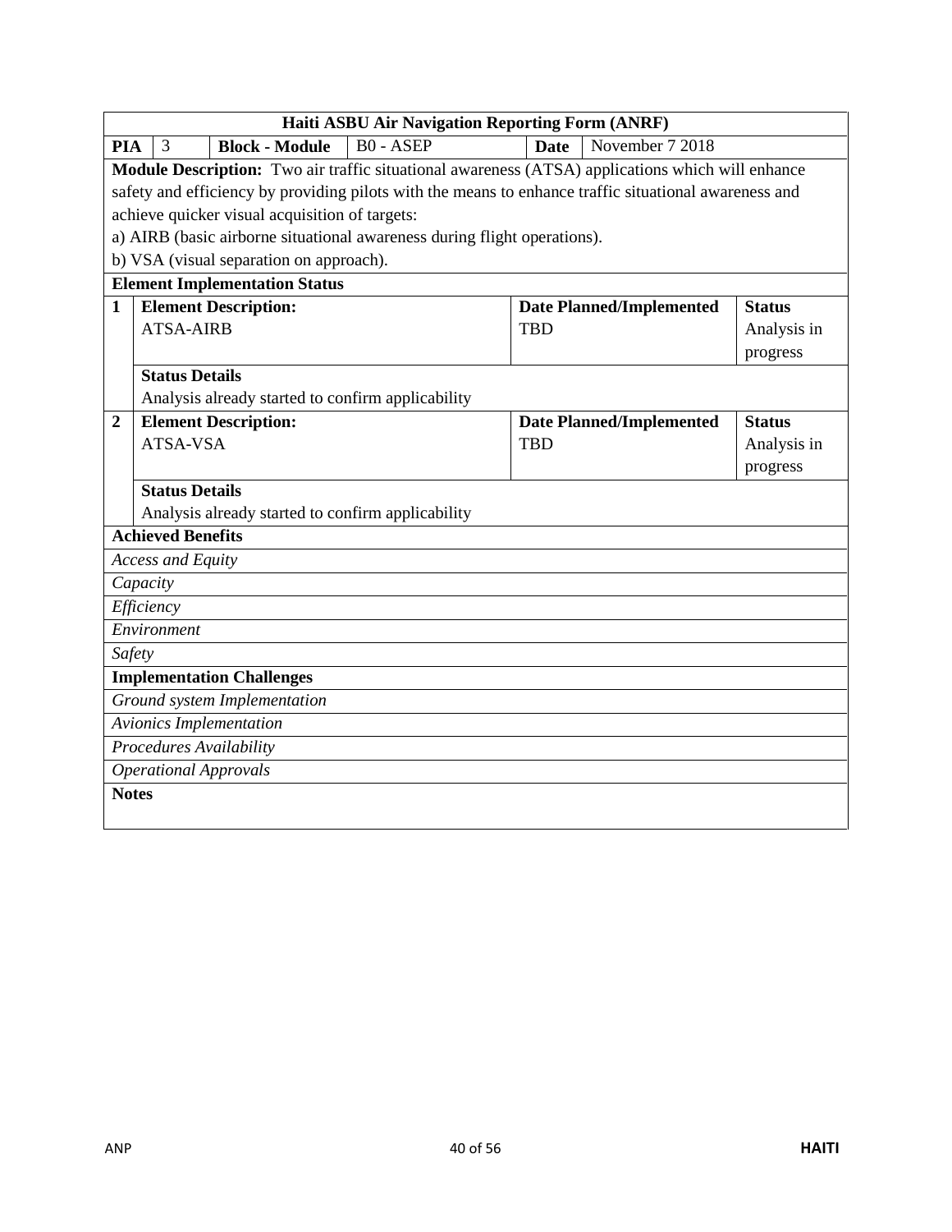| Haiti ASBU Air Navigation Reporting Form (ANRF) | | | | | |
|---|---|---|---|---|---|
| **PIA** | 3 | **Block - Module** | B0 - ASEP | **Date** | November 7 2018 |

**Module Description:** Two air traffic situational awareness (ATSA) applications which will enhance safety and efficiency by providing pilots with the means to enhance traffic situational awareness and achieve quicker visual acquisition of targets:

a) AIRB (basic airborne situational awareness during flight operations).

b) VSA (visual separation on approach).

**Element Implementation Status**

| # | Element Description | Date Planned/Implemented | Status |
|---|---|---|---|
| 1 | ATSA-AIRB | TBD | Analysis in progress |
| | **Status Details:** Analysis already started to confirm applicability | | |
| 2 | ATSA-VSA | TBD | Analysis in progress |
| | **Status Details:** Analysis already started to confirm applicability | | |

**Achieved Benefits**

*Access and Equity*

*Capacity*

*Efficiency*

*Environment*

*Safety*

**Implementation Challenges**

*Ground system Implementation*

*Avionics Implementation*

*Procedures Availability*

*Operational Approvals*

**Notes**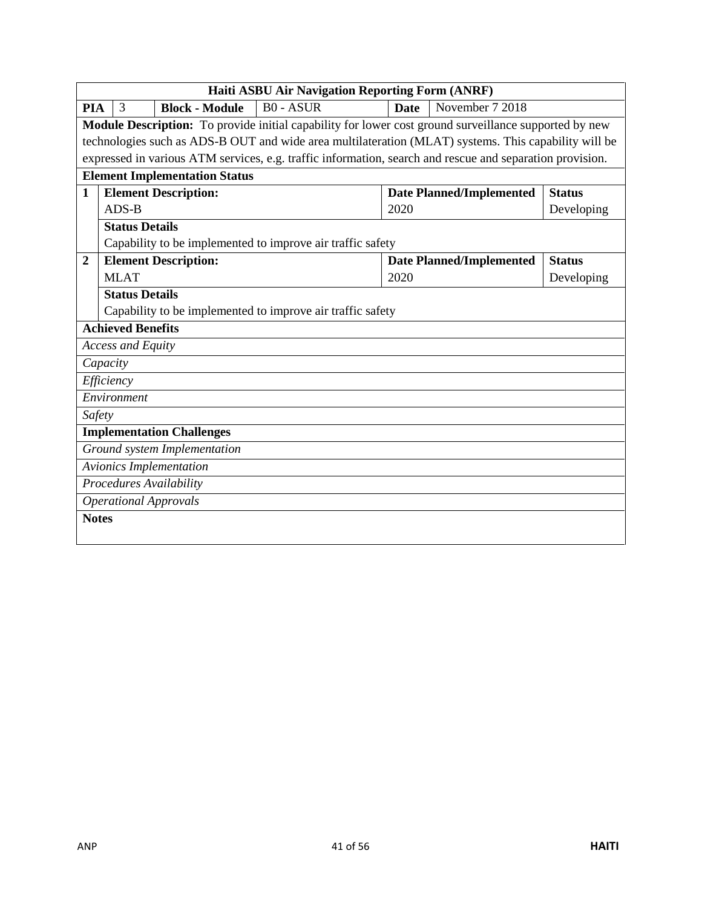| Haiti ASBU Air Navigation Reporting Form (ANRF) | | | | | | |
|---|---|---|---|---|---|---|
| **PIA** | 3 | **Block - Module** | B0 - ASUR | **Date** | November 7 2018 | |
| **Module Description:** To provide initial capability for lower cost ground surveillance supported by new technologies such as ADS-B OUT and wide area multilateration (MLAT) systems. This capability will be expressed in various ATM services, e.g. traffic information, search and rescue and separation provision. | | | | | | |
| **Element Implementation Status** | | | | | | |
| **1** | **Element Description:** ADS-B | | | **Date Planned/Implemented** 2020 | | **Status** Developing |
| | **Status Details** Capability to be implemented to improve air traffic safety | | | | | |
| **2** | **Element Description:** MLAT | | | **Date Planned/Implemented** 2020 | | **Status** Developing |
| | **Status Details** Capability to be implemented to improve air traffic safety | | | | | |
| **Achieved Benefits** | | | | | | |
| *Access and Equity* | | | | | | |
| *Capacity* | | | | | | |
| *Efficiency* | | | | | | |
| *Environment* | | | | | | |
| *Safety* | | | | | | |
| **Implementation Challenges** | | | | | | |
| *Ground system Implementation* | | | | | | |
| *Avionics Implementation* | | | | | | |
| *Procedures Availability* | | | | | | |
| *Operational Approvals* | | | | | | |
| **Notes** | | | | | | |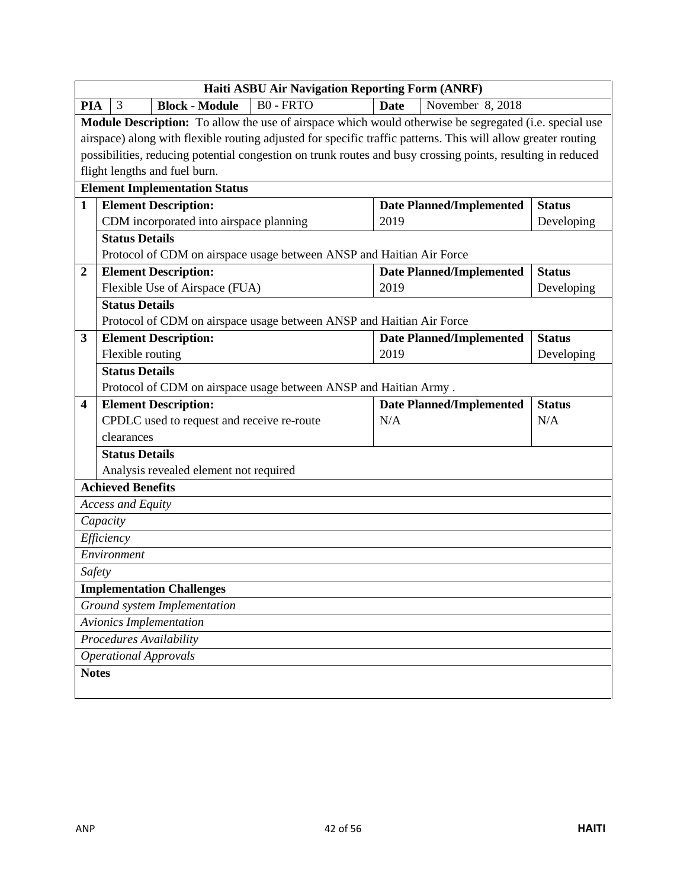| Haiti ASBU Air Navigation Reporting Form (ANRF) | | | | | |
|---|---|---|---|---|---|
| **PIA** | 3 | **Block - Module** | B0 - FRTO | **Date** | November 8, 2018 |
| **Module Description:** To allow the use of airspace which would otherwise be segregated (i.e. special use airspace) along with flexible routing adjusted for specific traffic patterns. This will allow greater routing possibilities, reducing potential congestion on trunk routes and busy crossing points, resulting in reduced flight lengths and fuel burn. | | | | | |
| **Element Implementation Status** | | | | | |
| **1** | **Element Description:** CDM incorporated into airspace planning | | | **Date Planned/Implemented** 2019 | **Status** Developing |
| | **Status Details** Protocol of CDM on airspace usage between ANSP and Haitian Air Force | | | | |
| **2** | **Element Description:** Flexible Use of Airspace (FUA) | | | **Date Planned/Implemented** 2019 | **Status** Developing |
| | **Status Details** Protocol of CDM on airspace usage between ANSP and Haitian Air Force | | | | |
| **3** | **Element Description:** Flexible routing | | | **Date Planned/Implemented** 2019 | **Status** Developing |
| | **Status Details** Protocol of CDM on airspace usage between ANSP and Haitian Army . | | | | |
| **4** | **Element Description:** CPDLC used to request and receive re-route clearances | | | **Date Planned/Implemented** N/A | **Status** N/A |
| | **Status Details** Analysis revealed element not required | | | | |
| **Achieved Benefits** | | | | | |
| *Access and Equity* | | | | | |
| *Capacity* | | | | | |
| *Efficiency* | | | | | |
| *Environment* | | | | | |
| *Safety* | | | | | |
| **Implementation Challenges** | | | | | |
| *Ground system Implementation* | | | | | |
| *Avionics Implementation* | | | | | |
| *Procedures Availability* | | | | | |
| *Operational Approvals* | | | | | |
| **Notes** | | | | | |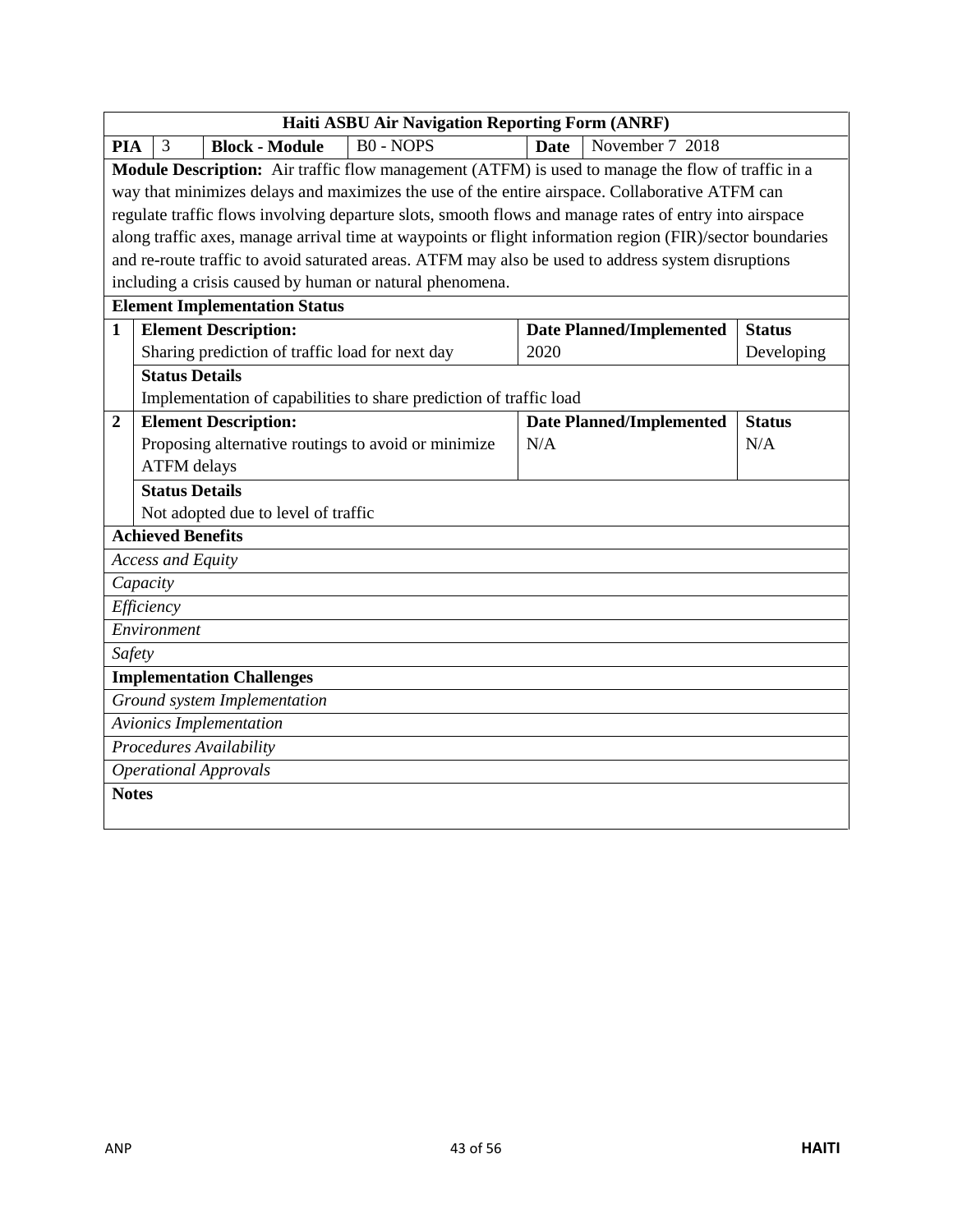| Haiti ASBU Air Navigation Reporting Form (ANRF) | | | | | | |
|---|---|---|---|---|---|---|
| **PIA** | 3 | **Block - Module** | B0 - NOPS | **Date** | November 7 2018 | |
| **Module Description:** Air traffic flow management (ATFM) is used to manage the flow of traffic in a way that minimizes delays and maximizes the use of the entire airspace. Collaborative ATFM can regulate traffic flows involving departure slots, smooth flows and manage rates of entry into airspace along traffic axes, manage arrival time at waypoints or flight information region (FIR)/sector boundaries and re-route traffic to avoid saturated areas. ATFM may also be used to address system disruptions including a crisis caused by human or natural phenomena. | | | | | | |
| **Element Implementation Status** | | | | | | |
| **1** | **Element Description:** Sharing prediction of traffic load for next day | | | **Date Planned/Implemented** 2020 | | **Status** Developing |
| | **Status Details** Implementation of capabilities to share prediction of traffic load | | | | | |
| **2** | **Element Description:** Proposing alternative routings to avoid or minimize ATFM delays | | | **Date Planned/Implemented** N/A | | **Status** N/A |
| | **Status Details** Not adopted due to level of traffic | | | | | |
| **Achieved Benefits** | | | | | | |
| *Access and Equity* | | | | | | |
| *Capacity* | | | | | | |
| *Efficiency* | | | | | | |
| *Environment* | | | | | | |
| *Safety* | | | | | | |
| **Implementation Challenges** | | | | | | |
| *Ground system Implementation* | | | | | | |
| *Avionics Implementation* | | | | | | |
| *Procedures Availability* | | | | | | |
| *Operational Approvals* | | | | | | |
| **Notes** | | | | | | |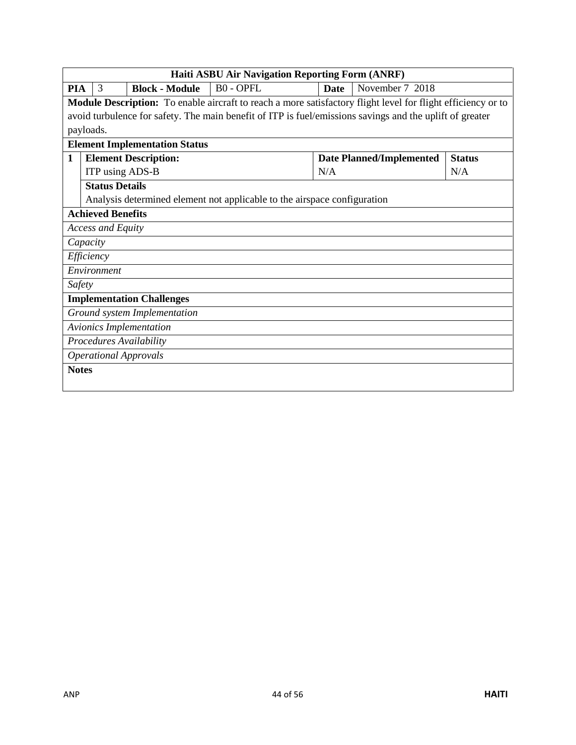| Haiti ASBU Air Navigation Reporting Form (ANRF) | | | | | | |
|---|---|---|---|---|---|---|
| **PIA** | 3 | **Block - Module** | B0 - OPFL | **Date** | November 7 2018 | |
| **Module Description:** To enable aircraft to reach a more satisfactory flight level for flight efficiency or to avoid turbulence for safety. The main benefit of ITP is fuel/emissions savings and the uplift of greater payloads. | | | | | | |
| **Element Implementation Status** | | | | | | |
| **1** | **Element Description:** | | | **Date Planned/Implemented** | | **Status** |
| | ITP using ADS-B | | | N/A | | N/A |
| | **Status Details** | | | | | |
| | Analysis determined element not applicable to the airspace configuration | | | | | |
| **Achieved Benefits** | | | | | | |
| *Access and Equity* | | | | | | |
| *Capacity* | | | | | | |
| *Efficiency* | | | | | | |
| *Environment* | | | | | | |
| *Safety* | | | | | | |
| **Implementation Challenges** | | | | | | |
| *Ground system Implementation* | | | | | | |
| *Avionics Implementation* | | | | | | |
| *Procedures Availability* | | | | | | |
| *Operational Approvals* | | | | | | |
| **Notes** | | | | | | |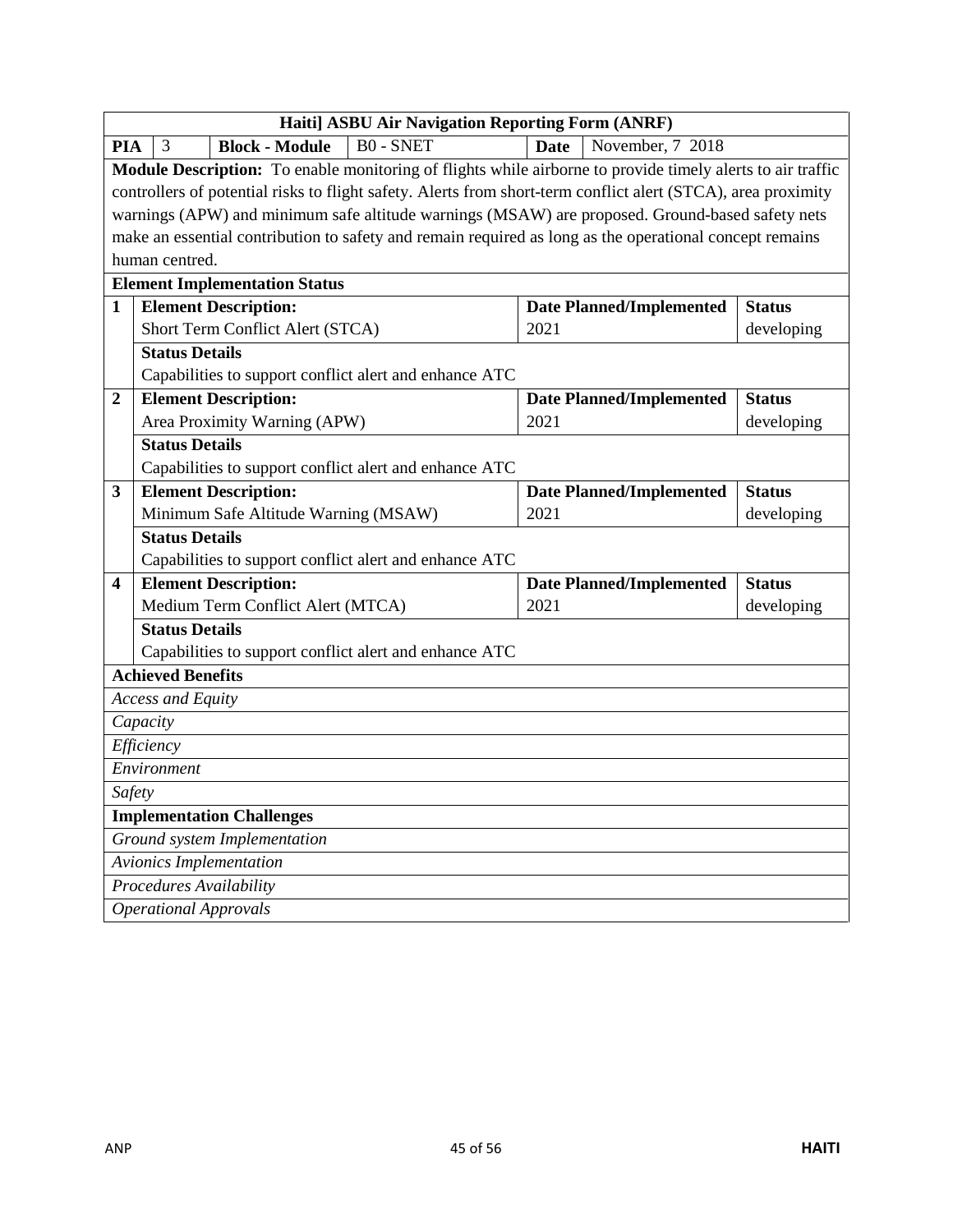| Haiti] ASBU Air Navigation Reporting Form (ANRF) | | | | | | |
|---|---|---|---|---|---|---|
| **PIA** | 3 | **Block - Module** | B0 - SNET | **Date** | November, 7 2018 | |
| **Module Description:** To enable monitoring of flights while airborne to provide timely alerts to air traffic controllers of potential risks to flight safety. Alerts from short-term conflict alert (STCA), area proximity warnings (APW) and minimum safe altitude warnings (MSAW) are proposed. Ground-based safety nets make an essential contribution to safety and remain required as long as the operational concept remains human centred. | | | | | | |
| **Element Implementation Status** | | | | | | |
| **1** | **Element Description:** Short Term Conflict Alert (STCA) | | | **Date Planned/Implemented** 2021 | | **Status** developing |
| | **Status Details** Capabilities to support conflict alert and enhance ATC | | | | | |
| **2** | **Element Description:** Area Proximity Warning (APW) | | | **Date Planned/Implemented** 2021 | | **Status** developing |
| | **Status Details** Capabilities to support conflict alert and enhance ATC | | | | | |
| **3** | **Element Description:** Minimum Safe Altitude Warning (MSAW) | | | **Date Planned/Implemented** 2021 | | **Status** developing |
| | **Status Details** Capabilities to support conflict alert and enhance ATC | | | | | |
| **4** | **Element Description:** Medium Term Conflict Alert (MTCA) | | | **Date Planned/Implemented** 2021 | | **Status** developing |
| | **Status Details** Capabilities to support conflict alert and enhance ATC | | | | | |
| **Achieved Benefits** | | | | | | |
| *Access and Equity* | | | | | | |
| *Capacity* | | | | | | |
| *Efficiency* | | | | | | |
| *Environment* | | | | | | |
| *Safety* | | | | | | |
| **Implementation Challenges** | | | | | | |
| *Ground system Implementation* | | | | | | |
| *Avionics Implementation* | | | | | | |
| *Procedures Availability* | | | | | | |
| *Operational Approvals* | | | | | | |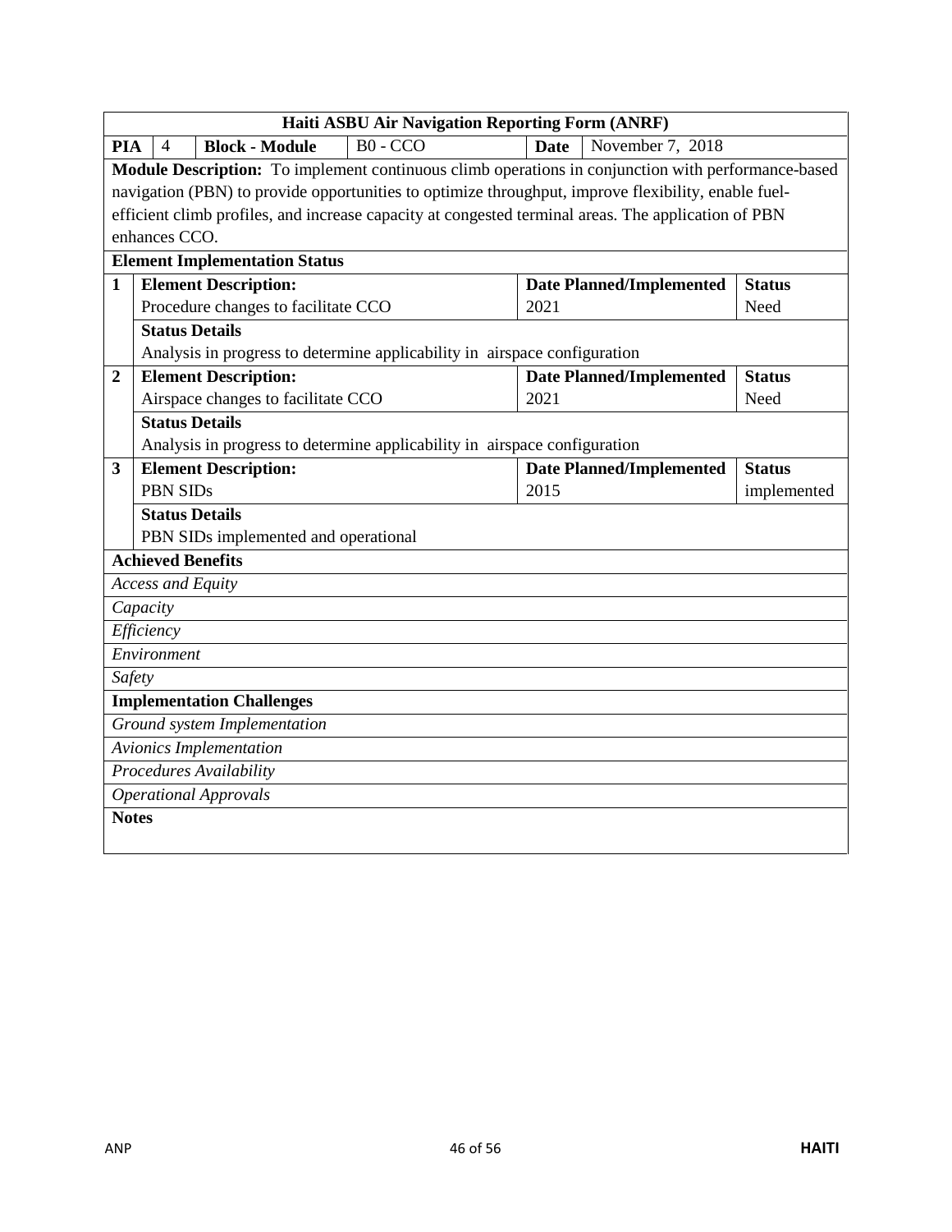| Haiti ASBU Air Navigation Reporting Form (ANRF) | | | | | | |
|---|---|---|---|---|---|---|
| **PIA** | 4 | **Block - Module** | B0 - CCO | **Date** | November 7, 2018 | |
| **Module Description:** To implement continuous climb operations in conjunction with performance-based navigation (PBN) to provide opportunities to optimize throughput, improve flexibility, enable fuel-efficient climb profiles, and increase capacity at congested terminal areas. The application of PBN enhances CCO. | | | | | | |
| **Element Implementation Status** | | | | | | |
| **1** | **Element Description:** Procedure changes to facilitate CCO | | | **Date Planned/Implemented** 2021 | | **Status** Need |
| | **Status Details** Analysis in progress to determine applicability in airspace configuration | | | | | |
| **2** | **Element Description:** Airspace changes to facilitate CCO | | | **Date Planned/Implemented** 2021 | | **Status** Need |
| | **Status Details** Analysis in progress to determine applicability in airspace configuration | | | | | |
| **3** | **Element Description:** PBN SIDs | | | **Date Planned/Implemented** 2015 | | **Status** implemented |
| | **Status Details** PBN SIDs implemented and operational | | | | | |
| **Achieved Benefits** | | | | | | |
| *Access and Equity* | | | | | | |
| *Capacity* | | | | | | |
| *Efficiency* | | | | | | |
| *Environment* | | | | | | |
| *Safety* | | | | | | |
| **Implementation Challenges** | | | | | | |
| *Ground system Implementation* | | | | | | |
| *Avionics Implementation* | | | | | | |
| *Procedures Availability* | | | | | | |
| *Operational Approvals* | | | | | | |
| **Notes** | | | | | | |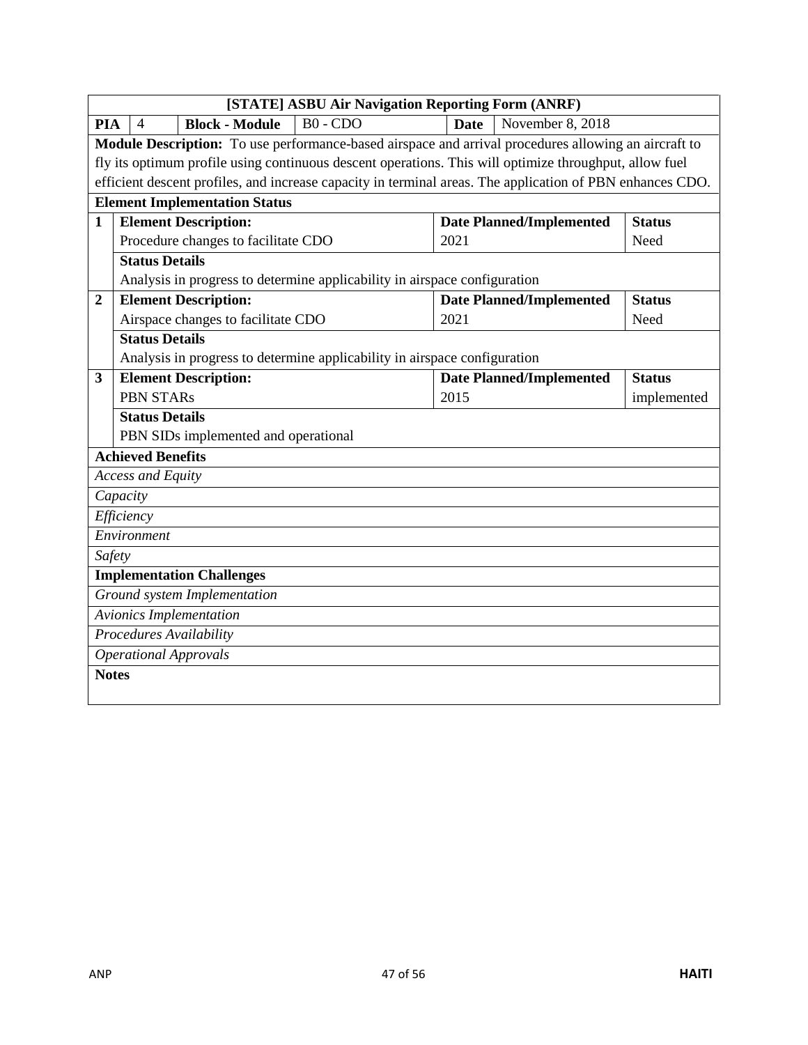| [STATE] ASBU Air Navigation Reporting Form (ANRF) | | | | | | |
|---|---|---|---|---|---|---|
| **PIA** | 4 | **Block - Module** | B0 - CDO | **Date** | November 8, 2018 | |
| **Module Description:** To use performance-based airspace and arrival procedures allowing an aircraft to fly its optimum profile using continuous descent operations. This will optimize throughput, allow fuel efficient descent profiles, and increase capacity in terminal areas. The application of PBN enhances CDO. | | | | | | |
| **Element Implementation Status** | | | | | | |
| **1** | **Element Description:** Procedure changes to facilitate CDO | | | **Date Planned/Implemented** 2021 | | **Status** Need |
| | **Status Details** Analysis in progress to determine applicability in airspace configuration | | | | | |
| **2** | **Element Description:** Airspace changes to facilitate CDO | | | **Date Planned/Implemented** 2021 | | **Status** Need |
| | **Status Details** Analysis in progress to determine applicability in airspace configuration | | | | | |
| **3** | **Element Description:** PBN STARs | | | **Date Planned/Implemented** 2015 | | **Status** implemented |
| | **Status Details** PBN SIDs implemented and operational | | | | | |
| **Achieved Benefits** | | | | | | |
| *Access and Equity* | | | | | | |
| *Capacity* | | | | | | |
| *Efficiency* | | | | | | |
| *Environment* | | | | | | |
| *Safety* | | | | | | |
| **Implementation Challenges** | | | | | | |
| *Ground system Implementation* | | | | | | |
| *Avionics Implementation* | | | | | | |
| *Procedures Availability* | | | | | | |
| *Operational Approvals* | | | | | | |
| **Notes** | | | | | | |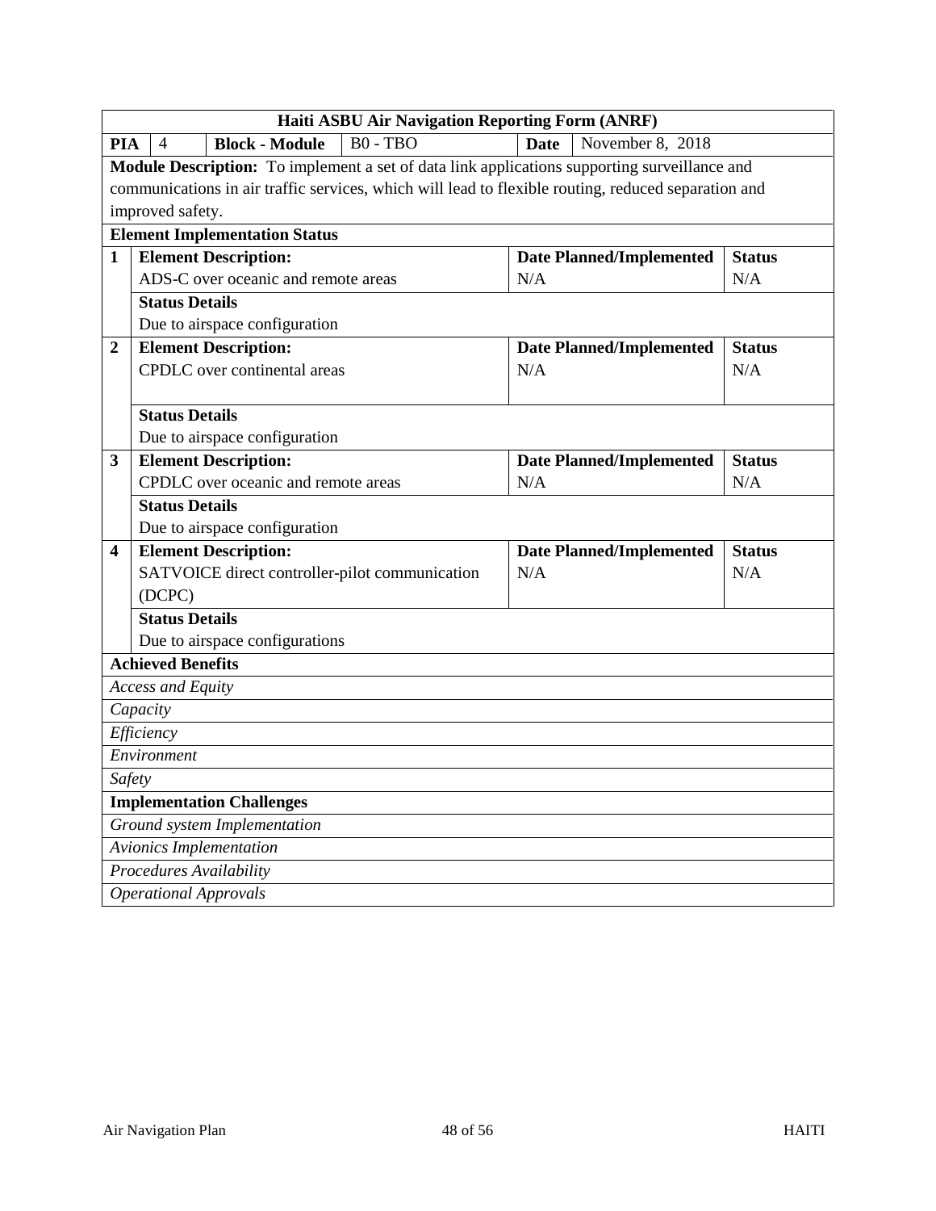| Haiti ASBU Air Navigation Reporting Form (ANRF) | | | | | |
|---|---|---|---|---|---|
| **PIA** | 4 | **Block - Module** | B0 - TBO | **Date** | November 8, 2018 |
| **Module Description:** To implement a set of data link applications supporting surveillance and communications in air traffic services, which will lead to flexible routing, reduced separation and improved safety. | | | | | |
| **Element Implementation Status** | | | | | |
| **1** | **Element Description:** ADS-C over oceanic and remote areas | | **Date Planned/Implemented** N/A | | **Status** N/A |
| | **Status Details** Due to airspace configuration | | | | |
| **2** | **Element Description:** CPDLC over continental areas | | **Date Planned/Implemented** N/A | | **Status** N/A |
| | **Status Details** Due to airspace configuration | | | | |
| **3** | **Element Description:** CPDLC over oceanic and remote areas | | **Date Planned/Implemented** N/A | | **Status** N/A |
| | **Status Details** Due to airspace configuration | | | | |
| **4** | **Element Description:** SATVOICE direct controller-pilot communication (DCPC) | | **Date Planned/Implemented** N/A | | **Status** N/A |
| | **Status Details** Due to airspace configurations | | | | |
| **Achieved Benefits** | | | | | |
| *Access and Equity* | | | | | |
| *Capacity* | | | | | |
| *Efficiency* | | | | | |
| *Environment* | | | | | |
| *Safety* | | | | | |
| **Implementation Challenges** | | | | | |
| *Ground system Implementation* | | | | | |
| *Avionics Implementation* | | | | | |
| *Procedures Availability* | | | | | |
| *Operational Approvals* | | | | | |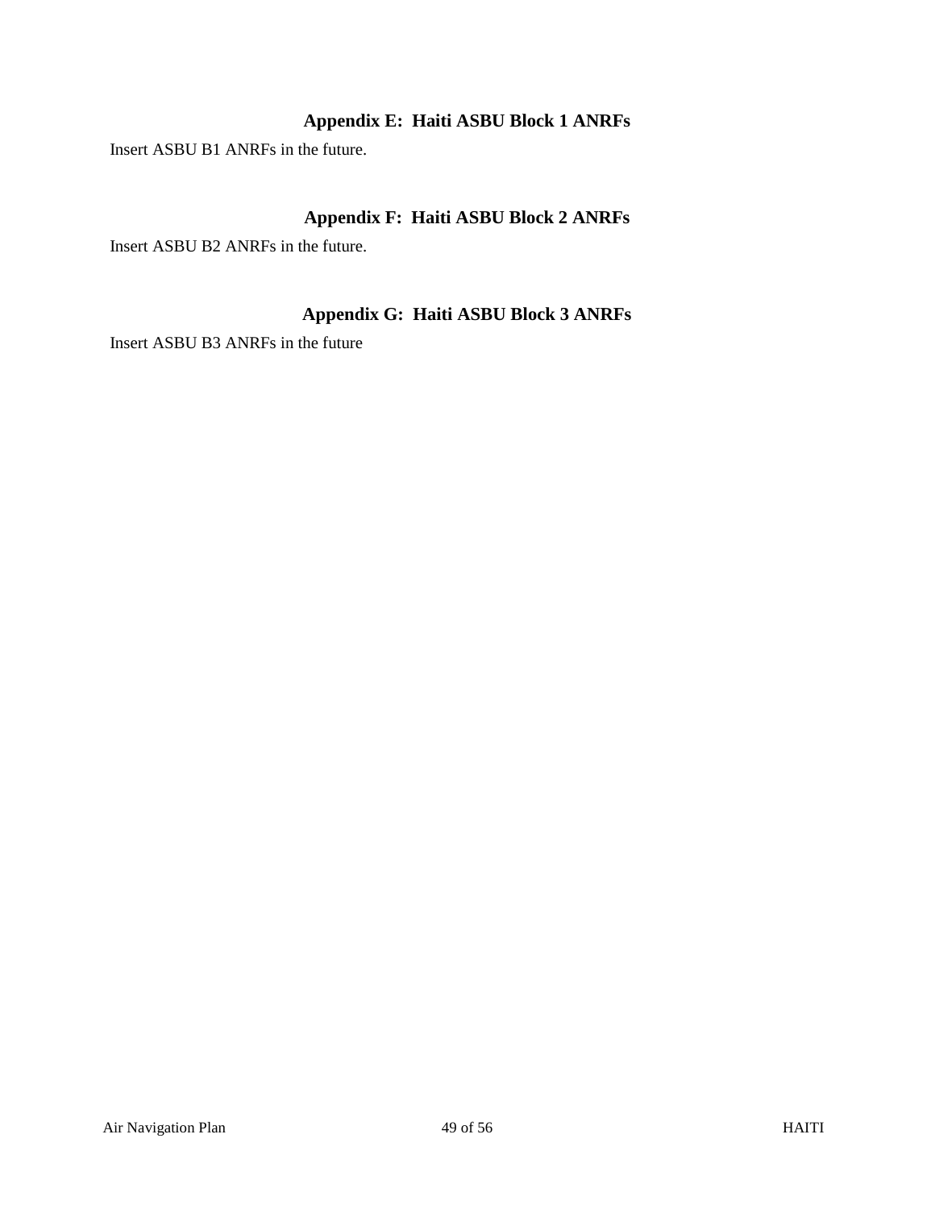## Appendix E:  Haiti ASBU Block 1 ANRFs

Insert ASBU B1 ANRFs in the future.

## Appendix F:  Haiti ASBU Block 2 ANRFs

Insert ASBU B2 ANRFs in the future.

## Appendix G:  Haiti ASBU Block 3 ANRFs

Insert ASBU B3 ANRFs in the future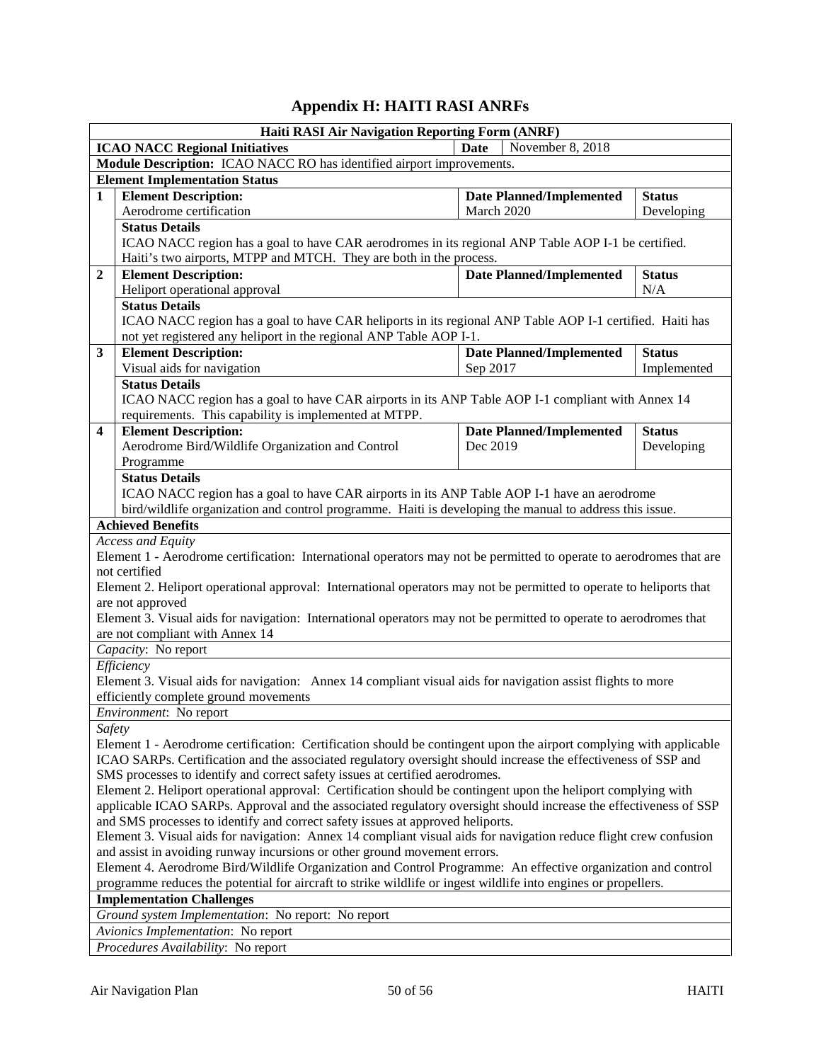# Appendix H: HAITI RASI ANRFs

| **Haiti RASI Air Navigation Reporting Form (ANRF)** | | | |
|---|---|---|---|
| **ICAO NACC Regional Initiatives** | | **Date** | November 8, 2018 |
| **Module Description:** ICAO NACC RO has identified airport improvements. | | | |
| **Element Implementation Status** | | | |
| **1** | **Element Description:**<br>Aerodrome certification | **Date Planned/Implemented**<br>March 2020 | **Status**<br>Developing |
| | **Status Details**<br>ICAO NACC region has a goal to have CAR aerodromes in its regional ANP Table AOP I-1 be certified. Haiti's two airports, MTPP and MTCH. They are both in the process. | | |
| **2** | **Element Description:**<br>Heliport operational approval | **Date Planned/Implemented** | **Status**<br>N/A |
| | **Status Details**<br>ICAO NACC region has a goal to have CAR heliports in its regional ANP Table AOP I-1 certified. Haiti has not yet registered any heliport in the regional ANP Table AOP I-1. | | |
| **3** | **Element Description:**<br>Visual aids for navigation | **Date Planned/Implemented**<br>Sep 2017 | **Status**<br>Implemented |
| | **Status Details**<br>ICAO NACC region has a goal to have CAR airports in its ANP Table AOP I-1 compliant with Annex 14 requirements. This capability is implemented at MTPP. | | |
| **4** | **Element Description:**<br>Aerodrome Bird/Wildlife Organization and Control Programme | **Date Planned/Implemented**<br>Dec 2019 | **Status**<br>Developing |
| | **Status Details**<br>ICAO NACC region has a goal to have CAR airports in its ANP Table AOP I-1 have an aerodrome bird/wildlife organization and control programme. Haiti is developing the manual to address this issue. | | |
| **Achieved Benefits** | | | |
| *Access and Equity*<br>Element 1 - Aerodrome certification: International operators may not be permitted to operate to aerodromes that are not certified<br>Element 2. Heliport operational approval: International operators may not be permitted to operate to heliports that are not approved<br>Element 3. Visual aids for navigation: International operators may not be permitted to operate to aerodromes that are not compliant with Annex 14 | | | |
| *Capacity*: No report | | | |
| *Efficiency*<br>Element 3. Visual aids for navigation: Annex 14 compliant visual aids for navigation assist flights to more efficiently complete ground movements | | | |
| *Environment*: No report | | | |
| *Safety*<br>Element 1 - Aerodrome certification: Certification should be contingent upon the airport complying with applicable ICAO SARPs. Certification and the associated regulatory oversight should increase the effectiveness of SSP and SMS processes to identify and correct safety issues at certified aerodromes.<br>Element 2. Heliport operational approval: Certification should be contingent upon the heliport complying with applicable ICAO SARPs. Approval and the associated regulatory oversight should increase the effectiveness of SSP and SMS processes to identify and correct safety issues at approved heliports.<br>Element 3. Visual aids for navigation: Annex 14 compliant visual aids for navigation reduce flight crew confusion and assist in avoiding runway incursions or other ground movement errors.<br>Element 4. Aerodrome Bird/Wildlife Organization and Control Programme: An effective organization and control programme reduces the potential for aircraft to strike wildlife or ingest wildlife into engines or propellers. | | | |
| **Implementation Challenges** | | | |
| *Ground system Implementation*: No report: No report | | | |
| *Avionics Implementation*: No report | | | |
| *Procedures Availability*: No report | | | |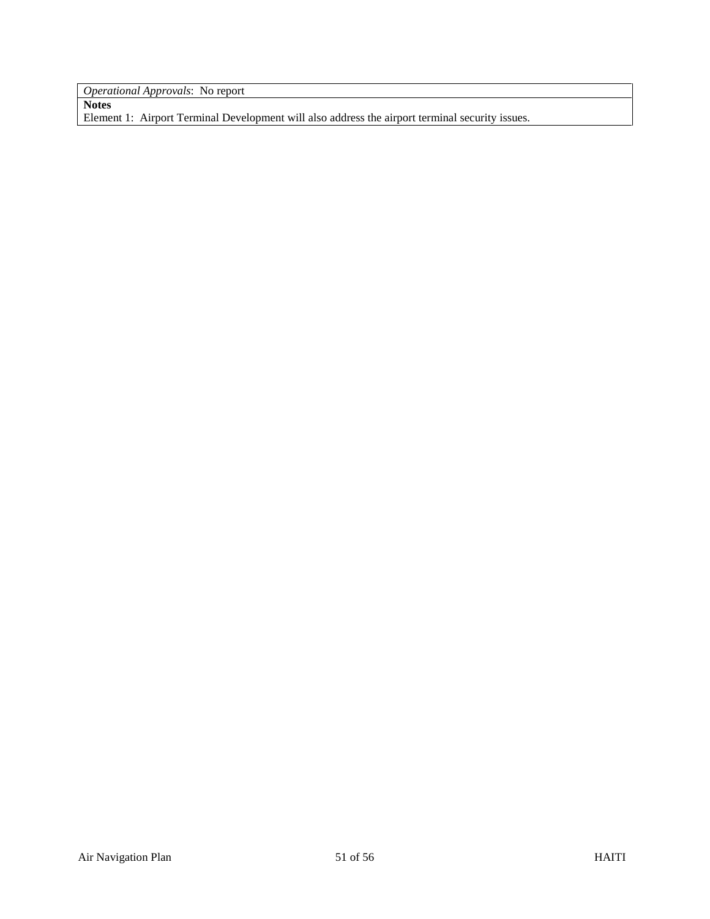| *Operational Approvals*: No report |
|---|
| **Notes** |
| Element 1: Airport Terminal Development will also address the airport terminal security issues. |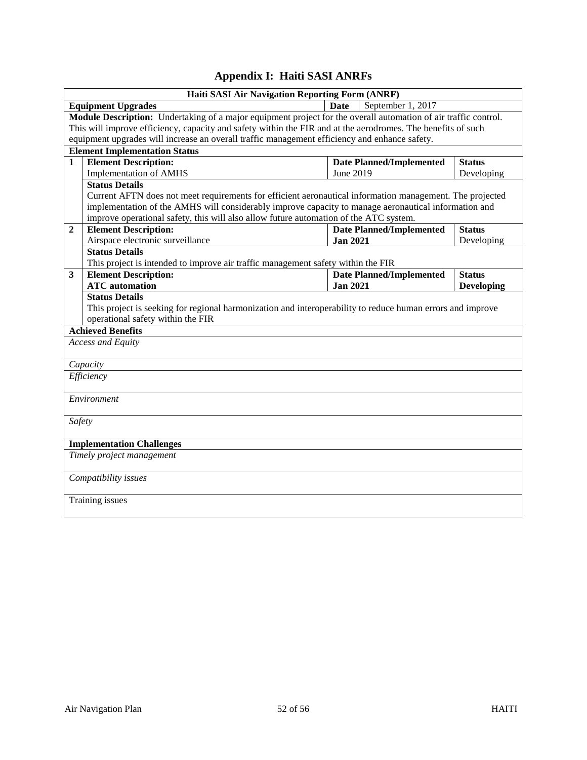# Appendix I: Haiti SASI ANRFs

| | **Haiti SASI Air Navigation Reporting Form (ANRF)** | | |
|---|---|---|---|
| | **Equipment Upgrades** | **Date** | September 1, 2017 |
| | **Module Description:** Undertaking of a major equipment project for the overall automation of air traffic control. This will improve efficiency, capacity and safety within the FIR and at the aerodromes. The benefits of such equipment upgrades will increase an overall traffic management efficiency and enhance safety. | | |
| | **Element Implementation Status** | | |
| **1** | **Element Description:** Implementation of AMHS | **Date Planned/Implemented** June 2019 | **Status** Developing |
| | **Status Details** Current AFTN does not meet requirements for efficient aeronautical information management. The projected implementation of the AMHS will considerably improve capacity to manage aeronautical information and improve operational safety, this will also allow future automation of the ATC system. | | |
| **2** | **Element Description:** Airspace electronic surveillance | **Date Planned/Implemented** **Jan 2021** | **Status** Developing |
| | **Status Details** This project is intended to improve air traffic management safety within the FIR | | |
| **3** | **Element Description:** **ATC automation** | **Date Planned/Implemented** **Jan 2021** | **Status** **Developing** |
| | **Status Details** This project is seeking for regional harmonization and interoperability to reduce human errors and improve operational safety within the FIR | | |
| | **Achieved Benefits** | | |
| | *Access and Equity* | | |
| | *Capacity* | | |
| | *Efficiency* | | |
| | *Environment* | | |
| | *Safety* | | |
| | **Implementation Challenges** | | |
| | *Timely project management* | | |
| | *Compatibility issues* | | |
| | Training issues | | |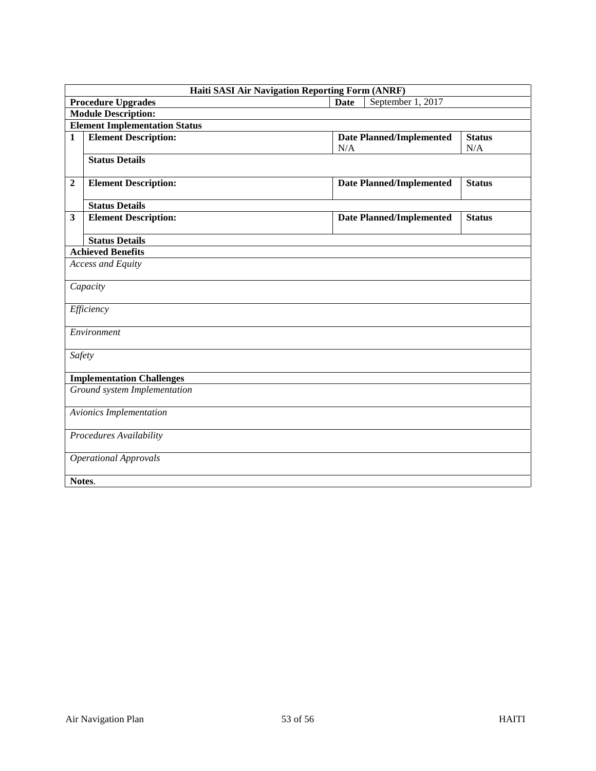| Haiti SASI Air Navigation Reporting Form (ANRF) | | | | |
|---|---|---|---|---|
| **Procedure Upgrades** | | **Date** | September 1, 2017 | |
| **Module Description:** | | | | |
| **Element Implementation Status** | | | | |
| **1** | **Element Description:** | **Date Planned/Implemented**<br>N/A | | **Status**<br>N/A |
| | **Status Details** | | | |
| **2** | **Element Description:** | **Date Planned/Implemented** | | **Status** |
| | **Status Details** | | | |
| **3** | **Element Description:** | **Date Planned/Implemented** | | **Status** |
| | **Status Details** | | | |
| **Achieved Benefits** | | | | |
| *Access and Equity* | | | | |
| *Capacity* | | | | |
| *Efficiency* | | | | |
| *Environment* | | | | |
| *Safety* | | | | |
| **Implementation Challenges** | | | | |
| *Ground system Implementation* | | | | |
| *Avionics Implementation* | | | | |
| *Procedures Availability* | | | | |
| *Operational Approvals* | | | | |
| **Notes**. | | | | |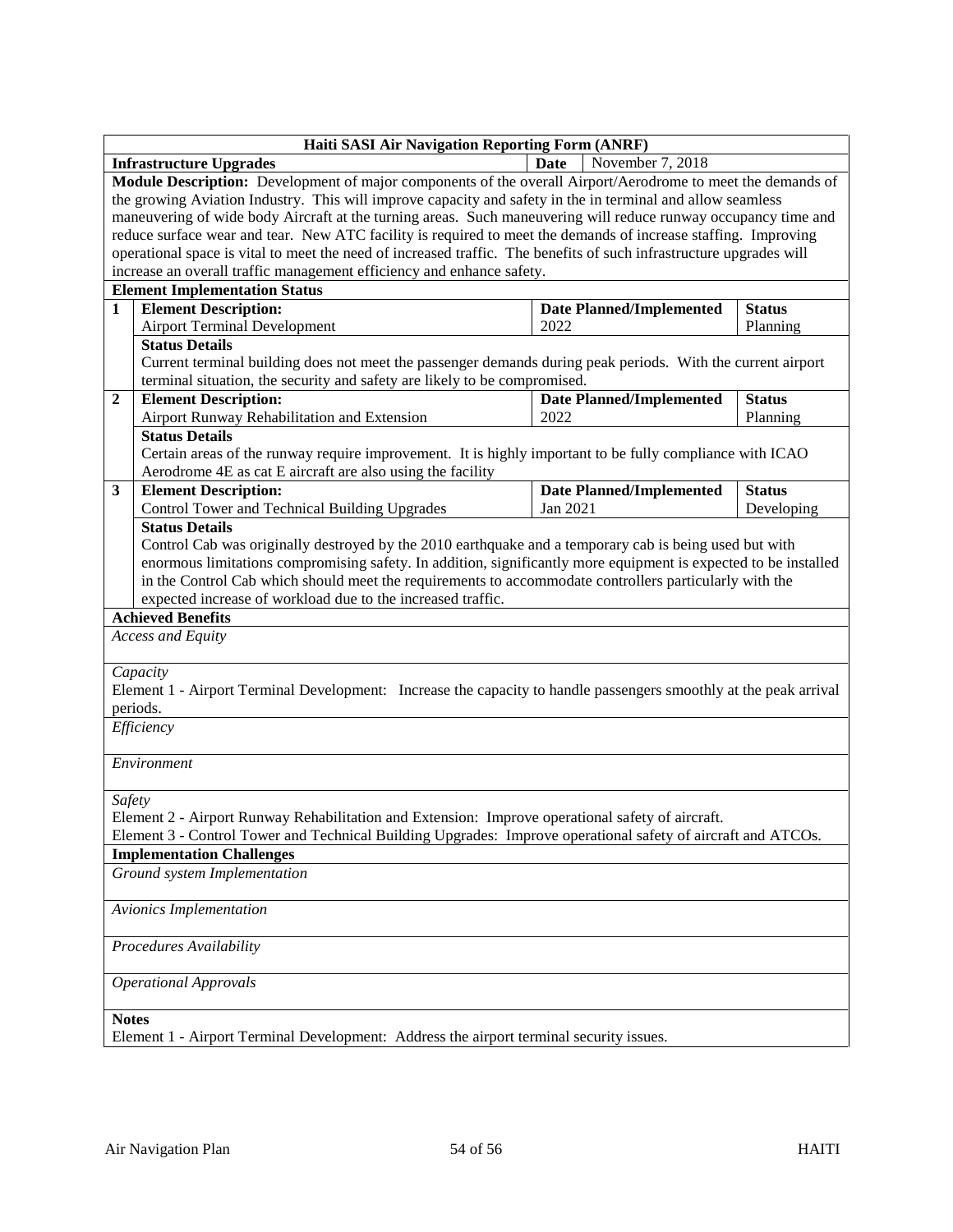**Haiti SASI Air Navigation Reporting Form (ANRF)**

| **Infrastructure Upgrades** | **Date** | November 7, 2018 |
|---|---|---|

**Module Description:** Development of major components of the overall Airport/Aerodrome to meet the demands of the growing Aviation Industry. This will improve capacity and safety in the in terminal and allow seamless maneuvering of wide body Aircraft at the turning areas. Such maneuvering will reduce runway occupancy time and reduce surface wear and tear. New ATC facility is required to meet the demands of increase staffing. Improving operational space is vital to meet the need of increased traffic. The benefits of such infrastructure upgrades will increase an overall traffic management efficiency and enhance safety.

**Element Implementation Status**

| | **Element Description:** | **Date Planned/Implemented** | **Status** |
|---|---|---|---|
| **1** | Airport Terminal Development | 2022 | Planning |
| | **Status Details**<br>Current terminal building does not meet the passenger demands during peak periods. With the current airport terminal situation, the security and safety are likely to be compromised. | | |
| **2** | Airport Runway Rehabilitation and Extension | 2022 | Planning |
| | **Status Details**<br>Certain areas of the runway require improvement. It is highly important to be fully compliance with ICAO Aerodrome 4E as cat E aircraft are also using the facility | | |
| **3** | Control Tower and Technical Building Upgrades | Jan 2021 | Developing |
| | **Status Details**<br>Control Cab was originally destroyed by the 2010 earthquake and a temporary cab is being used but with enormous limitations compromising safety. In addition, significantly more equipment is expected to be installed in the Control Cab which should meet the requirements to accommodate controllers particularly with the expected increase of workload due to the increased traffic. | | |

**Achieved Benefits**

*Access and Equity*

*Capacity*

Element 1 - Airport Terminal Development: Increase the capacity to handle passengers smoothly at the peak arrival periods.

*Efficiency*

*Environment*

*Safety*

Element 2 - Airport Runway Rehabilitation and Extension: Improve operational safety of aircraft.

Element 3 - Control Tower and Technical Building Upgrades: Improve operational safety of aircraft and ATCOs.

**Implementation Challenges**

*Ground system Implementation*

*Avionics Implementation*

*Procedures Availability*

*Operational Approvals*

**Notes**

Element 1 - Airport Terminal Development: Address the airport terminal security issues.